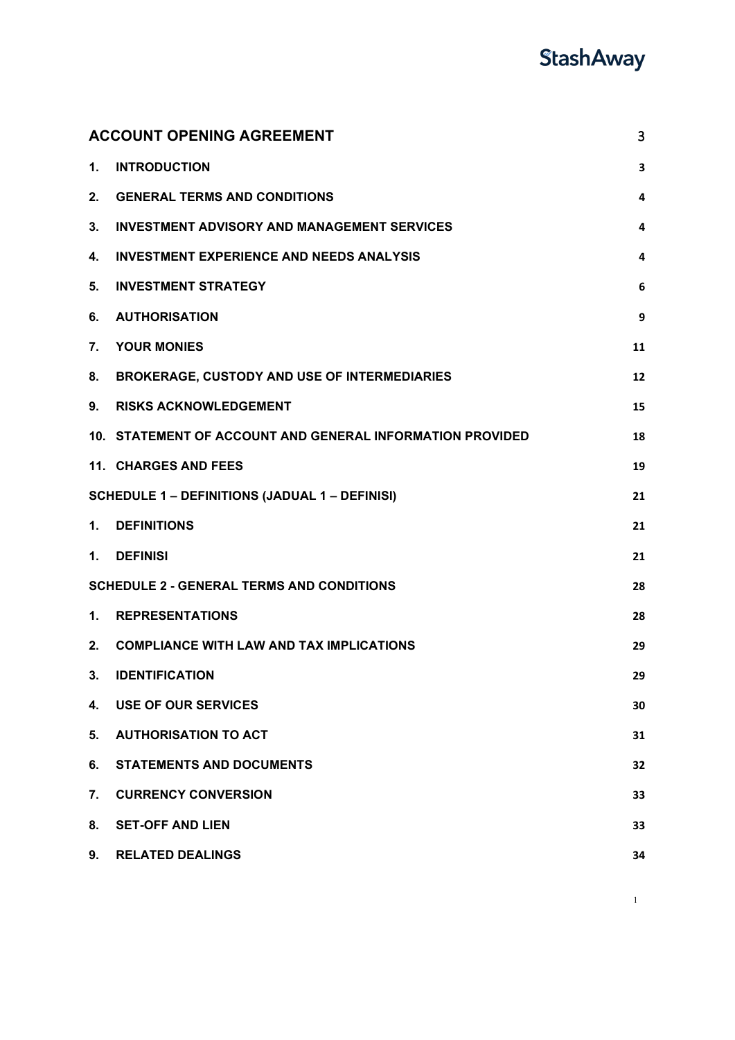| ACCOUNT OPENING AGREEMENT | 3 |
|---|---|
| 1. INTRODUCTION | 3 |
| 2. GENERAL TERMS AND CONDITIONS | 4 |
| 3. INVESTMENT ADVISORY AND MANAGEMENT SERVICES | 4 |
| 4. INVESTMENT EXPERIENCE AND NEEDS ANALYSIS | 4 |
| 5. INVESTMENT STRATEGY | 6 |
| 6. AUTHORISATION | 9 |
| 7. YOUR MONIES | 11 |
| 8. BROKERAGE, CUSTODY AND USE OF INTERMEDIARIES | 12 |
| 9. RISKS ACKNOWLEDGEMENT | 15 |
| 10. STATEMENT OF ACCOUNT AND GENERAL INFORMATION PROVIDED | 18 |
| 11. CHARGES AND FEES | 19 |
| SCHEDULE 1 – DEFINITIONS (JADUAL 1 – DEFINISI) | 21 |
| 1. DEFINITIONS | 21 |
| 1. DEFINISI | 21 |
| SCHEDULE 2 - GENERAL TERMS AND CONDITIONS | 28 |
| 1. REPRESENTATIONS | 28 |
| 2. COMPLIANCE WITH LAW AND TAX IMPLICATIONS | 29 |
| 3. IDENTIFICATION | 29 |
| 4. USE OF OUR SERVICES | 30 |
| 5. AUTHORISATION TO ACT | 31 |
| 6. STATEMENTS AND DOCUMENTS | 32 |
| 7. CURRENCY CONVERSION | 33 |
| 8. SET-OFF AND LIEN | 33 |
| 9. RELATED DEALINGS | 34 |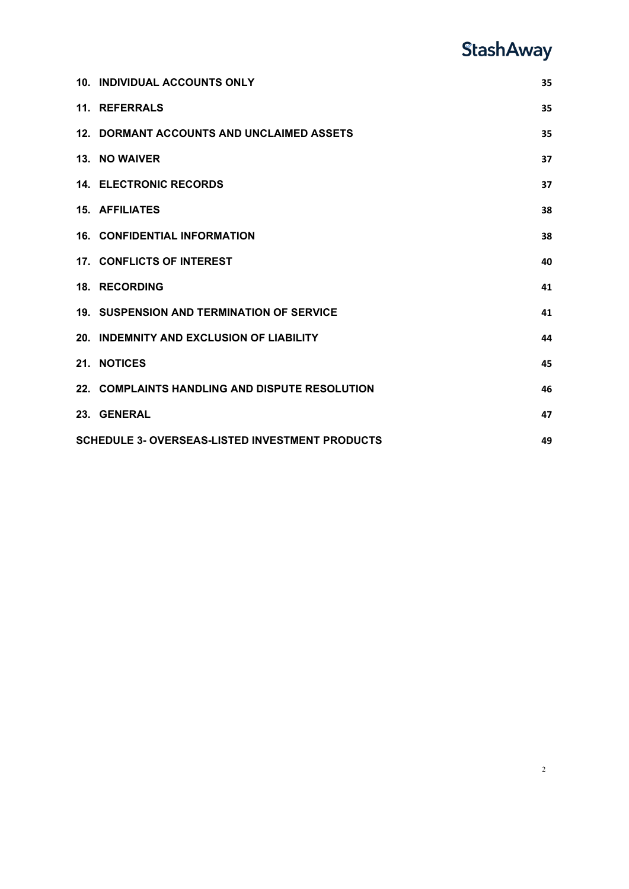| | |
|---|---|
| **10. INDIVIDUAL ACCOUNTS ONLY** | 35 |
| **11. REFERRALS** | 35 |
| **12. DORMANT ACCOUNTS AND UNCLAIMED ASSETS** | 35 |
| **13. NO WAIVER** | 37 |
| **14. ELECTRONIC RECORDS** | 37 |
| **15. AFFILIATES** | 38 |
| **16. CONFIDENTIAL INFORMATION** | 38 |
| **17. CONFLICTS OF INTEREST** | 40 |
| **18. RECORDING** | 41 |
| **19. SUSPENSION AND TERMINATION OF SERVICE** | 41 |
| **20. INDEMNITY AND EXCLUSION OF LIABILITY** | 44 |
| **21. NOTICES** | 45 |
| **22. COMPLAINTS HANDLING AND DISPUTE RESOLUTION** | 46 |
| **23. GENERAL** | 47 |
| **SCHEDULE 3- OVERSEAS-LISTED INVESTMENT PRODUCTS** | 49 |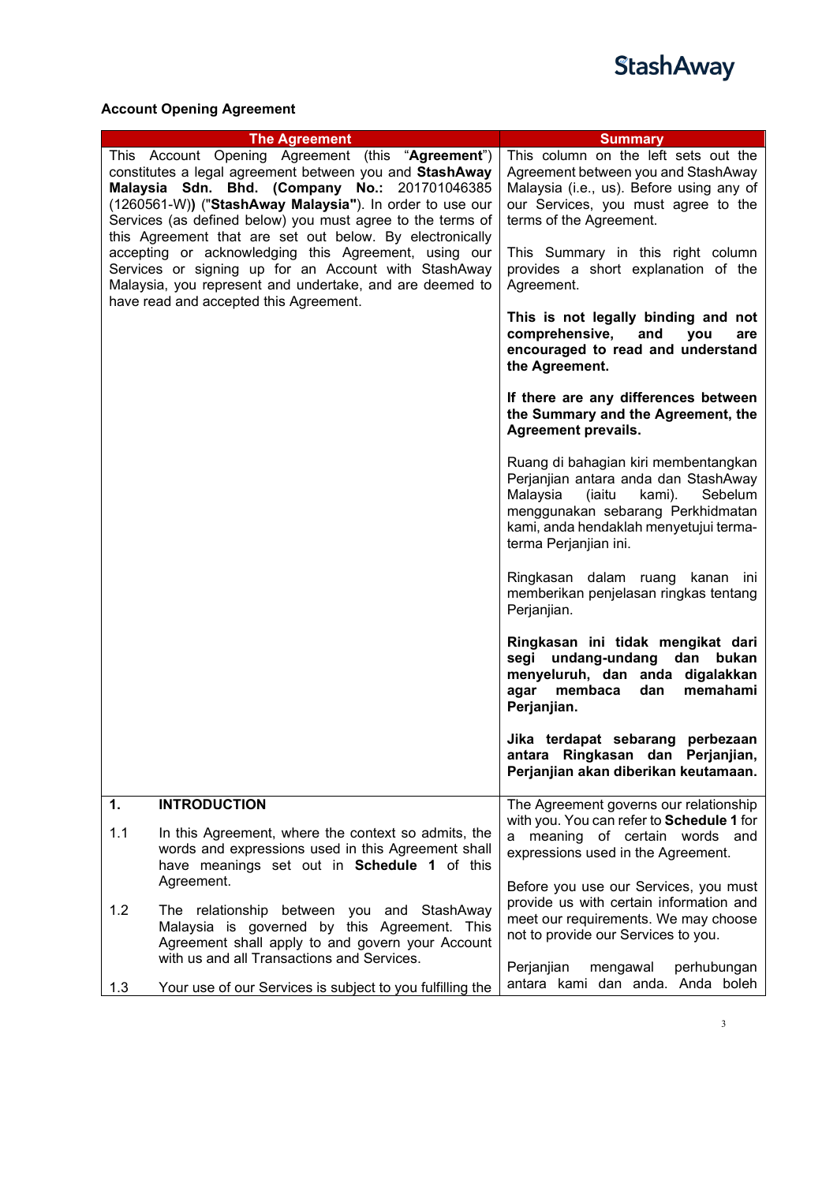**Account Opening Agreement**

| The Agreement | Summary |
|---|---|
| This Account Opening Agreement (this "**Agreement**") constitutes a legal agreement between you and **StashAway Malaysia Sdn. Bhd. (Company No.:** 201701046385 (1260561-W)**)** ("**StashAway Malaysia"**). In order to use our Services (as defined below) you must agree to the terms of this Agreement that are set out below. By electronically accepting or acknowledging this Agreement, using our Services or signing up for an Account with StashAway Malaysia, you represent and undertake, and are deemed to have read and accepted this Agreement. | This column on the left sets out the Agreement between you and StashAway Malaysia (i.e., us). Before using any of our Services, you must agree to the terms of the Agreement.<br><br>This Summary in this right column provides a short explanation of the Agreement.<br><br>**This is not legally binding and not comprehensive, and you are encouraged to read and understand the Agreement.**<br><br>**If there are any differences between the Summary and the Agreement, the Agreement prevails.**<br><br>Ruang di bahagian kiri membentangkan Perjanjian antara anda dan StashAway Malaysia (iaitu kami). Sebelum menggunakan sebarang Perkhidmatan kami, anda hendaklah menyetujui terma-terma Perjanjian ini.<br><br>Ringkasan dalam ruang kanan ini memberikan penjelasan ringkas tentang Perjanjian.<br><br>**Ringkasan ini tidak mengikat dari segi undang-undang dan bukan menyeluruh, dan anda digalakkan agar membaca dan memahami Perjanjian.**<br><br>**Jika terdapat sebarang perbezaan antara Ringkasan dan Perjanjian, Perjanjian akan diberikan keutamaan.** |
| **1. INTRODUCTION**<br><br>1.1 In this Agreement, where the context so admits, the words and expressions used in this Agreement shall have meanings set out in **Schedule 1** of this Agreement.<br><br>1.2 The relationship between you and StashAway Malaysia is governed by this Agreement. This Agreement shall apply to and govern your Account with us and all Transactions and Services.<br><br>1.3 Your use of our Services is subject to you fulfilling the | The Agreement governs our relationship with you. You can refer to **Schedule 1** for a meaning of certain words and expressions used in the Agreement.<br><br>Before you use our Services, you must provide us with certain information and meet our requirements. We may choose not to provide our Services to you.<br><br>Perjanjian mengawal perhubungan antara kami dan anda. Anda boleh |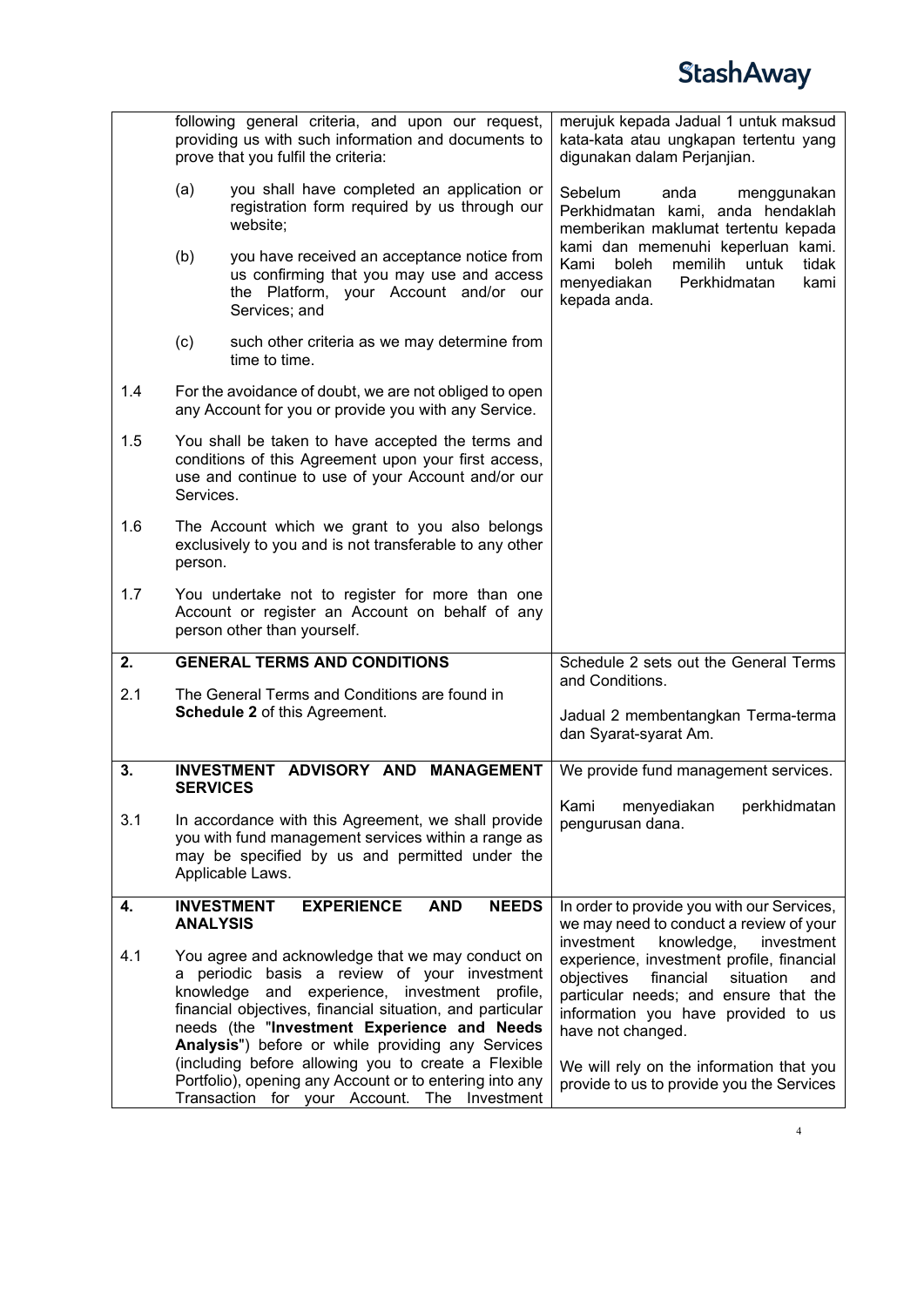| | | |
|---|---|---|
| | following general criteria, and upon our request, providing us with such information and documents to prove that you fulfil the criteria:<br><br>(a) you shall have completed an application or registration form required by us through our website;<br><br>(b) you have received an acceptance notice from us confirming that you may use and access the Platform, your Account and/or our Services; and<br><br>(c) such other criteria as we may determine from time to time. | merujuk kepada Jadual 1 untuk maksud kata-kata atau ungkapan tertentu yang digunakan dalam Perjanjian.<br><br>Sebelum anda menggunakan Perkhidmatan kami, anda hendaklah memberikan maklumat tertentu kepada kami dan memenuhi keperluan kami. Kami boleh memilih untuk tidak menyediakan Perkhidmatan kami kepada anda. |
| 1.4 | For the avoidance of doubt, we are not obliged to open any Account for you or provide you with any Service. | |
| 1.5 | You shall be taken to have accepted the terms and conditions of this Agreement upon your first access, use and continue to use of your Account and/or our Services. | |
| 1.6 | The Account which we grant to you also belongs exclusively to you and is not transferable to any other person. | |
| 1.7 | You undertake not to register for more than one Account or register an Account on behalf of any person other than yourself. | |
| **2.** | **GENERAL TERMS AND CONDITIONS** | Schedule 2 sets out the General Terms and Conditions.<br><br>Jadual 2 membentangkan Terma-terma dan Syarat-syarat Am. |
| 2.1 | The General Terms and Conditions are found in **Schedule 2** of this Agreement. | |
| **3.** | **INVESTMENT ADVISORY AND MANAGEMENT SERVICES** | We provide fund management services.<br><br>Kami menyediakan perkhidmatan pengurusan dana. |
| 3.1 | In accordance with this Agreement, we shall provide you with fund management services within a range as may be specified by us and permitted under the Applicable Laws. | |
| **4.** | **INVESTMENT EXPERIENCE AND NEEDS ANALYSIS** | In order to provide you with our Services, we may need to conduct a review of your investment knowledge, investment experience, investment profile, financial objectives financial situation and particular needs; and ensure that the information you have provided to us have not changed.<br><br>We will rely on the information that you provide to us to provide you the Services |
| 4.1 | You agree and acknowledge that we may conduct on a periodic basis a review of your investment knowledge and experience, investment profile, financial objectives, financial situation, and particular needs (the "**Investment Experience and Needs Analysis**") before or while providing any Services (including before allowing you to create a Flexible Portfolio), opening any Account or to entering into any Transaction for your Account. The Investment | |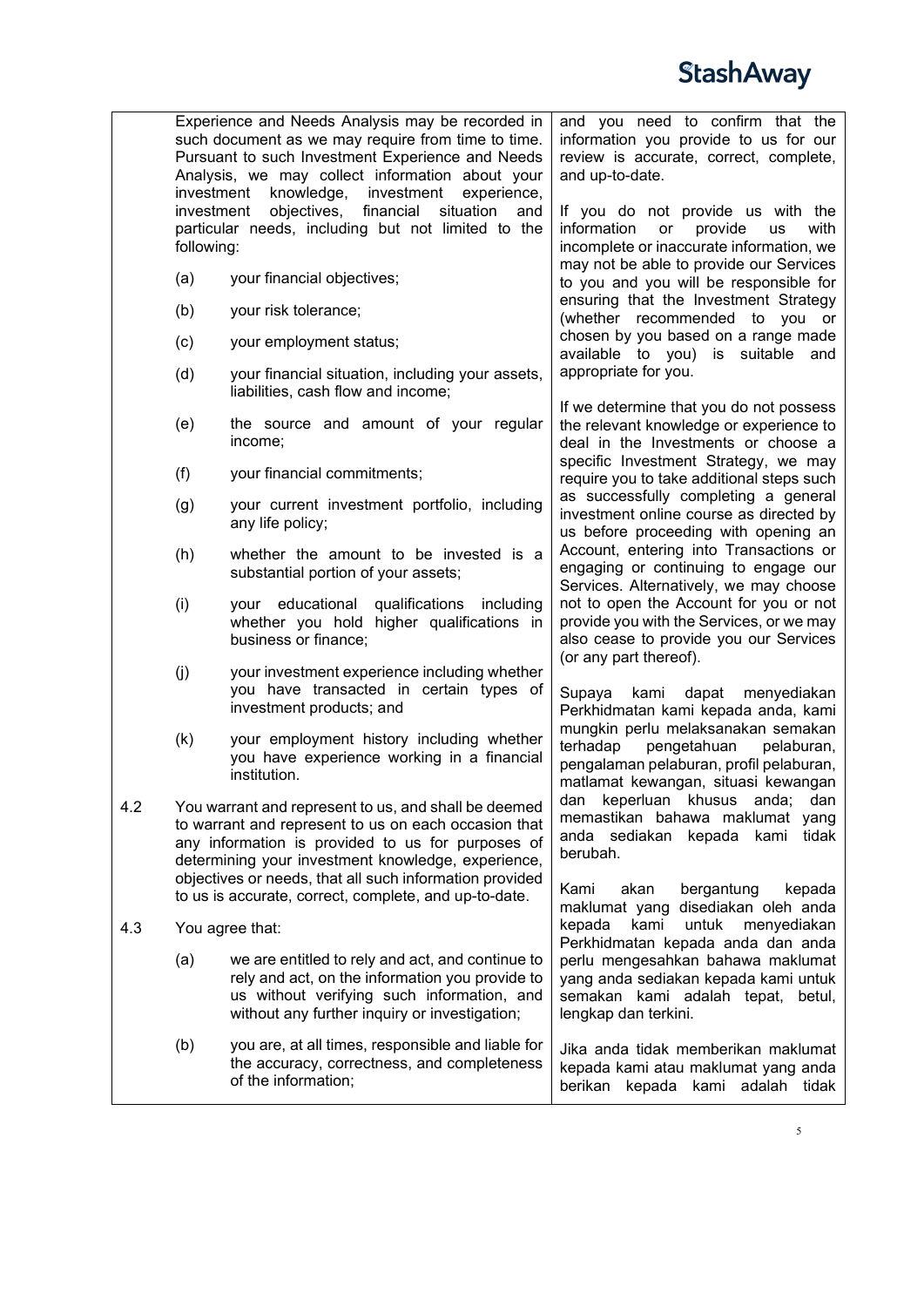Experience and Needs Analysis may be recorded in such document as we may require from time to time. Pursuant to such Investment Experience and Needs Analysis, we may collect information about your investment knowledge, investment experience, investment objectives, financial situation and particular needs, including but not limited to the following:

(a) your financial objectives;

(b) your risk tolerance;

(c) your employment status;

(d) your financial situation, including your assets, liabilities, cash flow and income;

(e) the source and amount of your regular income;

(f) your financial commitments;

(g) your current investment portfolio, including any life policy;

(h) whether the amount to be invested is a substantial portion of your assets;

(i) your educational qualifications including whether you hold higher qualifications in business or finance;

(j) your investment experience including whether you have transacted in certain types of investment products; and

(k) your employment history including whether you have experience working in a financial institution.

4.2 You warrant and represent to us, and shall be deemed to warrant and represent to us on each occasion that any information is provided to us for purposes of determining your investment knowledge, experience, objectives or needs, that all such information provided to us is accurate, correct, complete, and up-to-date.

4.3 You agree that:

(a) we are entitled to rely and act, and continue to rely and act, on the information you provide to us without verifying such information, and without any further inquiry or investigation;

(b) you are, at all times, responsible and liable for the accuracy, correctness, and completeness of the information;

and you need to confirm that the information you provide to us for our review is accurate, correct, complete, and up-to-date.

If you do not provide us with the information or provide us with incomplete or inaccurate information, we may not be able to provide our Services to you and you will be responsible for ensuring that the Investment Strategy (whether recommended to you or chosen by you based on a range made available to you) is suitable and appropriate for you.

If we determine that you do not possess the relevant knowledge or experience to deal in the Investments or choose a specific Investment Strategy, we may require you to take additional steps such as successfully completing a general investment online course as directed by us before proceeding with opening an Account, entering into Transactions or engaging or continuing to engage our Services. Alternatively, we may choose not to open the Account for you or not provide you with the Services, or we may also cease to provide you our Services (or any part thereof).

Supaya kami dapat menyediakan Perkhidmatan kami kepada anda, kami mungkin perlu melaksanakan semakan terhadap pengetahuan pelaburan, pengalaman pelaburan, profil pelaburan, matlamat kewangan, situasi kewangan dan keperluan khusus anda; dan memastikan bahawa maklumat yang anda sediakan kepada kami tidak berubah.

Kami akan bergantung kepada maklumat yang disediakan oleh anda kepada kami untuk menyediakan Perkhidmatan kepada anda dan anda perlu mengesahkan bahawa maklumat yang anda sediakan kepada kami untuk semakan kami adalah tepat, betul, lengkap dan terkini.

Jika anda tidak memberikan maklumat kepada kami atau maklumat yang anda berikan kepada kami adalah tidak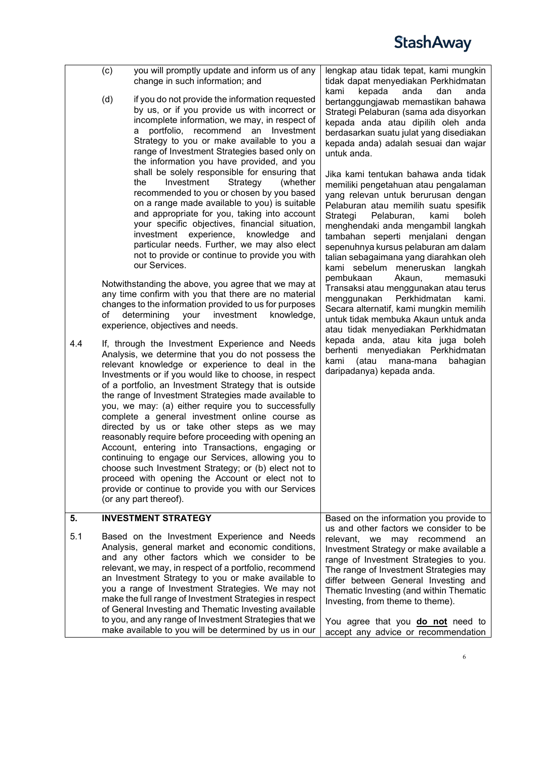| | | |
|---|---|---|
| | (c) you will promptly update and inform us of any change in such information; and<br><br>(d) if you do not provide the information requested by us, or if you provide us with incorrect or incomplete information, we may, in respect of a portfolio, recommend an Investment Strategy to you or make available to you a range of Investment Strategies based only on the information you have provided, and you shall be solely responsible for ensuring that the Investment Strategy (whether recommended to you or chosen by you based on a range made available to you) is suitable and appropriate for you, taking into account your specific objectives, financial situation, investment experience, knowledge and particular needs. Further, we may also elect not to provide or continue to provide you with our Services.<br><br>Notwithstanding the above, you agree that we may at any time confirm with you that there are no material changes to the information provided to us for purposes of determining your investment knowledge, experience, objectives and needs. | lengkap atau tidak tepat, kami mungkin tidak dapat menyediakan Perkhidmatan kami kepada anda dan anda bertanggungjawab memastikan bahawa Strategi Pelaburan (sama ada disyorkan kepada anda atau dipilih oleh anda berdasarkan suatu julat yang disediakan kepada anda) adalah sesuai dan wajar untuk anda.<br><br>Jika kami tentukan bahawa anda tidak memiliki pengetahuan atau pengalaman yang relevan untuk berurusan dengan Pelaburan atau memilih suatu spesifik Strategi Pelaburan, kami boleh menghendaki anda mengambil langkah tambahan seperti menjalani dengan sepenuhnya kursus pelaburan am dalam talian sebagaimana yang diarahkan oleh kami sebelum meneruskan langkah pembukaan Akaun, memasuki Transaksi atau menggunakan atau terus menggunakan Perkhidmatan kami. Secara alternatif, kami mungkin memilih untuk tidak membuka Akaun untuk anda atau tidak menyediakan Perkhidmatan kepada anda, atau kita juga boleh berhenti menyediakan Perkhidmatan kami (atau mana-mana bahagian daripadanya) kepada anda. |
| 4.4 | If, through the Investment Experience and Needs Analysis, we determine that you do not possess the relevant knowledge or experience to deal in the Investments or if you would like to choose, in respect of a portfolio, an Investment Strategy that is outside the range of Investment Strategies made available to you, we may: (a) either require you to successfully complete a general investment online course as directed by us or take other steps as we may reasonably require before proceeding with opening an Account, entering into Transactions, engaging or continuing to engage our Services, allowing you to choose such Investment Strategy; or (b) elect not to proceed with opening the Account or elect not to provide or continue to provide you with our Services (or any part thereof). | |
| **5.** | **INVESTMENT STRATEGY** | Based on the information you provide to us and other factors we consider to be relevant, we may recommend an Investment Strategy or make available a range of Investment Strategies to you. The range of Investment Strategies may differ between General Investing and Thematic Investing (and within Thematic Investing, from theme to theme).<br><br>You agree that you **<u>do not</u>** need to accept any advice or recommendation |
| 5.1 | Based on the Investment Experience and Needs Analysis, general market and economic conditions, and any other factors which we consider to be relevant, we may, in respect of a portfolio, recommend an Investment Strategy to you or make available to you a range of Investment Strategies. We may not make the full range of Investment Strategies in respect of General Investing and Thematic Investing available to you, and any range of Investment Strategies that we make available to you will be determined by us in our | |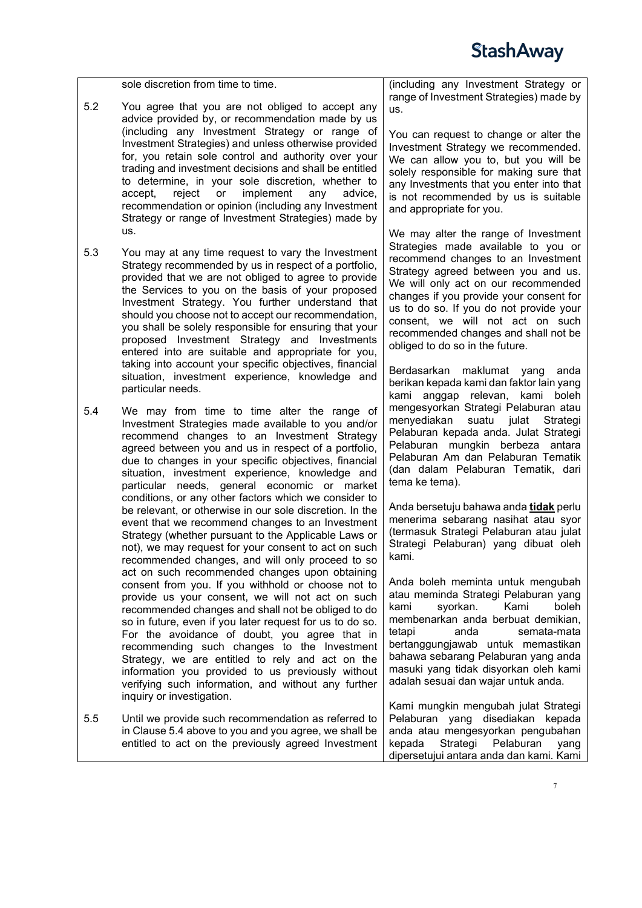| | | |
|---|---|---|
| | sole discretion from time to time. | (including any Investment Strategy or range of Investment Strategies) made by us. |
| 5.2 | You agree that you are not obliged to accept any advice provided by, or recommendation made by us (including any Investment Strategy or range of Investment Strategies) and unless otherwise provided for, you retain sole control and authority over your trading and investment decisions and shall be entitled to determine, in your sole discretion, whether to accept, reject or implement any advice, recommendation or opinion (including any Investment Strategy or range of Investment Strategies) made by us. | You can request to change or alter the Investment Strategy we recommended. We can allow you to, but you will be solely responsible for making sure that any Investments that you enter into that is not recommended by us is suitable and appropriate for you. |
| 5.3 | You may at any time request to vary the Investment Strategy recommended by us in respect of a portfolio, provided that we are not obliged to agree to provide the Services to you on the basis of your proposed Investment Strategy. You further understand that should you choose not to accept our recommendation, you shall be solely responsible for ensuring that your proposed Investment Strategy and Investments entered into are suitable and appropriate for you, taking into account your specific objectives, financial situation, investment experience, knowledge and particular needs. | We may alter the range of Investment Strategies made available to you or recommend changes to an Investment Strategy agreed between you and us. We will only act on our recommended changes if you provide your consent for us to do so. If you do not provide your consent, we will not act on such recommended changes and shall not be obliged to do so in the future. |
| 5.4 | We may from time to time alter the range of Investment Strategies made available to you and/or recommend changes to an Investment Strategy agreed between you and us in respect of a portfolio, due to changes in your specific objectives, financial situation, investment experience, knowledge and particular needs, general economic or market conditions, or any other factors which we consider to be relevant, or otherwise in our sole discretion. In the event that we recommend changes to an Investment Strategy (whether pursuant to the Applicable Laws or not), we may request for your consent to act on such recommended changes, and will only proceed to so act on such recommended changes upon obtaining consent from you. If you withhold or choose not to provide us your consent, we will not act on such recommended changes and shall not be obliged to do so in future, even if you later request for us to do so. For the avoidance of doubt, you agree that in recommending such changes to the Investment Strategy, we are entitled to rely and act on the information you provided to us previously without verifying such information, and without any further inquiry or investigation. | Berdasarkan maklumat yang anda berikan kepada kami dan faktor lain yang kami anggap relevan, kami boleh mengesyorkan Strategi Pelaburan atau menyediakan suatu julat Strategi Pelaburan kepada anda. Julat Strategi Pelaburan mungkin berbeza antara Pelaburan Am dan Pelaburan Tematik (dan dalam Pelaburan Tematik, dari tema ke tema).<br><br>Anda bersetuju bahawa anda **tidak** perlu menerima sebarang nasihat atau syor (termasuk Strategi Pelaburan atau julat Strategi Pelaburan) yang dibuat oleh kami.<br><br>Anda boleh meminta untuk mengubah atau meminda Strategi Pelaburan yang kami syorkan. Kami boleh membenarkan anda berbuat demikian, tetapi anda semata-mata bertanggungjawab untuk memastikan bahawa sebarang Pelaburan yang anda masuki yang tidak disyorkan oleh kami adalah sesuai dan wajar untuk anda. |
| 5.5 | Until we provide such recommendation as referred to in Clause 5.4 above to you and you agree, we shall be entitled to act on the previously agreed Investment | Kami mungkin mengubah julat Strategi Pelaburan yang disediakan kepada anda atau mengesyorkan pengubahan kepada Strategi Pelaburan yang dipersetujui antara anda dan kami. Kami |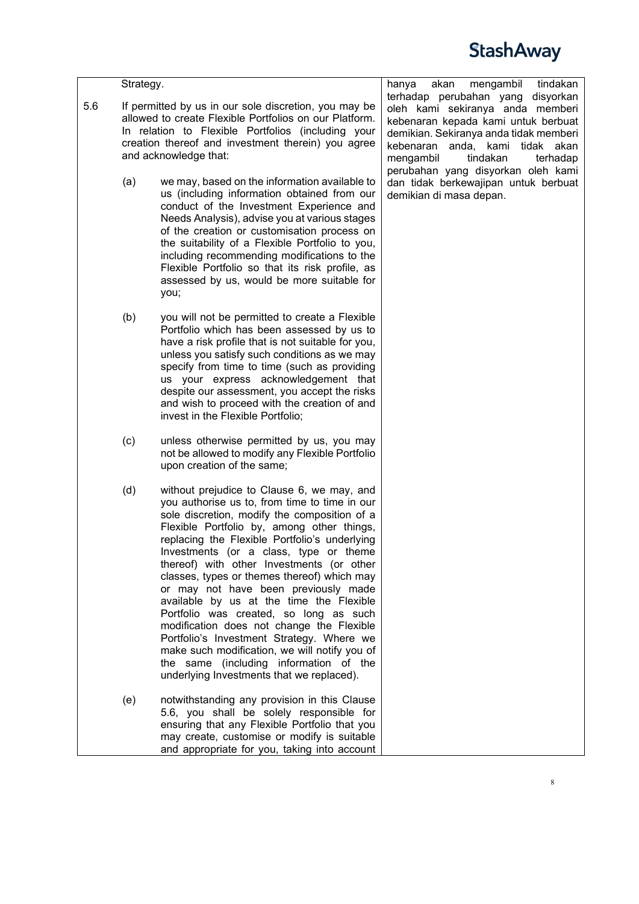Strategy.

5.6 If permitted by us in our sole discretion, you may be allowed to create Flexible Portfolios on our Platform. In relation to Flexible Portfolios (including your creation thereof and investment therein) you agree and acknowledge that:

(a) we may, based on the information available to us (including information obtained from our conduct of the Investment Experience and Needs Analysis), advise you at various stages of the creation or customisation process on the suitability of a Flexible Portfolio to you, including recommending modifications to the Flexible Portfolio so that its risk profile, as assessed by us, would be more suitable for you;

(b) you will not be permitted to create a Flexible Portfolio which has been assessed by us to have a risk profile that is not suitable for you, unless you satisfy such conditions as we may specify from time to time (such as providing us your express acknowledgement that despite our assessment, you accept the risks and wish to proceed with the creation of and invest in the Flexible Portfolio;

(c) unless otherwise permitted by us, you may not be allowed to modify any Flexible Portfolio upon creation of the same;

(d) without prejudice to Clause 6, we may, and you authorise us to, from time to time in our sole discretion, modify the composition of a Flexible Portfolio by, among other things, replacing the Flexible Portfolio's underlying Investments (or a class, type or theme thereof) with other Investments (or other classes, types or themes thereof) which may or may not have been previously made available by us at the time the Flexible Portfolio was created, so long as such modification does not change the Flexible Portfolio's Investment Strategy. Where we make such modification, we will notify you of the same (including information of the underlying Investments that we replaced).

(e) notwithstanding any provision in this Clause 5.6, you shall be solely responsible for ensuring that any Flexible Portfolio that you may create, customise or modify is suitable and appropriate for you, taking into account

hanya akan mengambil tindakan terhadap perubahan yang disyorkan oleh kami sekiranya anda memberi kebenaran kepada kami untuk berbuat demikian. Sekiranya anda tidak memberi kebenaran anda, kami tidak akan mengambil tindakan terhadap perubahan yang disyorkan oleh kami dan tidak berkewajipan untuk berbuat demikian di masa depan.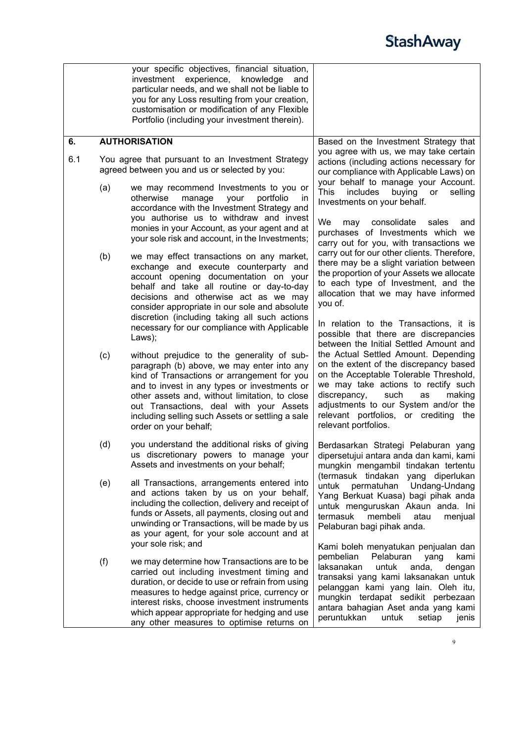| | |
|---|---|
| your specific objectives, financial situation, investment experience, knowledge and particular needs, and we shall not be liable to you for any Loss resulting from your creation, customisation or modification of any Flexible Portfolio (including your investment therein). | |
| **6. AUTHORISATION**<br><br>6.1 You agree that pursuant to an Investment Strategy agreed between you and us or selected by you:<br><br>(a) we may recommend Investments to you or otherwise manage your portfolio in accordance with the Investment Strategy and you authorise us to withdraw and invest monies in your Account, as your agent and at your sole risk and account, in the Investments;<br><br>(b) we may effect transactions on any market, exchange and execute counterparty and account opening documentation on your behalf and take all routine or day-to-day decisions and otherwise act as we may consider appropriate in our sole and absolute discretion (including taking all such actions necessary for our compliance with Applicable Laws);<br><br>(c) without prejudice to the generality of sub-paragraph (b) above, we may enter into any kind of Transactions or arrangement for you and to invest in any types or investments or other assets and, without limitation, to close out Transactions, deal with your Assets including selling such Assets or settling a sale order on your behalf;<br><br>(d) you understand the additional risks of giving us discretionary powers to manage your Assets and investments on your behalf;<br><br>(e) all Transactions, arrangements entered into and actions taken by us on your behalf, including the collection, delivery and receipt of funds or Assets, all payments, closing out and unwinding or Transactions, will be made by us as your agent, for your sole account and at your sole risk; and<br><br>(f) we may determine how Transactions are to be carried out including investment timing and duration, or decide to use or refrain from using measures to hedge against price, currency or interest risks, choose investment instruments which appear appropriate for hedging and use any other measures to optimise returns on | Based on the Investment Strategy that you agree with us, we may take certain actions (including actions necessary for our compliance with Applicable Laws) on your behalf to manage your Account. This includes buying or selling Investments on your behalf.<br><br>We may consolidate sales and purchases of Investments which we carry out for you, with transactions we carry out for our other clients. Therefore, there may be a slight variation between the proportion of your Assets we allocate to each type of Investment, and the allocation that we may have informed you of.<br><br>In relation to the Transactions, it is possible that there are discrepancies between the Initial Settled Amount and the Actual Settled Amount. Depending on the extent of the discrepancy based on the Acceptable Tolerable Threshold, we may take actions to rectify such discrepancy, such as making adjustments to our System and/or the relevant portfolios, or crediting the relevant portfolios.<br><br>Berdasarkan Strategi Pelaburan yang dipersetujui antara anda dan kami, kami mungkin mengambil tindakan tertentu (termasuk tindakan yang diperlukan untuk permatuhan Undang-Undang Yang Berkuat Kuasa) bagi pihak anda untuk menguruskan Akaun anda. Ini termasuk membeli atau menjual Pelaburan bagi pihak anda.<br><br>Kami boleh menyatukan penjualan dan pembelian Pelaburan yang kami laksanakan untuk anda, dengan transaksi yang kami laksanakan untuk pelanggan kami yang lain. Oleh itu, mungkin terdapat sedikit perbezaan antara bahagian Aset anda yang kami peruntukkan untuk setiap jenis |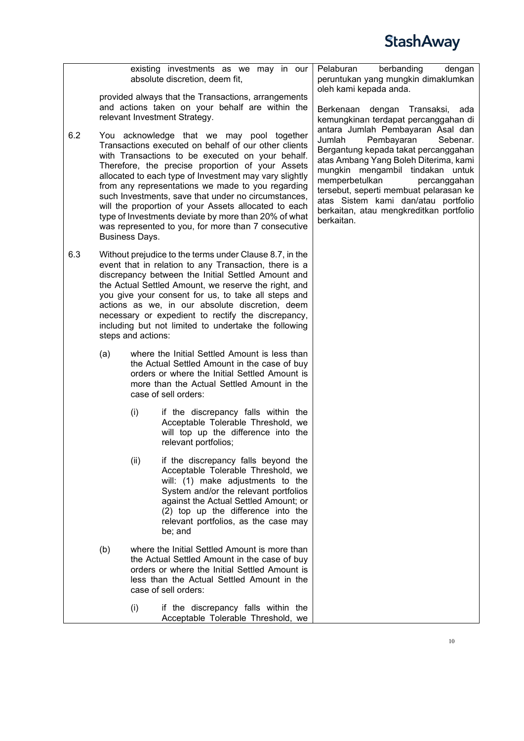existing investments as we may in our absolute discretion, deem fit,

provided always that the Transactions, arrangements and actions taken on your behalf are within the relevant Investment Strategy.

6.2 You acknowledge that we may pool together Transactions executed on behalf of our other clients with Transactions to be executed on your behalf. Therefore, the precise proportion of your Assets allocated to each type of Investment may vary slightly from any representations we made to you regarding such Investments, save that under no circumstances, will the proportion of your Assets allocated to each type of Investments deviate by more than 20% of what was represented to you, for more than 7 consecutive Business Days.

6.3 Without prejudice to the terms under Clause 8.7, in the event that in relation to any Transaction, there is a discrepancy between the Initial Settled Amount and the Actual Settled Amount, we reserve the right, and you give your consent for us, to take all steps and actions as we, in our absolute discretion, deem necessary or expedient to rectify the discrepancy, including but not limited to undertake the following steps and actions:

(a) where the Initial Settled Amount is less than the Actual Settled Amount in the case of buy orders or where the Initial Settled Amount is more than the Actual Settled Amount in the case of sell orders:

(i) if the discrepancy falls within the Acceptable Tolerable Threshold, we will top up the difference into the relevant portfolios;

(ii) if the discrepancy falls beyond the Acceptable Tolerable Threshold, we will: (1) make adjustments to the System and/or the relevant portfolios against the Actual Settled Amount; or (2) top up the difference into the relevant portfolios, as the case may be; and

(b) where the Initial Settled Amount is more than the Actual Settled Amount in the case of buy orders or where the Initial Settled Amount is less than the Actual Settled Amount in the case of sell orders:

(i) if the discrepancy falls within the Acceptable Tolerable Threshold, we

Pelaburan berbanding dengan peruntukan yang mungkin dimaklumkan oleh kami kepada anda.

Berkenaan dengan Transaksi, ada kemungkinan terdapat percanggahan di antara Jumlah Pembayaran Asal dan Jumlah Pembayaran Sebenar. Bergantung kepada takat percanggahan atas Ambang Yang Boleh Diterima, kami mungkin mengambil tindakan untuk memperbetulkan percanggahan tersebut, seperti membuat pelarasan ke atas Sistem kami dan/atau portfolio berkaitan, atau mengkreditkan portfolio berkaitan.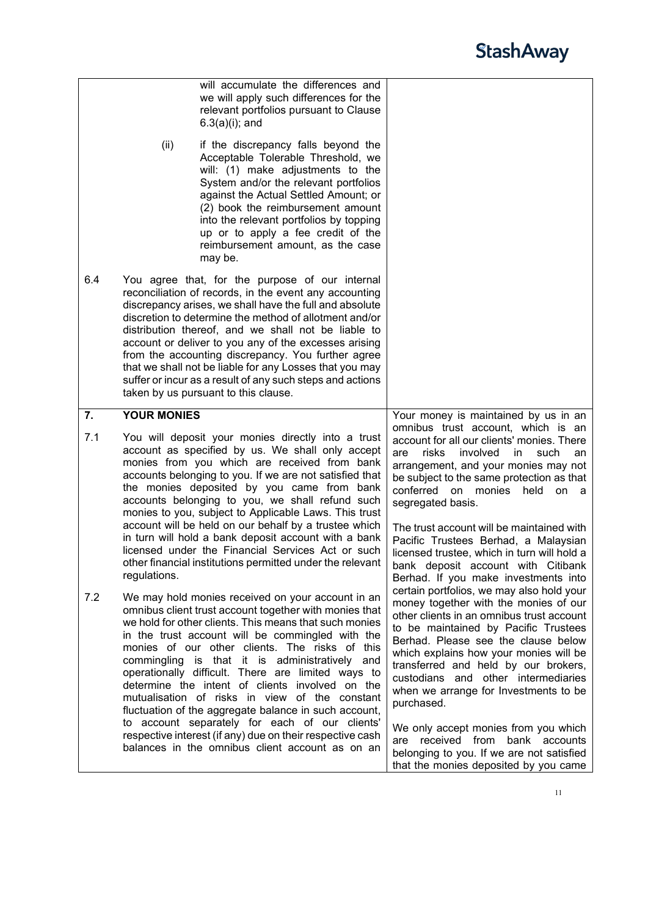| | |
|---|---|
| will accumulate the differences and we will apply such differences for the relevant portfolios pursuant to Clause 6.3(a)(i); and<br><br>(ii) if the discrepancy falls beyond the Acceptable Tolerable Threshold, we will: (1) make adjustments to the System and/or the relevant portfolios against the Actual Settled Amount; or (2) book the reimbursement amount into the relevant portfolios by topping up or to apply a fee credit of the reimbursement amount, as the case may be.<br><br>6.4 You agree that, for the purpose of our internal reconciliation of records, in the event any accounting discrepancy arises, we shall have the full and absolute discretion to determine the method of allotment and/or distribution thereof, and we shall not be liable to account or deliver to you any of the excesses arising from the accounting discrepancy. You further agree that we shall not be liable for any Losses that you may suffer or incur as a result of any such steps and actions taken by us pursuant to this clause. | |
| **7. YOUR MONIES**<br><br>7.1 You will deposit your monies directly into a trust account as specified by us. We shall only accept monies from you which are received from bank accounts belonging to you. If we are not satisfied that the monies deposited by you came from bank accounts belonging to you, we shall refund such monies to you, subject to Applicable Laws. This trust account will be held on our behalf by a trustee which in turn will hold a bank deposit account with a bank licensed under the Financial Services Act or such other financial institutions permitted under the relevant regulations.<br><br>7.2 We may hold monies received on your account in an omnibus client trust account together with monies that we hold for other clients. This means that such monies in the trust account will be commingled with the monies of our other clients. The risks of this commingling is that it is administratively and operationally difficult. There are limited ways to determine the intent of clients involved on the mutualisation of risks in view of the constant fluctuation of the aggregate balance in such account, to account separately for each of our clients' respective interest (if any) due on their respective cash balances in the omnibus client account as on an | Your money is maintained by us in an omnibus trust account, which is an account for all our clients' monies. There are risks involved in such an arrangement, and your monies may not be subject to the same protection as that conferred on monies held on a segregated basis.<br><br>The trust account will be maintained with Pacific Trustees Berhad, a Malaysian licensed trustee, which in turn will hold a bank deposit account with Citibank Berhad. If you make investments into certain portfolios, we may also hold your money together with the monies of our other clients in an omnibus trust account to be maintained by Pacific Trustees Berhad. Please see the clause below which explains how your monies will be transferred and held by our brokers, custodians and other intermediaries when we arrange for Investments to be purchased.<br><br>We only accept monies from you which are received from bank accounts belonging to you. If we are not satisfied that the monies deposited by you came |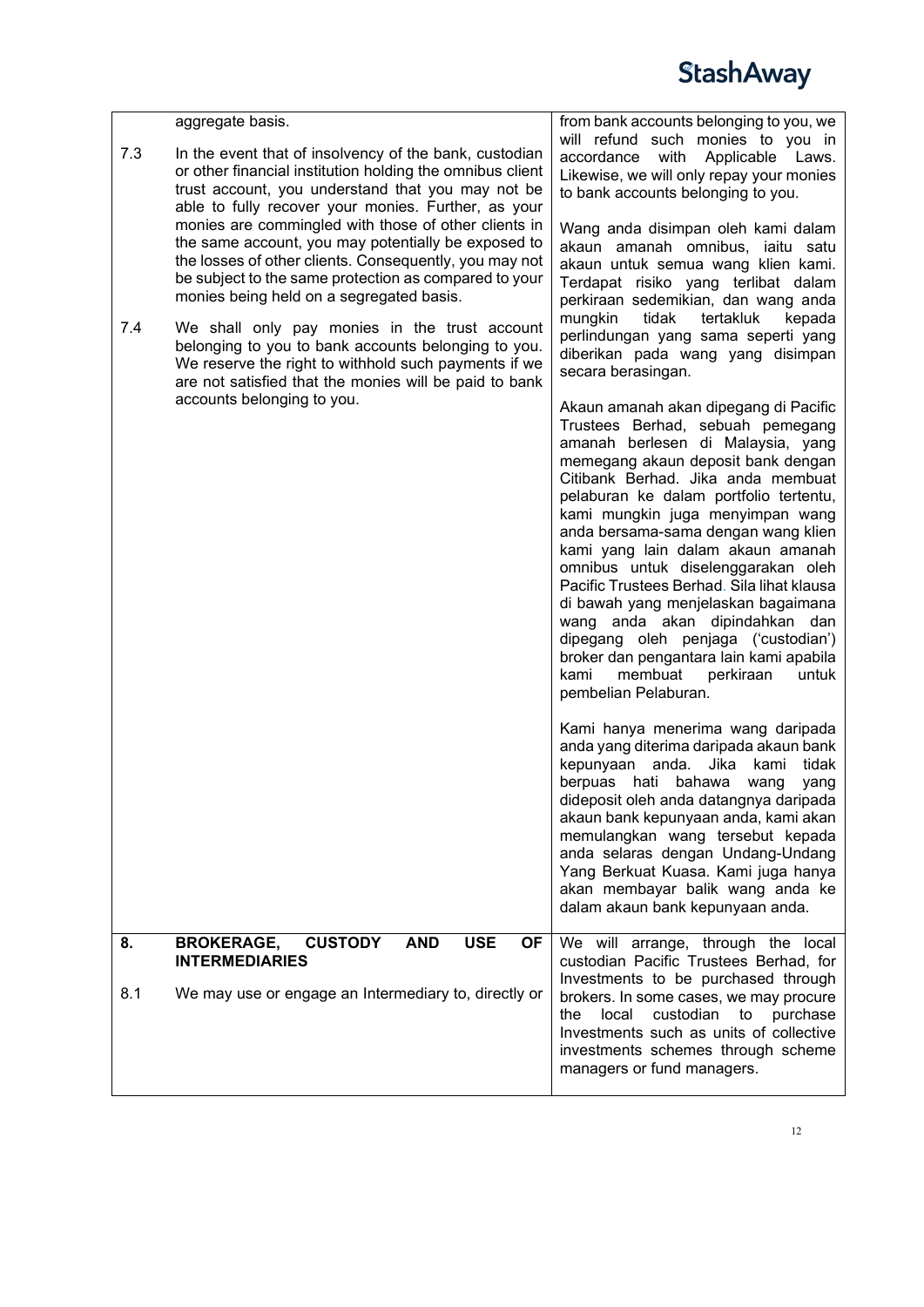| | | |
|---|---|---|
| | aggregate basis. | from bank accounts belonging to you, we will refund such monies to you in accordance with Applicable Laws. Likewise, we will only repay your monies to bank accounts belonging to you.<br><br>Wang anda disimpan oleh kami dalam akaun amanah omnibus, iaitu satu akaun untuk semua wang klien kami. Terdapat risiko yang terlibat dalam perkiraan sedemikian, dan wang anda mungkin tidak tertakluk kepada perlindungan yang sama seperti yang diberikan pada wang yang disimpan secara berasingan.<br><br>Akaun amanah akan dipegang di Pacific Trustees Berhad, sebuah pemegang amanah berlesen di Malaysia, yang memegang akaun deposit bank dengan Citibank Berhad. Jika anda membuat pelaburan ke dalam portfolio tertentu, kami mungkin juga menyimpan wang anda bersama-sama dengan wang klien kami yang lain dalam akaun amanah omnibus untuk diselenggarakan oleh Pacific Trustees Berhad. Sila lihat klausa di bawah yang menjelaskan bagaimana wang anda akan dipindahkan dan dipegang oleh penjaga ('custodian') broker dan pengantara lain kami apabila kami membuat perkiraan untuk pembelian Pelaburan.<br><br>Kami hanya menerima wang daripada anda yang diterima daripada akaun bank kepunyaan anda. Jika kami tidak berpuas hati bahawa wang yang dideposit oleh anda datangnya daripada akaun bank kepunyaan anda, kami akan memulangkan wang tersebut kepada anda selaras dengan Undang-Undang Yang Berkuat Kuasa. Kami juga hanya akan membayar balik wang anda ke dalam akaun bank kepunyaan anda. |
| 7.3 | In the event that of insolvency of the bank, custodian or other financial institution holding the omnibus client trust account, you understand that you may not be able to fully recover your monies. Further, as your monies are commingled with those of other clients in the same account, you may potentially be exposed to the losses of other clients. Consequently, you may not be subject to the same protection as compared to your monies being held on a segregated basis. | |
| 7.4 | We shall only pay monies in the trust account belonging to you to bank accounts belonging to you. We reserve the right to withhold such payments if we are not satisfied that the monies will be paid to bank accounts belonging to you. | |
| **8.** | **BROKERAGE, CUSTODY AND USE OF INTERMEDIARIES** | We will arrange, through the local custodian Pacific Trustees Berhad, for Investments to be purchased through brokers. In some cases, we may procure the local custodian to purchase Investments such as units of collective investments schemes through scheme managers or fund managers. |
| 8.1 | We may use or engage an Intermediary to, directly or | |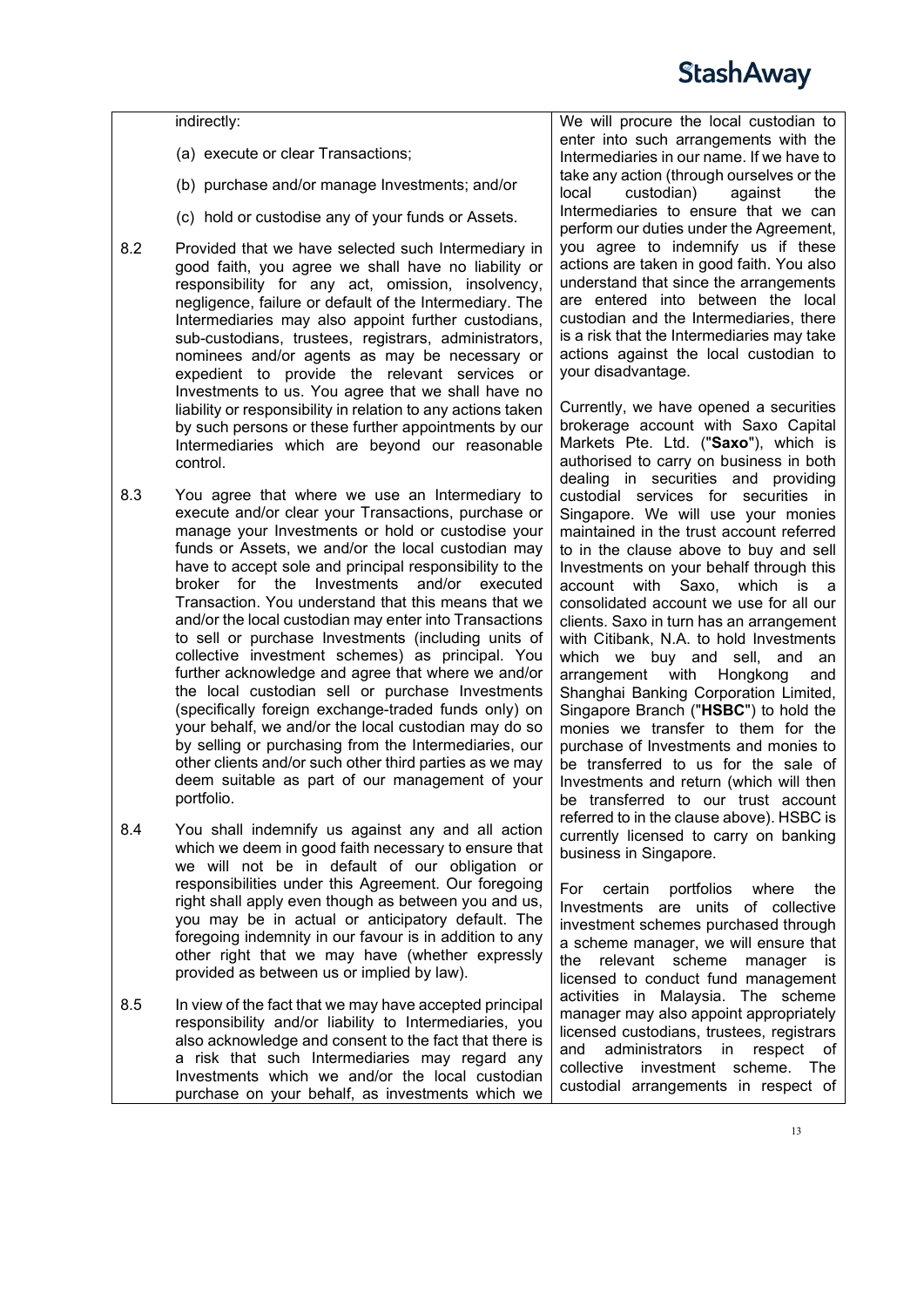indirectly:

(a) execute or clear Transactions;

(b) purchase and/or manage Investments; and/or

(c) hold or custodise any of your funds or Assets.

8.2 Provided that we have selected such Intermediary in good faith, you agree we shall have no liability or responsibility for any act, omission, insolvency, negligence, failure or default of the Intermediary. The Intermediaries may also appoint further custodians, sub-custodians, trustees, registrars, administrators, nominees and/or agents as may be necessary or expedient to provide the relevant services or Investments to us. You agree that we shall have no liability or responsibility in relation to any actions taken by such persons or these further appointments by our Intermediaries which are beyond our reasonable control.

8.3 You agree that where we use an Intermediary to execute and/or clear your Transactions, purchase or manage your Investments or hold or custodise your funds or Assets, we and/or the local custodian may have to accept sole and principal responsibility to the broker for the Investments and/or executed Transaction. You understand that this means that we and/or the local custodian may enter into Transactions to sell or purchase Investments (including units of collective investment schemes) as principal. You further acknowledge and agree that where we and/or the local custodian sell or purchase Investments (specifically foreign exchange-traded funds only) on your behalf, we and/or the local custodian may do so by selling or purchasing from the Intermediaries, our other clients and/or such other third parties as we may deem suitable as part of our management of your portfolio.

8.4 You shall indemnify us against any and all action which we deem in good faith necessary to ensure that we will not be in default of our obligation or responsibilities under this Agreement. Our foregoing right shall apply even though as between you and us, you may be in actual or anticipatory default. The foregoing indemnity in our favour is in addition to any other right that we may have (whether expressly provided as between us or implied by law).

8.5 In view of the fact that we may have accepted principal responsibility and/or liability to Intermediaries, you also acknowledge and consent to the fact that there is a risk that such Intermediaries may regard any Investments which we and/or the local custodian purchase on your behalf, as investments which we

We will procure the local custodian to enter into such arrangements with the Intermediaries in our name. If we have to take any action (through ourselves or the local custodian) against the Intermediaries to ensure that we can perform our duties under the Agreement, you agree to indemnify us if these actions are taken in good faith. You also understand that since the arrangements are entered into between the local custodian and the Intermediaries, there is a risk that the Intermediaries may take actions against the local custodian to your disadvantage.

Currently, we have opened a securities brokerage account with Saxo Capital Markets Pte. Ltd. ("**Saxo**"), which is authorised to carry on business in both dealing in securities and providing custodial services for securities in Singapore. We will use your monies maintained in the trust account referred to in the clause above to buy and sell Investments on your behalf through this account with Saxo, which is a consolidated account we use for all our clients. Saxo in turn has an arrangement with Citibank, N.A. to hold Investments which we buy and sell, and an arrangement with Hongkong and Shanghai Banking Corporation Limited, Singapore Branch ("**HSBC**") to hold the monies we transfer to them for the purchase of Investments and monies to be transferred to us for the sale of Investments and return (which will then be transferred to our trust account referred to in the clause above). HSBC is currently licensed to carry on banking business in Singapore.

For certain portfolios where the Investments are units of collective investment schemes purchased through a scheme manager, we will ensure that the relevant scheme manager is licensed to conduct fund management activities in Malaysia. The scheme manager may also appoint appropriately licensed custodians, trustees, registrars and administrators in respect of collective investment scheme. The custodial arrangements in respect of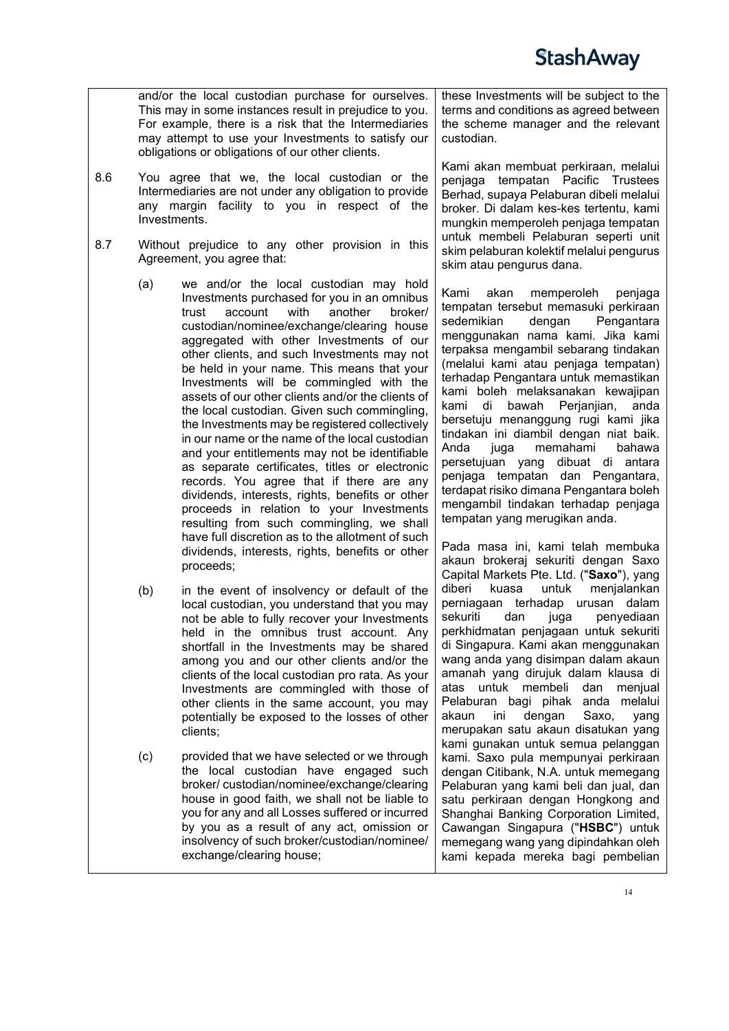and/or the local custodian purchase for ourselves. This may in some instances result in prejudice to you. For example, there is a risk that the Intermediaries may attempt to use your Investments to satisfy our obligations or obligations of our other clients.

8.6 You agree that we, the local custodian or the Intermediaries are not under any obligation to provide any margin facility to you in respect of the Investments.

8.7 Without prejudice to any other provision in this Agreement, you agree that:

(a) we and/or the local custodian may hold Investments purchased for you in an omnibus trust account with another broker/ custodian/nominee/exchange/clearing house aggregated with other Investments of our other clients, and such Investments may not be held in your name. This means that your Investments will be commingled with the assets of our other clients and/or the clients of the local custodian. Given such commingling, the Investments may be registered collectively in our name or the name of the local custodian and your entitlements may not be identifiable as separate certificates, titles or electronic records. You agree that if there are any dividends, interests, rights, benefits or other proceeds in relation to your Investments resulting from such commingling, we shall have full discretion as to the allotment of such dividends, interests, rights, benefits or other proceeds;

(b) in the event of insolvency or default of the local custodian, you understand that you may not be able to fully recover your Investments held in the omnibus trust account. Any shortfall in the Investments may be shared among you and our other clients and/or the clients of the local custodian pro rata. As your Investments are commingled with those of other clients in the same account, you may potentially be exposed to the losses of other clients;

(c) provided that we have selected or we through the local custodian have engaged such broker/ custodian/nominee/exchange/clearing house in good faith, we shall not be liable to you for any and all Losses suffered or incurred by you as a result of any act, omission or insolvency of such broker/custodian/nominee/ exchange/clearing house;

these Investments will be subject to the terms and conditions as agreed between the scheme manager and the relevant custodian.

Kami akan membuat perkiraan, melalui penjaga tempatan Pacific Trustees Berhad, supaya Pelaburan dibeli melalui broker. Di dalam kes-kes tertentu, kami mungkin memperoleh penjaga tempatan untuk membeli Pelaburan seperti unit skim pelaburan kolektif melalui pengurus skim atau pengurus dana.

Kami akan memperoleh penjaga tempatan tersebut memasuki perkiraan sedemikian dengan Pengantara menggunakan nama kami. Jika kami terpaksa mengambil sebarang tindakan (melalui kami atau penjaga tempatan) terhadap Pengantara untuk memastikan kami boleh melaksanakan kewajipan kami di bawah Perjanjian, anda bersetuju menanggung rugi kami jika tindakan ini diambil dengan niat baik. Anda juga memahami bahawa persetujuan yang dibuat di antara penjaga tempatan dan Pengantara, terdapat risiko dimana Pengantara boleh mengambil tindakan terhadap penjaga tempatan yang merugikan anda.

Pada masa ini, kami telah membuka akaun brokeraj sekuriti dengan Saxo Capital Markets Pte. Ltd. ("**Saxo**"), yang diberi kuasa untuk menjalankan perniagaan terhadap urusan dalam sekuriti dan juga penyediaan perkhidmatan penjagaan untuk sekuriti di Singapura. Kami akan menggunakan wang anda yang disimpan dalam akaun amanah yang dirujuk dalam klausa di atas untuk membeli dan menjual Pelaburan bagi pihak anda melalui akaun ini dengan Saxo, yang merupakan satu akaun disatukan yang kami gunakan untuk semua pelanggan kami. Saxo pula mempunyai perkiraan dengan Citibank, N.A. untuk memegang Pelaburan yang kami beli dan jual, dan satu perkiraan dengan Hongkong and Shanghai Banking Corporation Limited, Cawangan Singapura ("**HSBC**") untuk memegang wang yang dipindahkan oleh kami kepada mereka bagi pembelian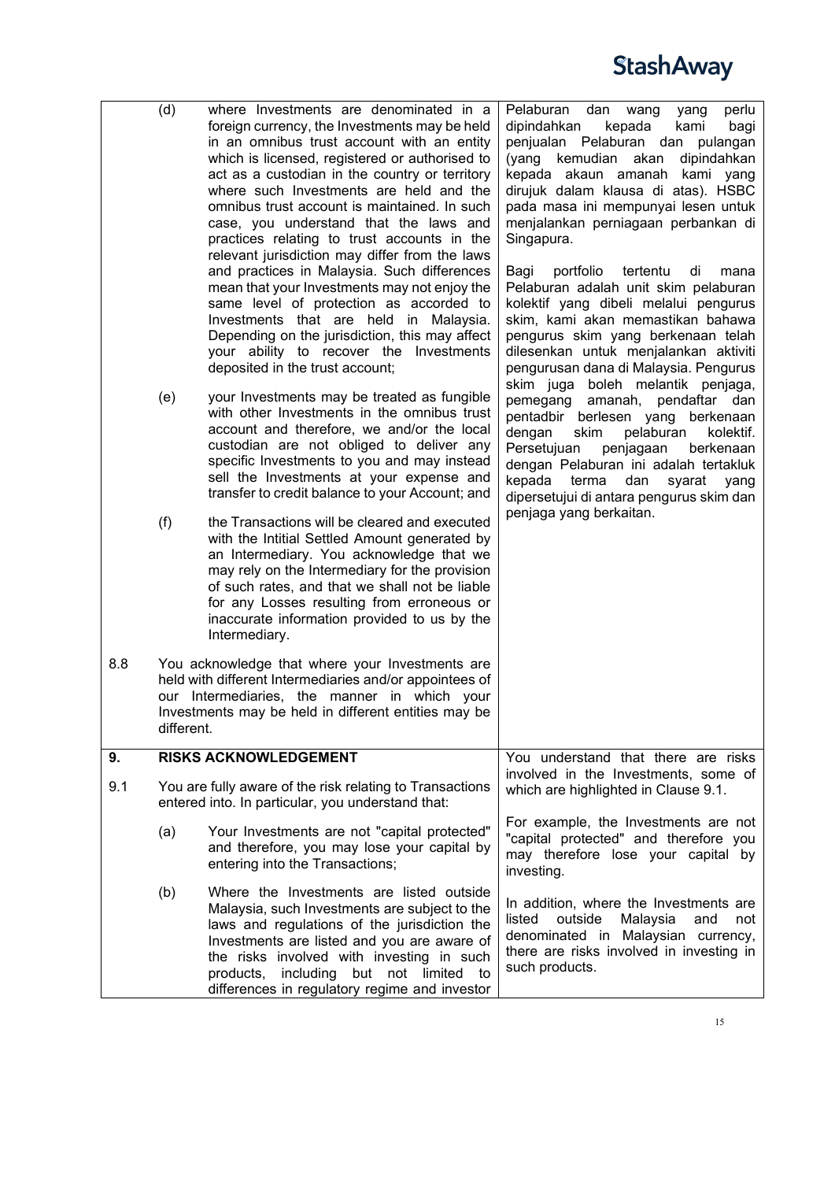| | |
|---|---|
| (d) where Investments are denominated in a foreign currency, the Investments may be held in an omnibus trust account with an entity which is licensed, registered or authorised to act as a custodian in the country or territory where such Investments are held and the omnibus trust account is maintained. In such case, you understand that the laws and practices relating to trust accounts in the relevant jurisdiction may differ from the laws and practices in Malaysia. Such differences mean that your Investments may not enjoy the same level of protection as accorded to Investments that are held in Malaysia. Depending on the jurisdiction, this may affect your ability to recover the Investments deposited in the trust account;<br><br>(e) your Investments may be treated as fungible with other Investments in the omnibus trust account and therefore, we and/or the local custodian are not obliged to deliver any specific Investments to you and may instead sell the Investments at your expense and transfer to credit balance to your Account; and<br><br>(f) the Transactions will be cleared and executed with the Intitial Settled Amount generated by an Intermediary. You acknowledge that we may rely on the Intermediary for the provision of such rates, and that we shall not be liable for any Losses resulting from erroneous or inaccurate information provided to us by the Intermediary.<br><br>8.8 You acknowledge that where your Investments are held with different Intermediaries and/or appointees of our Intermediaries, the manner in which your Investments may be held in different entities may be different. | Pelaburan dan wang yang perlu dipindahkan kepada kami bagi penjualan Pelaburan dan pulangan (yang kemudian akan dipindahkan kepada akaun amanah kami yang dirujuk dalam klausa di atas). HSBC pada masa ini mempunyai lesen untuk menjalankan perniagaan perbankan di Singapura.<br><br>Bagi portfolio tertentu di mana Pelaburan adalah unit skim pelaburan kolektif yang dibeli melalui pengurus skim, kami akan memastikan bahawa pengurus skim yang berkenaan telah dilesenkan untuk menjalankan aktiviti pengurusan dana di Malaysia. Pengurus skim juga boleh melantik penjaga, pemegang amanah, pendaftar dan pentadbir berlesen yang berkenaan dengan skim pelaburan kolektif. Persetujuan penjagaan berkenaan dengan Pelaburan ini adalah tertakluk kepada terma dan syarat yang dipersetujui di antara pengurus skim dan penjaga yang berkaitan. |
| **9. RISKS ACKNOWLEDGEMENT**<br><br>9.1 You are fully aware of the risk relating to Transactions entered into. In particular, you understand that:<br><br>(a) Your Investments are not "capital protected" and therefore, you may lose your capital by entering into the Transactions;<br><br>(b) Where the Investments are listed outside Malaysia, such Investments are subject to the laws and regulations of the jurisdiction the Investments are listed and you are aware of the risks involved with investing in such products, including but not limited to differences in regulatory regime and investor | You understand that there are risks involved in the Investments, some of which are highlighted in Clause 9.1.<br><br>For example, the Investments are not "capital protected" and therefore you may therefore lose your capital by investing.<br><br>In addition, where the Investments are listed outside Malaysia and not denominated in Malaysian currency, there are risks involved in investing in such products. |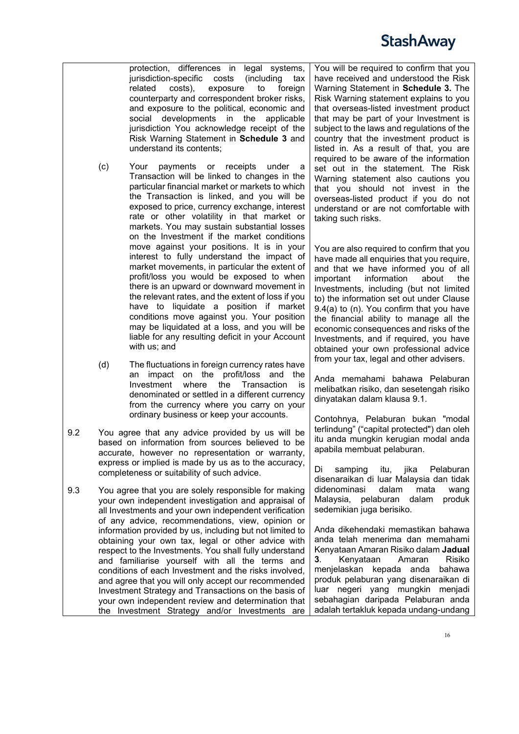| | | |
|---|---|---|
| | protection, differences in legal systems, jurisdiction-specific costs (including tax related costs), exposure to foreign counterparty and correspondent broker risks, and exposure to the political, economic and social developments in the applicable jurisdiction You acknowledge receipt of the Risk Warning Statement in **Schedule 3** and understand its contents;<br><br>(c) Your payments or receipts under a Transaction will be linked to changes in the particular financial market or markets to which the Transaction is linked, and you will be exposed to price, currency exchange, interest rate or other volatility in that market or markets. You may sustain substantial losses on the Investment if the market conditions move against your positions. It is in your interest to fully understand the impact of market movements, in particular the extent of profit/loss you would be exposed to when there is an upward or downward movement in the relevant rates, and the extent of loss if you have to liquidate a position if market conditions move against you. Your position may be liquidated at a loss, and you will be liable for any resulting deficit in your Account with us; and<br><br>(d) The fluctuations in foreign currency rates have an impact on the profit/loss and the Investment where the Transaction is denominated or settled in a different currency from the currency where you carry on your ordinary business or keep your accounts.<br><br>9.2 You agree that any advice provided by us will be based on information from sources believed to be accurate, however no representation or warranty, express or implied is made by us as to the accuracy, completeness or suitability of such advice.<br><br>9.3 You agree that you are solely responsible for making your own independent investigation and appraisal of all Investments and your own independent verification of any advice, recommendations, view, opinion or information provided by us, including but not limited to obtaining your own tax, legal or other advice with respect to the Investments. You shall fully understand and familiarise yourself with all the terms and conditions of each Investment and the risks involved, and agree that you will only accept our recommended Investment Strategy and Transactions on the basis of your own independent review and determination that the Investment Strategy and/or Investments are | You will be required to confirm that you have received and understood the Risk Warning Statement in **Schedule 3.** The Risk Warning statement explains to you that overseas-listed investment product that may be part of your Investment is subject to the laws and regulations of the country that the investment product is listed in. As a result of that, you are required to be aware of the information set out in the statement. The Risk Warning statement also cautions you that you should not invest in the overseas-listed product if you do not understand or are not comfortable with taking such risks.<br><br>You are also required to confirm that you have made all enquiries that you require, and that we have informed you of all important information about the Investments, including (but not limited to) the information set out under Clause 9.4(a) to (n). You confirm that you have the financial ability to manage all the economic consequences and risks of the Investments, and if required, you have obtained your own professional advice from your tax, legal and other advisers.<br><br>Anda memahami bahawa Pelaburan melibatkan risiko, dan sesetengah risiko dinyatakan dalam klausa 9.1.<br><br>Contohnya, Pelaburan bukan "modal terlindung" ("capital protected") dan oleh itu anda mungkin kerugian modal anda apabila membuat pelaburan.<br><br>Di samping itu, jika Pelaburan disenaraikan di luar Malaysia dan tidak didenominasi dalam mata wang Malaysia, pelaburan dalam produk sedemikian juga berisiko.<br><br>Anda dikehendaki memastikan bahawa anda telah menerima dan memahami Kenyataan Amaran Risiko dalam **Jadual 3**. Kenyataan Amaran Risiko menjelaskan kepada anda bahawa produk pelaburan yang disenaraikan di luar negeri yang mungkin menjadi sebahagian daripada Pelaburan anda adalah tertakluk kepada undang-undang |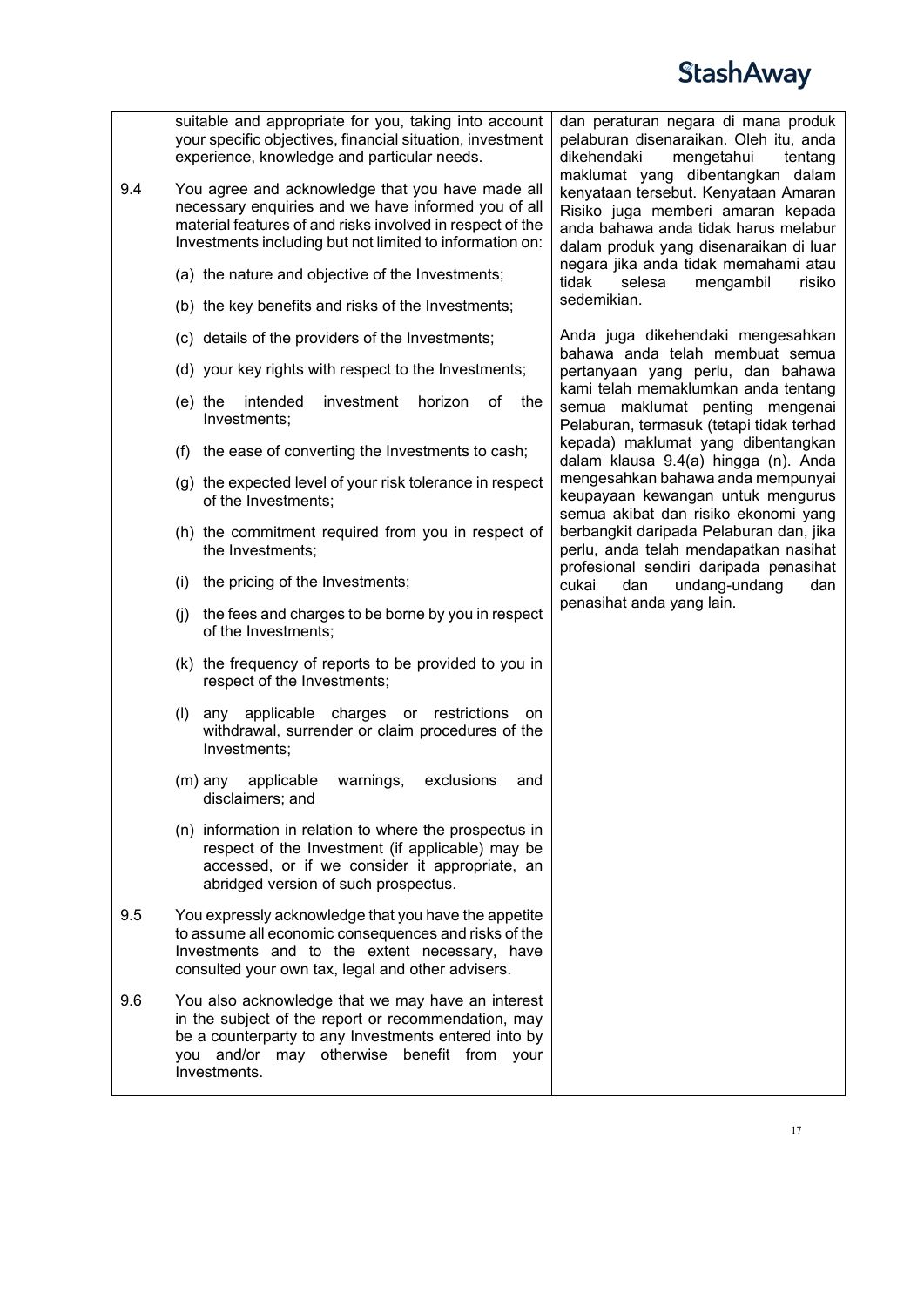suitable and appropriate for you, taking into account your specific objectives, financial situation, investment experience, knowledge and particular needs.

9.4 You agree and acknowledge that you have made all necessary enquiries and we have informed you of all material features of and risks involved in respect of the Investments including but not limited to information on:

(a) the nature and objective of the Investments;

(b) the key benefits and risks of the Investments;

(c) details of the providers of the Investments;

(d) your key rights with respect to the Investments;

(e) the intended investment horizon of the Investments;

(f) the ease of converting the Investments to cash;

(g) the expected level of your risk tolerance in respect of the Investments;

(h) the commitment required from you in respect of the Investments;

(i) the pricing of the Investments;

(j) the fees and charges to be borne by you in respect of the Investments;

(k) the frequency of reports to be provided to you in respect of the Investments;

(l) any applicable charges or restrictions on withdrawal, surrender or claim procedures of the Investments;

(m) any applicable warnings, exclusions and disclaimers; and

(n) information in relation to where the prospectus in respect of the Investment (if applicable) may be accessed, or if we consider it appropriate, an abridged version of such prospectus.

9.5 You expressly acknowledge that you have the appetite to assume all economic consequences and risks of the Investments and to the extent necessary, have consulted your own tax, legal and other advisers.

9.6 You also acknowledge that we may have an interest in the subject of the report or recommendation, may be a counterparty to any Investments entered into by you and/or may otherwise benefit from your Investments.

dan peraturan negara di mana produk pelaburan disenaraikan. Oleh itu, anda dikehendaki mengetahui tentang maklumat yang dibentangkan dalam kenyataan tersebut. Kenyataan Amaran Risiko juga memberi amaran kepada anda bahawa anda tidak harus melabur dalam produk yang disenaraikan di luar negara jika anda tidak memahami atau tidak selesa mengambil risiko sedemikian.

Anda juga dikehendaki mengesahkan bahawa anda telah membuat semua pertanyaan yang perlu, dan bahawa kami telah memaklumkan anda tentang semua maklumat penting mengenai Pelaburan, termasuk (tetapi tidak terhad kepada) maklumat yang dibentangkan dalam klausa 9.4(a) hingga (n). Anda mengesahkan bahawa anda mempunyai keupayaan kewangan untuk mengurus semua akibat dan risiko ekonomi yang berbangkit daripada Pelaburan dan, jika perlu, anda telah mendapatkan nasihat profesional sendiri daripada penasihat cukai dan undang-undang dan penasihat anda yang lain.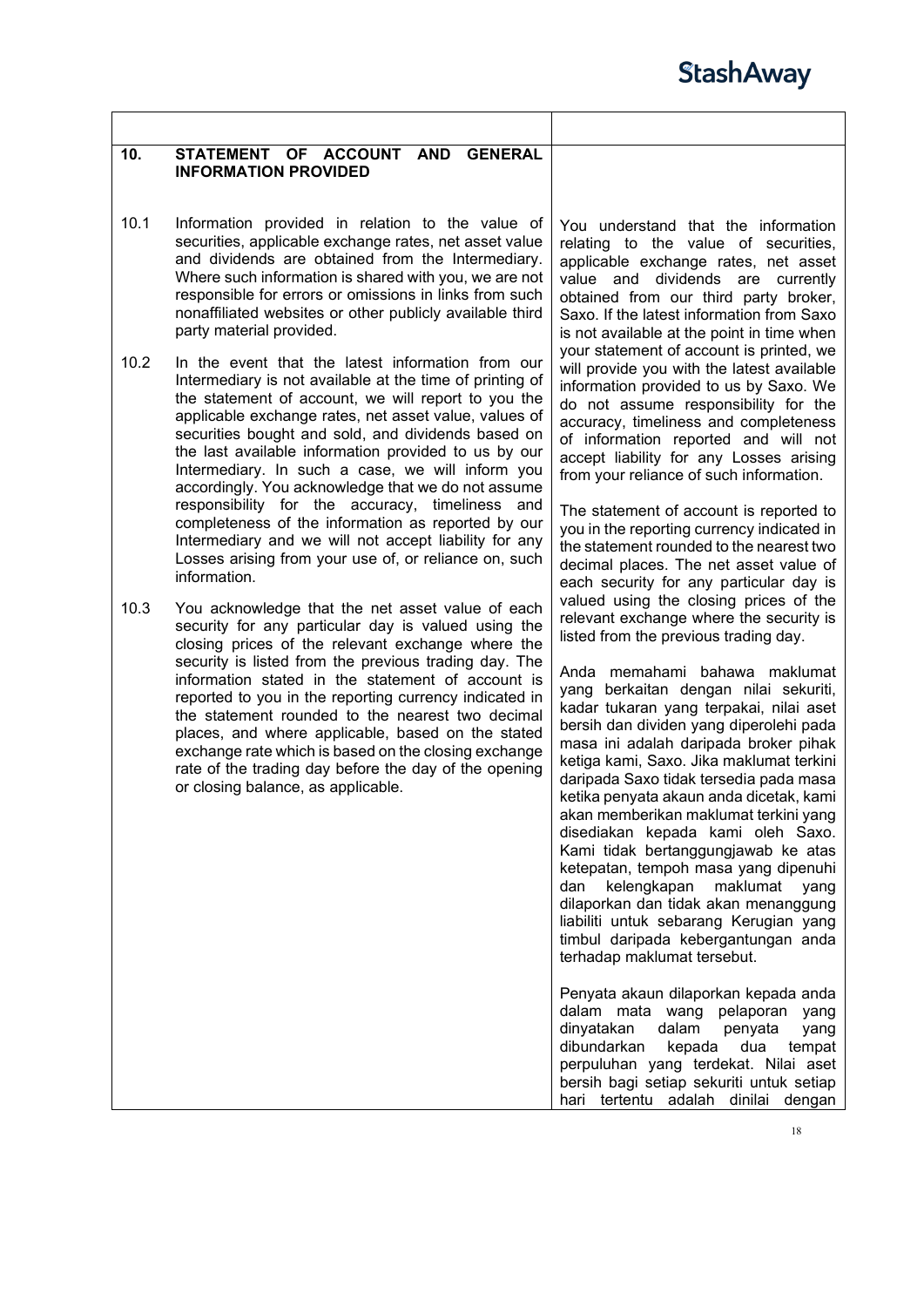## 10. STATEMENT OF ACCOUNT AND GENERAL INFORMATION PROVIDED

10.1 Information provided in relation to the value of securities, applicable exchange rates, net asset value and dividends are obtained from the Intermediary. Where such information is shared with you, we are not responsible for errors or omissions in links from such nonaffiliated websites or other publicly available third party material provided.

10.2 In the event that the latest information from our Intermediary is not available at the time of printing of the statement of account, we will report to you the applicable exchange rates, net asset value, values of securities bought and sold, and dividends based on the last available information provided to us by our Intermediary. In such a case, we will inform you accordingly. You acknowledge that we do not assume responsibility for the accuracy, timeliness and completeness of the information as reported by our Intermediary and we will not accept liability for any Losses arising from your use of, or reliance on, such information.

10.3 You acknowledge that the net asset value of each security for any particular day is valued using the closing prices of the relevant exchange where the security is listed from the previous trading day. The information stated in the statement of account is reported to you in the reporting currency indicated in the statement rounded to the nearest two decimal places, and where applicable, based on the stated exchange rate which is based on the closing exchange rate of the trading day before the day of the opening or closing balance, as applicable.

You understand that the information relating to the value of securities, applicable exchange rates, net asset value and dividends are currently obtained from our third party broker, Saxo. If the latest information from Saxo is not available at the point in time when your statement of account is printed, we will provide you with the latest available information provided to us by Saxo. We do not assume responsibility for the accuracy, timeliness and completeness of information reported and will not accept liability for any Losses arising from your reliance of such information.

The statement of account is reported to you in the reporting currency indicated in the statement rounded to the nearest two decimal places. The net asset value of each security for any particular day is valued using the closing prices of the relevant exchange where the security is listed from the previous trading day.

Anda memahami bahawa maklumat yang berkaitan dengan nilai sekuriti, kadar tukaran yang terpakai, nilai aset bersih dan dividen yang diperolehi pada masa ini adalah daripada broker pihak ketiga kami, Saxo. Jika maklumat terkini daripada Saxo tidak tersedia pada masa ketika penyata akaun anda dicetak, kami akan memberikan maklumat terkini yang disediakan kepada kami oleh Saxo. Kami tidak bertanggungjawab ke atas ketepatan, tempoh masa yang dipenuhi dan kelengkapan maklumat yang dilaporkan dan tidak akan menanggung liabiliti untuk sebarang Kerugian yang timbul daripada kebergantungan anda terhadap maklumat tersebut.

Penyata akaun dilaporkan kepada anda dalam mata wang pelaporan yang dinyatakan dalam penyata yang dibundarkan kepada dua tempat perpuluhan yang terdekat. Nilai aset bersih bagi setiap sekuriti untuk setiap hari tertentu adalah dinilai dengan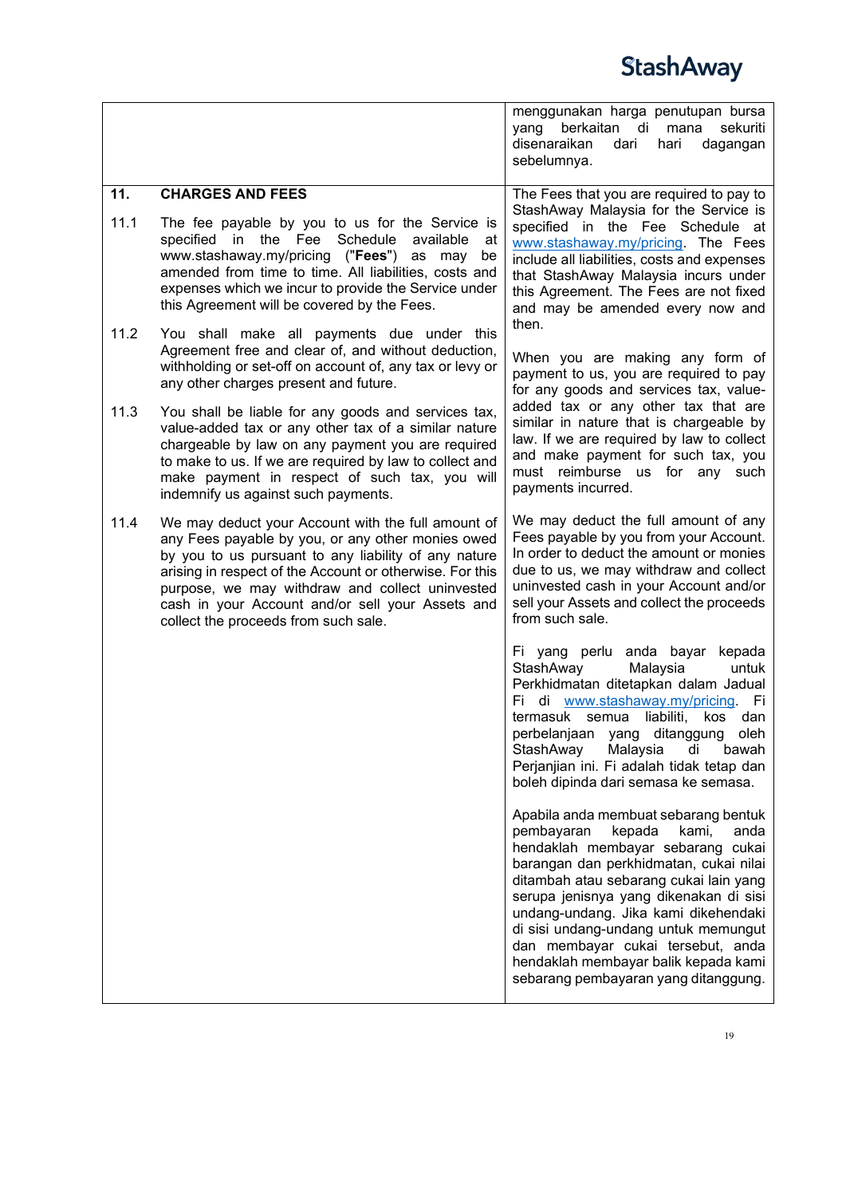| | |
|---|---|
| | menggunakan harga penutupan bursa yang berkaitan di mana sekuriti disenaraikan dari hari dagangan sebelumnya. |
| **11. CHARGES AND FEES**<br><br>11.1 The fee payable by you to us for the Service is specified in the Fee Schedule available at www.stashaway.my/pricing ("**Fees**") as may be amended from time to time. All liabilities, costs and expenses which we incur to provide the Service under this Agreement will be covered by the Fees.<br><br>11.2 You shall make all payments due under this Agreement free and clear of, and without deduction, withholding or set-off on account of, any tax or levy or any other charges present and future.<br><br>11.3 You shall be liable for any goods and services tax, value-added tax or any other tax of a similar nature chargeable by law on any payment you are required to make to us. If we are required by law to collect and make payment in respect of such tax, you will indemnify us against such payments.<br><br>11.4 We may deduct your Account with the full amount of any Fees payable by you, or any other monies owed by you to us pursuant to any liability of any nature arising in respect of the Account or otherwise. For this purpose, we may withdraw and collect uninvested cash in your Account and/or sell your Assets and collect the proceeds from such sale. | The Fees that you are required to pay to StashAway Malaysia for the Service is specified in the Fee Schedule at www.stashaway.my/pricing. The Fees include all liabilities, costs and expenses that StashAway Malaysia incurs under this Agreement. The Fees are not fixed and may be amended every now and then.<br><br>When you are making any form of payment to us, you are required to pay for any goods and services tax, value-added tax or any other tax that are similar in nature that is chargeable by law. If we are required by law to collect and make payment for such tax, you must reimburse us for any such payments incurred.<br><br>We may deduct the full amount of any Fees payable by you from your Account. In order to deduct the amount or monies due to us, we may withdraw and collect uninvested cash in your Account and/or sell your Assets and collect the proceeds from such sale.<br><br>Fi yang perlu anda bayar kepada StashAway Malaysia untuk Perkhidmatan ditetapkan dalam Jadual Fi di www.stashaway.my/pricing. Fi termasuk semua liabiliti, kos dan perbelanjaan yang ditanggung oleh StashAway Malaysia di bawah Perjanjian ini. Fi adalah tidak tetap dan boleh dipinda dari semasa ke semasa.<br><br>Apabila anda membuat sebarang bentuk pembayaran kepada kami, anda hendaklah membayar sebarang cukai barangan dan perkhidmatan, cukai nilai ditambah atau sebarang cukai lain yang serupa jenisnya yang dikenakan di sisi undang-undang. Jika kami dikehendaki di sisi undang-undang untuk memungut dan membayar cukai tersebut, anda hendaklah membayar balik kepada kami sebarang pembayaran yang ditanggung. |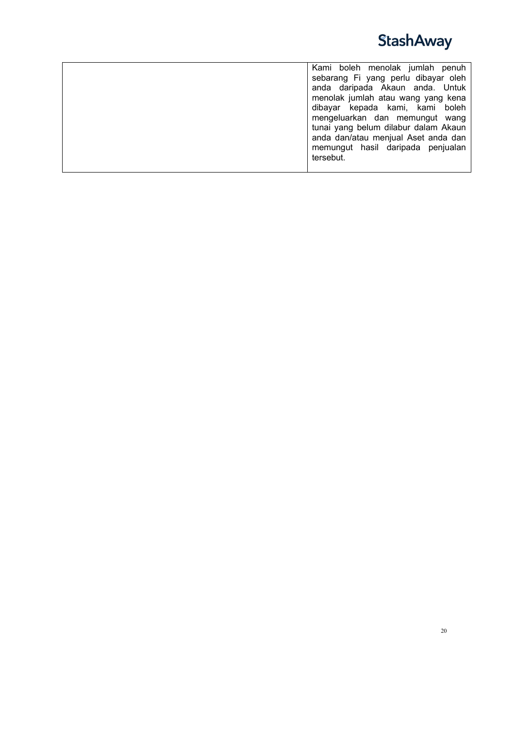|  |  |
| --- | --- |
|  | Kami boleh menolak jumlah penuh sebarang Fi yang perlu dibayar oleh anda daripada Akaun anda. Untuk menolak jumlah atau wang yang kena dibayar kepada kami, kami boleh mengeluarkan dan memungut wang tunai yang belum dilabur dalam Akaun anda dan/atau menjual Aset anda dan memungut hasil daripada penjualan tersebut. |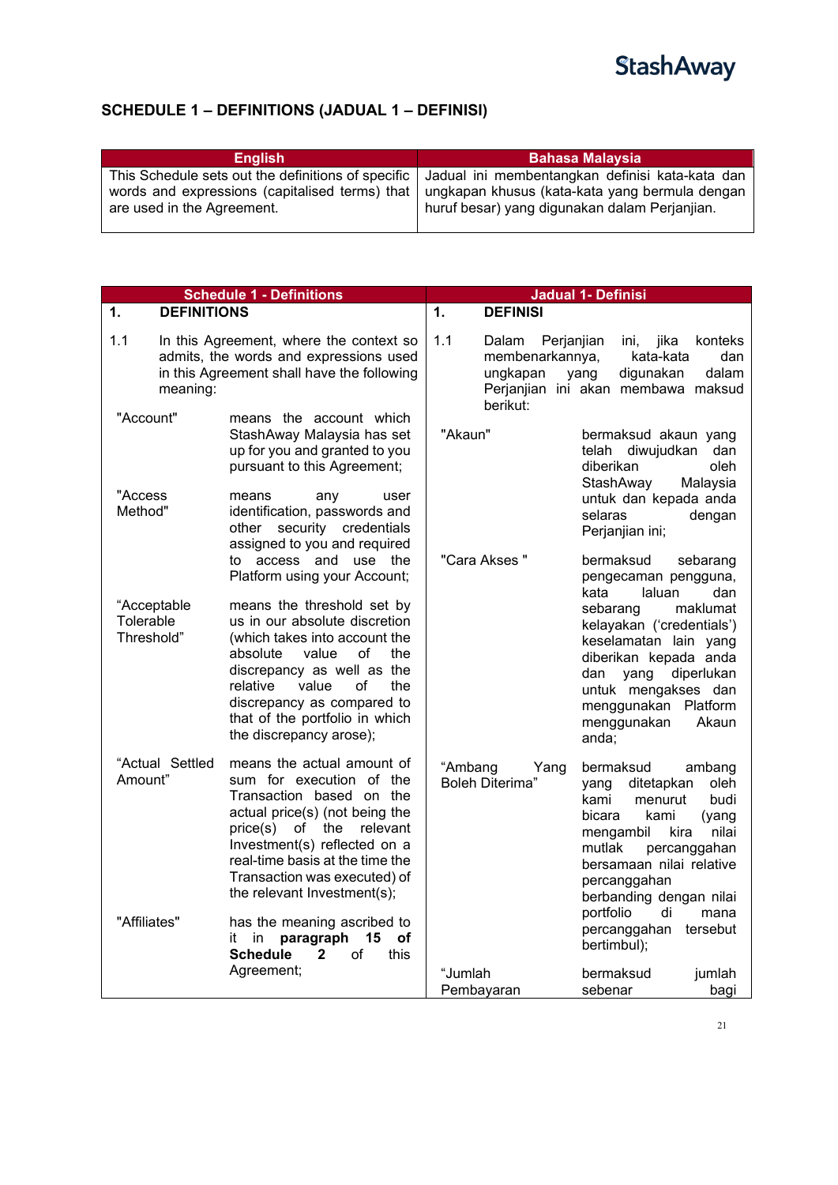## SCHEDULE 1 – DEFINITIONS (JADUAL 1 – DEFINISI)

| English | Bahasa Malaysia |
|---|---|
| This Schedule sets out the definitions of specific words and expressions (capitalised terms) that are used in the Agreement. | Jadual ini membentangkan definisi kata-kata dan ungkapan khusus (kata-kata yang bermula dengan huruf besar) yang digunakan dalam Perjanjian. |

| Schedule 1 - Definitions | Jadual 1- Definisi |
|---|---|
| **1. DEFINITIONS** | **1. DEFINISI** |
| 1.1 In this Agreement, where the context so admits, the words and expressions used in this Agreement shall have the following meaning: | 1.1 Dalam Perjanjian ini, jika konteks membenarkannya, kata-kata dan ungkapan yang digunakan dalam Perjanjian ini akan membawa maksud berikut: |
| "Account" means the account which StashAway Malaysia has set up for you and granted to you pursuant to this Agreement; | "Akaun" bermaksud akaun yang telah diwujudkan dan diberikan oleh StashAway Malaysia untuk dan kepada anda selaras dengan Perjanjian ini; |
| "Access Method" means any user identification, passwords and other security credentials assigned to you and required to access and use the Platform using your Account; | "Cara Akses " bermaksud sebarang pengecaman pengguna, kata laluan dan sebarang maklumat kelayakan ('credentials') keselamatan lain yang diberikan kepada anda dan yang diperlukan untuk mengakses dan menggunakan Platform menggunakan Akaun anda; |
| "Acceptable Tolerable Threshold" means the threshold set by us in our absolute discretion (which takes into account the absolute value of the discrepancy as well as the relative value of the discrepancy as compared to that of the portfolio in which the discrepancy arose); | "Ambang Yang Boleh Diterima" bermaksud ambang yang ditetapkan oleh kami menurut budi bicara kami (yang mengambil kira nilai mutlak percanggahan bersamaan nilai relative percanggahan berbanding dengan nilai portfolio di mana percanggahan tersebut bertimbul); |
| "Actual Settled Amount" means the actual amount of sum for execution of the Transaction based on the actual price(s) (not being the price(s) of the relevant Investment(s) reflected on a real-time basis at the time the Transaction was executed) of the relevant Investment(s); | "Jumlah Pembayaran bermaksud jumlah sebenar bagi |
| "Affiliates" has the meaning ascribed to it in **paragraph 15 of Schedule 2** of this Agreement; | |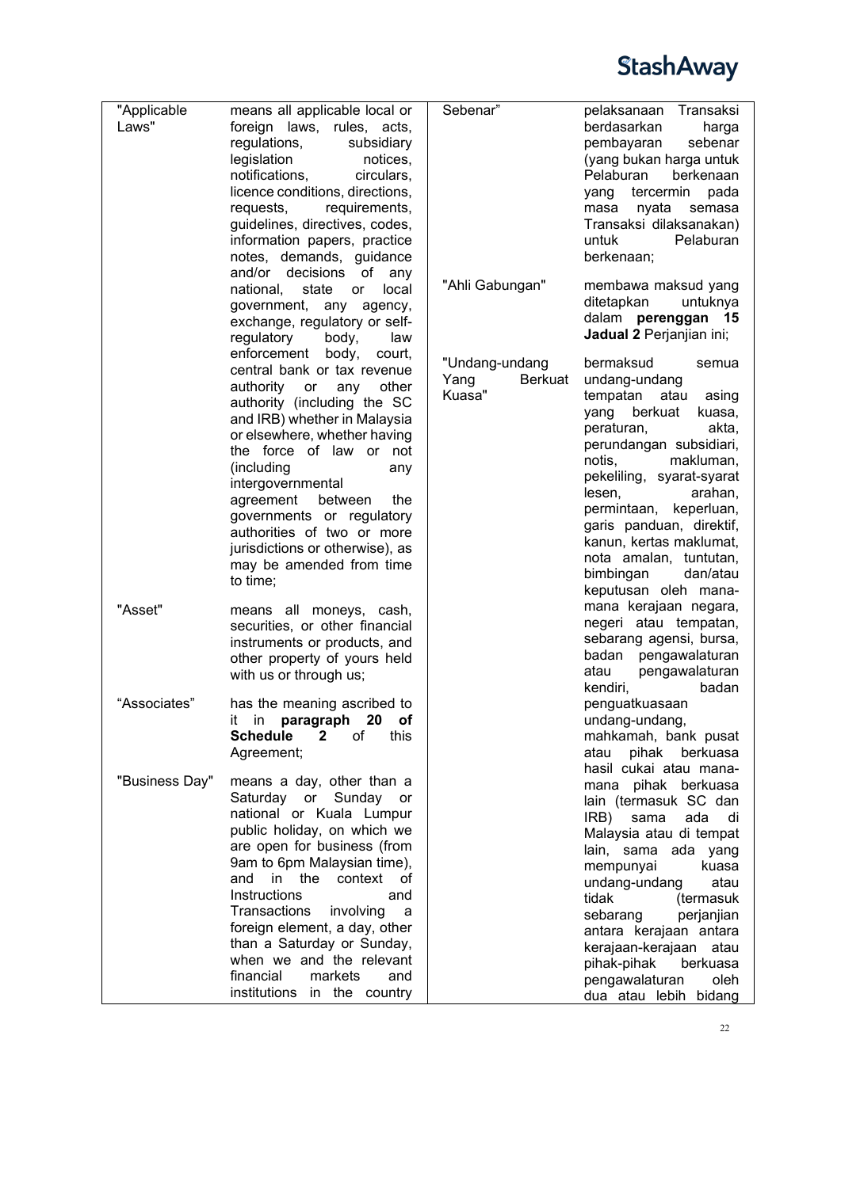| | | | |
|---|---|---|---|
| "Applicable Laws" | means all applicable local or foreign laws, rules, acts, regulations, subsidiary legislation notices, notifications, circulars, licence conditions, directions, requests, requirements, guidelines, directives, codes, information papers, practice notes, demands, guidance and/or decisions of any national, state or local government, any agency, exchange, regulatory or self-regulatory body, law enforcement body, court, central bank or tax revenue authority or any other authority (including the SC and IRB) whether in Malaysia or elsewhere, whether having the force of law or not (including any intergovernmental agreement between the governments or regulatory authorities of two or more jurisdictions or otherwise), as may be amended from time to time; | Sebenar" | pelaksanaan Transaksi berdasarkan harga pembayaran sebenar (yang bukan harga untuk Pelaburan berkenaan yang tercermin pada masa nyata semasa Transaksi dilaksanakan) untuk Pelaburan berkenaan; |
| "Asset" | means all moneys, cash, securities, or other financial instruments or products, and other property of yours held with us or through us; | "Ahli Gabungan" | membawa maksud yang ditetapkan untuknya dalam **perenggan 15 Jadual 2** Perjanjian ini; |
| "Associates" | has the meaning ascribed to it in **paragraph 20 of Schedule 2** of this Agreement; | "Undang-undang Yang Berkuat Kuasa" | bermaksud semua undang-undang tempatan atau asing yang berkuat kuasa, peraturan, akta, perundangan subsidiari, notis, makluman, pekeliling, syarat-syarat lesen, arahan, permintaan, keperluan, garis panduan, direktif, kanun, kertas maklumat, nota amalan, tuntutan, bimbingan dan/atau keputusan oleh mana-mana kerajaan negara, negeri atau tempatan, sebarang agensi, bursa, badan pengawalaturan atau pengawalaturan kendiri, badan penguatkuasaan undang-undang, mahkamah, bank pusat atau pihak berkuasa hasil cukai atau mana-mana pihak berkuasa lain (termasuk SC dan IRB) sama ada di Malaysia atau di tempat lain, sama ada yang mempunyai kuasa undang-undang atau tidak (termasuk sebarang perjanjian antara kerajaan antara kerajaan-kerajaan atau pihak-pihak berkuasa pengawalaturan oleh dua atau lebih bidang |
| "Business Day" | means a day, other than a Saturday or Sunday or national or Kuala Lumpur public holiday, on which we are open for business (from 9am to 6pm Malaysian time), and in the context of Instructions and Transactions involving a foreign element, a day, other than a Saturday or Sunday, when we and the relevant financial markets and institutions in the country | | |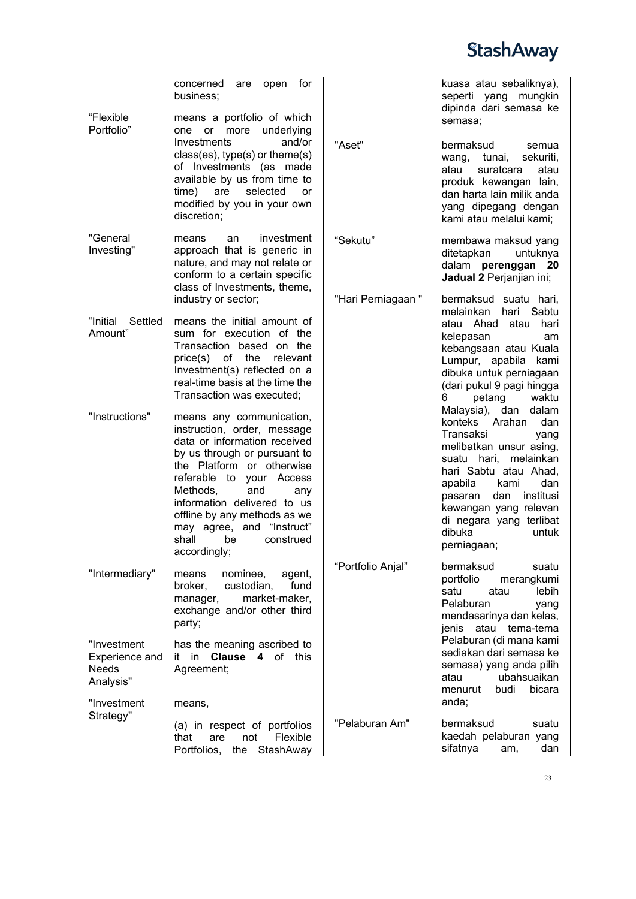| | | | |
|---|---|---|---|
| | concerned are open for business; | | kuasa atau sebaliknya), seperti yang mungkin dipinda dari semasa ke semasa; |
| "Flexible Portfolio" | means a portfolio of which one or more underlying Investments and/or class(es), type(s) or theme(s) of Investments (as made available by us from time to time) are selected or modified by you in your own discretion; | "Aset" | bermaksud semua wang, tunai, sekuriti, atau suratcara atau produk kewangan lain, dan harta lain milik anda yang dipegang dengan kami atau melalui kami; |
| "General Investing" | means an investment approach that is generic in nature, and may not relate or conform to a certain specific class of Investments, theme, industry or sector; | "Sekutu" | membawa maksud yang ditetapkan untuknya dalam **perenggan 20 Jadual 2** Perjanjian ini; |
| "Initial Settled Amount" | means the initial amount of sum for execution of the Transaction based on the price(s) of the relevant Investment(s) reflected on a real-time basis at the time the Transaction was executed; | "Hari Perniagaan " | bermaksud suatu hari, melainkan hari Sabtu atau Ahad atau hari kelepasan am kebangsaan atau Kuala Lumpur, apabila kami dibuka untuk perniagaan (dari pukul 9 pagi hingga 6 petang waktu Malaysia), dan dalam konteks Arahan dan Transaksi yang melibatkan unsur asing, suatu hari, melainkan hari Sabtu atau Ahad, apabila kami dan pasaran dan institusi kewangan yang relevan di negara yang terlibat dibuka untuk perniagaan; |
| "Instructions" | means any communication, instruction, order, message data or information received by us through or pursuant to the Platform or otherwise referable to your Access Methods, and any information delivered to us offline by any methods as we may agree, and "Instruct" shall be construed accordingly; | | |
| "Intermediary" | means nominee, agent, broker, custodian, fund manager, market-maker, exchange and/or other third party; | "Portfolio Anjal" | bermaksud suatu portfolio merangkumi satu atau lebih Pelaburan yang mendasarinya dan kelas, jenis atau tema-tema Pelaburan (di mana kami sediakan dari semasa ke semasa) yang anda pilih atau ubahsuaikan menurut budi bicara anda; |
| "Investment Experience and Needs Analysis" | has the meaning ascribed to it in **Clause 4** of this Agreement; | | |
| "Investment Strategy" | means,<br><br>(a) in respect of portfolios that are not Flexible Portfolios, the StashAway | "Pelaburan Am" | bermaksud suatu kaedah pelaburan yang sifatnya am, dan |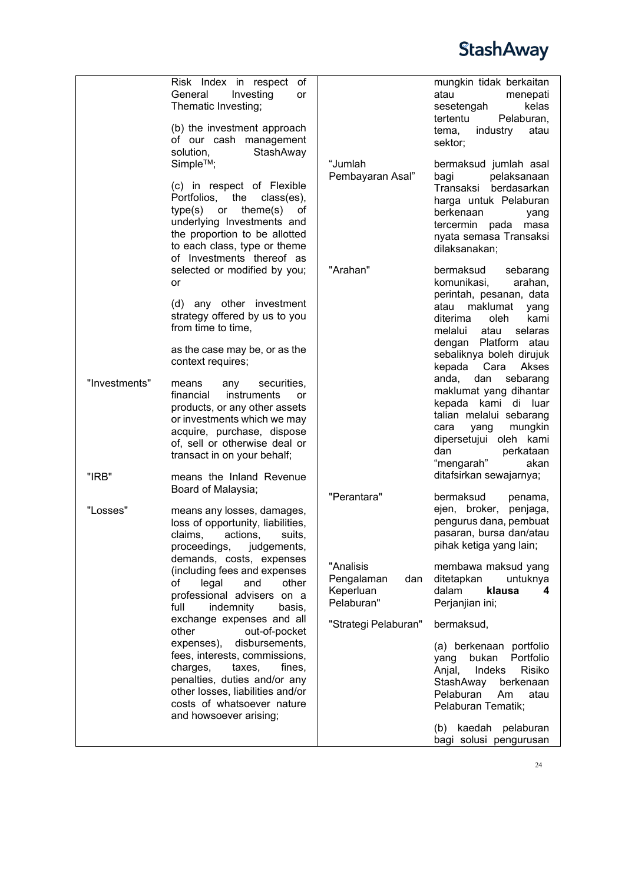| | | | |
|---|---|---|---|
| | Risk Index in respect of General Investing or Thematic Investing;<br><br>(b) the investment approach of our cash management solution, StashAway Simple™;<br><br>(c) in respect of Flexible Portfolios, the class(es), type(s) or theme(s) of underlying Investments and the proportion to be allotted to each class, type or theme of Investments thereof as selected or modified by you; or<br><br>(d) any other investment strategy offered by us to you from time to time,<br><br>as the case may be, or as the context requires; | | mungkin tidak berkaitan atau menepati sesetengah kelas tertentu Pelaburan, tema, industry atau sektor; |
| "Investments" | means any securities, financial instruments or products, or any other assets or investments which we may acquire, purchase, dispose of, sell or otherwise deal or transact in on your behalf; | "Jumlah Pembayaran Asal" | bermaksud jumlah asal bagi pelaksanaan Transaksi berdasarkan harga untuk Pelaburan berkenaan yang tercermin pada masa nyata semasa Transaksi dilaksanakan; |
| "IRB" | means the Inland Revenue Board of Malaysia; | "Arahan" | bermaksud sebarang komunikasi, arahan, perintah, pesanan, data atau maklumat yang diterima oleh kami melalui atau selaras dengan Platform atau sebaliknya boleh dirujuk kepada Cara Akses anda, dan sebarang maklumat yang dihantar kepada kami di luar talian melalui sebarang cara yang mungkin dipersetujui oleh kami dan perkataan "mengarah" akan ditafsirkan sewajarnya; |
| "Losses" | means any losses, damages, loss of opportunity, liabilities, claims, actions, suits, proceedings, judgements, demands, costs, expenses (including fees and expenses of legal and other professional advisers on a full indemnity basis, exchange expenses and all other out-of-pocket expenses), disbursements, fees, interests, commissions, charges, taxes, fines, penalties, duties and/or any other losses, liabilities and/or costs of whatsoever nature and howsoever arising; | "Perantara" | bermaksud penama, ejen, broker, penjaga, pengurus dana, pembuat pasaran, bursa dan/atau pihak ketiga yang lain; |
| | | "Analisis Pengalaman dan Keperluan Pelaburan" | membawa maksud yang ditetapkan untuknya dalam **klausa 4** Perjanjian ini; |
| | | "Strategi Pelaburan" | bermaksud,<br><br>(a) berkenaan portfolio yang bukan Portfolio Anjal, Indeks Risiko StashAway berkenaan Pelaburan Am atau Pelaburan Tematik;<br><br>(b) kaedah pelaburan bagi solusi pengurusan |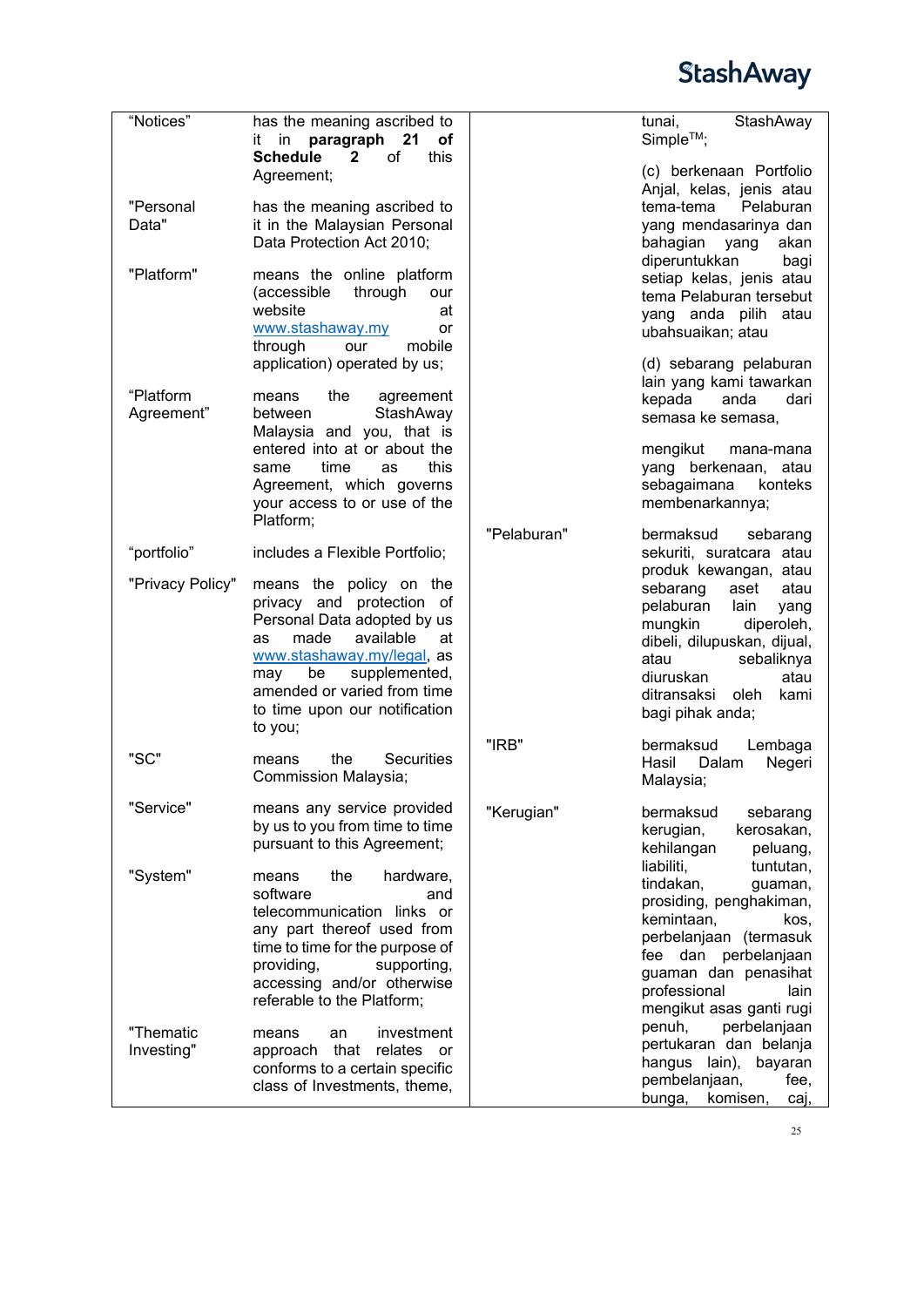| | | | |
|---|---|---|---|
| "Notices" | has the meaning ascribed to it in **paragraph 21 of Schedule 2** of this Agreement; | | tunai, StashAway Simple™; |
| | | | (c) berkenaan Portfolio Anjal, kelas, jenis atau tema-tema Pelaburan yang mendasarinya dan bahagian yang akan diperuntukkan bagi setiap kelas, jenis atau tema Pelaburan tersebut yang anda pilih atau ubahsuaikan; atau |
| "Personal Data" | has the meaning ascribed to it in the Malaysian Personal Data Protection Act 2010; | | |
| "Platform" | means the online platform (accessible through our website at www.stashaway.my or through our mobile application) operated by us; | | |
| "Platform Agreement" | means the agreement between StashAway Malaysia and you, that is entered into at or about the same time as this Agreement, which governs your access to or use of the Platform; | | (d) sebarang pelaburan lain yang kami tawarkan kepada anda dari semasa ke semasa, |
| | | | mengikut mana-mana yang berkenaan, atau sebagaimana konteks membenarkannya; |
| "portfolio" | includes a Flexible Portfolio; | "Pelaburan" | bermaksud sebarang sekuriti, suratcara atau produk kewangan, atau sebarang aset atau pelaburan lain yang mungkin diperoleh, dibeli, dilupuskan, dijual, atau sebaliknya diuruskan atau ditransaksi oleh kami bagi pihak anda; |
| "Privacy Policy" | means the policy on the privacy and protection of Personal Data adopted by us as made available at www.stashaway.my/legal, as may be supplemented, amended or varied from time to time upon our notification to you; | | |
| "SC" | means the Securities Commission Malaysia; | "IRB" | bermaksud Lembaga Hasil Dalam Negeri Malaysia; |
| "Service" | means any service provided by us to you from time to time pursuant to this Agreement; | "Kerugian" | bermaksud sebarang kerugian, kerosakan, kehilangan peluang, liabiliti, tuntutan, tindakan, guaman, prosiding, penghakiman, kemintaan, kos, perbelanjaan (termasuk fee dan perbelanjaan guaman dan penasihat professional lain mengikut asas ganti rugi penuh, perbelanjaan pertukaran dan belanja hangus lain), bayaran pembelanjaan, fee, bunga, komisen, caj, |
| "System" | means the hardware, software and telecommunication links or any part thereof used from time to time for the purpose of providing, supporting, accessing and/or otherwise referable to the Platform; | | |
| "Thematic Investing" | means an investment approach that relates or conforms to a certain specific class of Investments, theme, | | |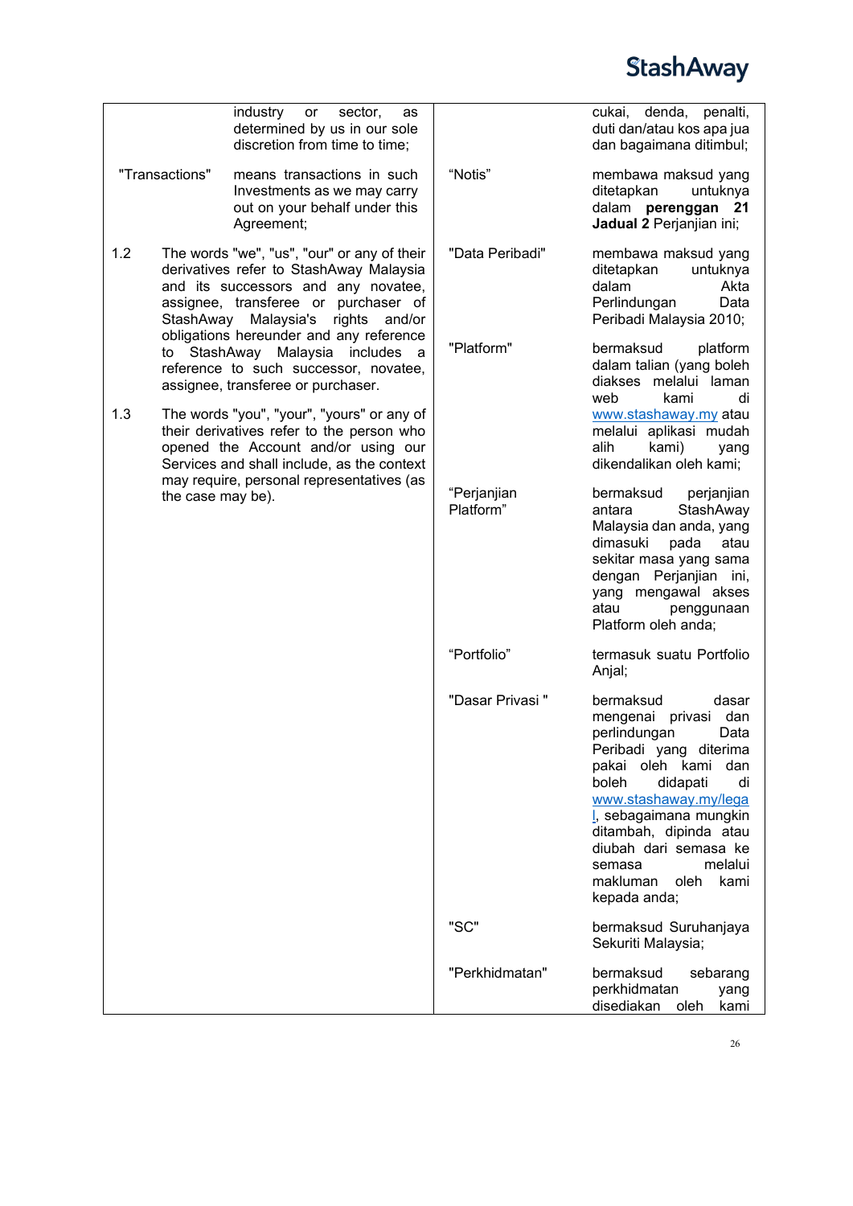| | |
|---|---|
| | industry or sector, as determined by us in our sole discretion from time to time; |
| "Transactions" | means transactions in such Investments as we may carry out on your behalf under this Agreement; |

1.2 The words "we", "us", "our" or any of their derivatives refer to StashAway Malaysia and its successors and any novatee, assignee, transferee or purchaser of StashAway Malaysia's rights and/or obligations hereunder and any reference to StashAway Malaysia includes a reference to such successor, novatee, assignee, transferee or purchaser.

1.3 The words "you", "your", "yours" or any of their derivatives refer to the person who opened the Account and/or using our Services and shall include, as the context may require, personal representatives (as the case may be).

| | |
|---|---|
| | cukai, denda, penalti, duti dan/atau kos apa jua dan bagaimana ditimbul; |
| "Notis" | membawa maksud yang ditetapkan untuknya dalam **perenggan 21 Jadual 2** Perjanjian ini; |
| "Data Peribadi" | membawa maksud yang ditetapkan untuknya dalam Akta Perlindungan Data Peribadi Malaysia 2010; |
| "Platform" | bermaksud platform dalam talian (yang boleh diakses melalui laman web kami di [www.stashaway.my](www.stashaway.my) atau melalui aplikasi mudah alih kami) yang dikendalikan oleh kami; |
| "Perjanjian Platform" | bermaksud perjanjian antara StashAway Malaysia dan anda, yang dimasuki pada atau sekitar masa yang sama dengan Perjanjian ini, yang mengawal akses atau penggunaan Platform oleh anda; |
| "Portfolio" | termasuk suatu Portfolio Anjal; |
| "Dasar Privasi " | bermaksud dasar mengenai privasi dan perlindungan Data Peribadi yang diterima pakai oleh kami dan boleh didapati di [www.stashaway.my/legal](www.stashaway.my/legal), sebagaimana mungkin ditambah, dipinda atau diubah dari semasa ke semasa melalui makluman oleh kami kepada anda; |
| "SC" | bermaksud Suruhanjaya Sekuriti Malaysia; |
| "Perkhidmatan" | bermaksud sebarang perkhidmatan yang disediakan oleh kami |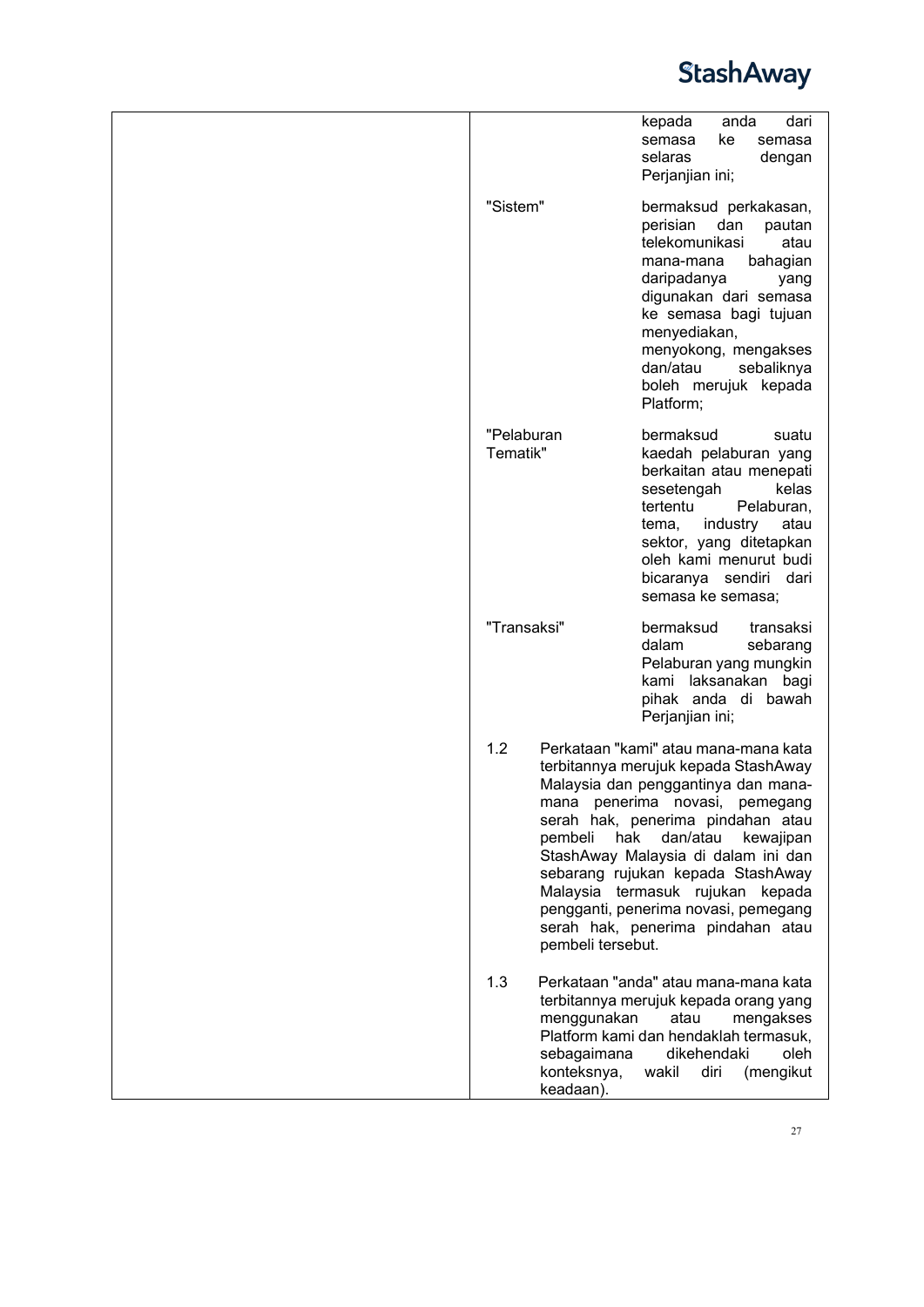| | |
|---|---|
| | kepada anda dari semasa ke semasa selaras dengan Perjanjian ini; |
| "Sistem" | bermaksud perkakasan, perisian dan pautan telekomunikasi atau mana-mana bahagian daripadanya yang digunakan dari semasa ke semasa bagi tujuan menyediakan, menyokong, mengakses dan/atau sebaliknya boleh merujuk kepada Platform; |
| "Pelaburan Tematik" | bermaksud suatu kaedah pelaburan yang berkaitan atau menepati sesetengah kelas tertentu Pelaburan, tema, industry atau sektor, yang ditetapkan oleh kami menurut budi bicaranya sendiri dari semasa ke semasa; |
| "Transaksi" | bermaksud transaksi dalam sebarang Pelaburan yang mungkin kami laksanakan bagi pihak anda di bawah Perjanjian ini; |

1.2 Perkataan "kami" atau mana-mana kata terbitannya merujuk kepada StashAway Malaysia dan penggantinya dan mana-mana penerima novasi, pemegang serah hak, penerima pindahan atau pembeli hak dan/atau kewajipan StashAway Malaysia di dalam ini dan sebarang rujukan kepada StashAway Malaysia termasuk rujukan kepada pengganti, penerima novasi, pemegang serah hak, penerima pindahan atau pembeli tersebut.

1.3 Perkataan "anda" atau mana-mana kata terbitannya merujuk kepada orang yang menggunakan atau mengakses Platform kami dan hendaklah termasuk, sebagaimana dikehendaki oleh konteksnya, wakil diri (mengikut keadaan).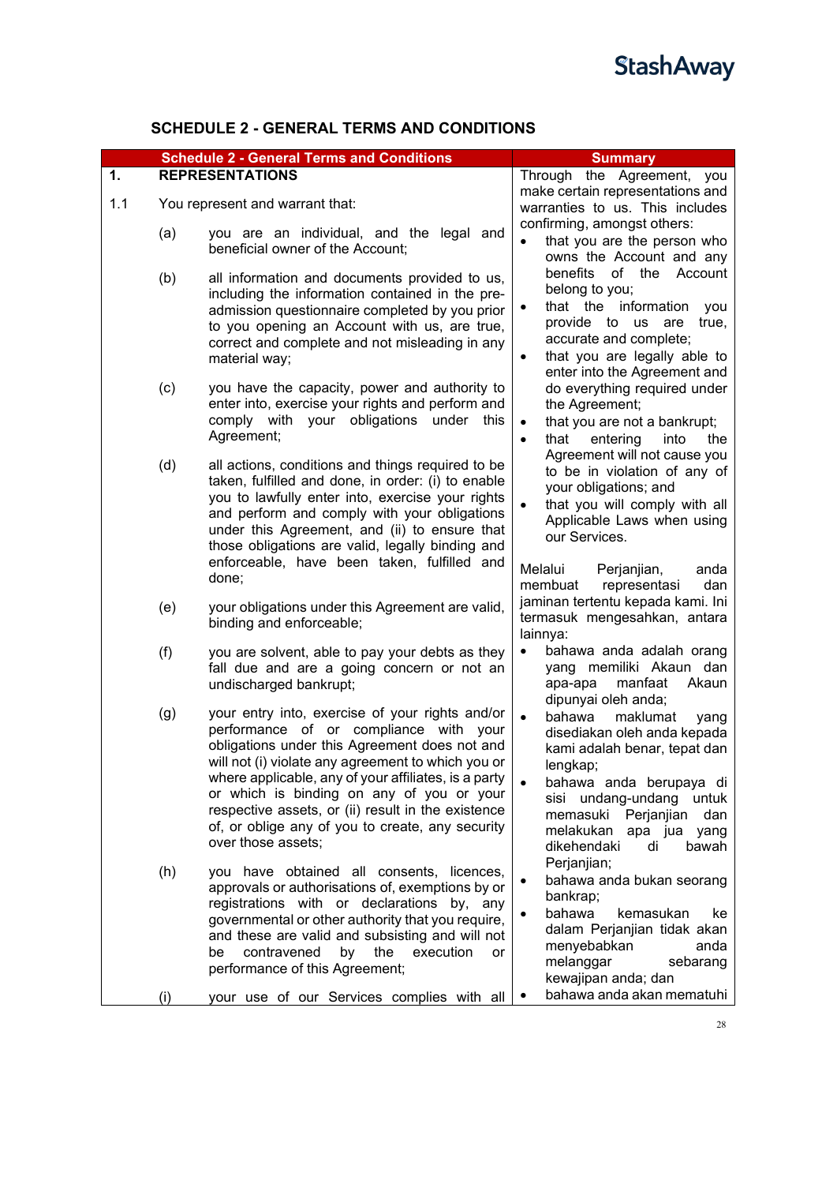# SCHEDULE 2 - GENERAL TERMS AND CONDITIONS

| Schedule 2 - General Terms and Conditions | Summary |
|---|---|
| **1. REPRESENTATIONS**<br><br>1.1 You represent and warrant that:<br><br>(a) you are an individual, and the legal and beneficial owner of the Account;<br><br>(b) all information and documents provided to us, including the information contained in the pre-admission questionnaire completed by you prior to you opening an Account with us, are true, correct and complete and not misleading in any material way;<br><br>(c) you have the capacity, power and authority to enter into, exercise your rights and perform and comply with your obligations under this Agreement;<br><br>(d) all actions, conditions and things required to be taken, fulfilled and done, in order: (i) to enable you to lawfully enter into, exercise your rights and perform and comply with your obligations under this Agreement, and (ii) to ensure that those obligations are valid, legally binding and enforceable, have been taken, fulfilled and done;<br><br>(e) your obligations under this Agreement are valid, binding and enforceable;<br><br>(f) you are solvent, able to pay your debts as they fall due and are a going concern or not an undischarged bankrupt;<br><br>(g) your entry into, exercise of your rights and/or performance of or compliance with your obligations under this Agreement does not and will not (i) violate any agreement to which you or where applicable, any of your affiliates, is a party or which is binding on any of you or your respective assets, or (ii) result in the existence of, or oblige any of you to create, any security over those assets;<br><br>(h) you have obtained all consents, licences, approvals or authorisations of, exemptions by or registrations with or declarations by, any governmental or other authority that you require, and these are valid and subsisting and will not be contravened by the execution or performance of this Agreement;<br><br>(i) your use of our Services complies with all | Through the Agreement, you make certain representations and warranties to us. This includes confirming, amongst others:<br>• that you are the person who owns the Account and any benefits of the Account belong to you;<br>• that the information you provide to us are true, accurate and complete;<br>• that you are legally able to enter into the Agreement and do everything required under the Agreement;<br>• that you are not a bankrupt;<br>• that entering into the Agreement will not cause you to be in violation of any of your obligations; and<br>• that you will comply with all Applicable Laws when using our Services.<br><br>Melalui Perjanjian, anda membuat representasi dan jaminan tertentu kepada kami. Ini termasuk mengesahkan, antara lainnya:<br>• bahawa anda adalah orang yang memiliki Akaun dan apa-apa manfaat Akaun dipunyai oleh anda;<br>• bahawa maklumat yang disediakan oleh anda kepada kami adalah benar, tepat dan lengkap;<br>• bahawa anda berupaya di sisi undang-undang untuk memasuki Perjanjian dan melakukan apa jua yang dikehendaki di bawah Perjanjian;<br>• bahawa anda bukan seorang bankrap;<br>• bahawa kemasukan ke dalam Perjanjian tidak akan menyebabkan anda melanggar sebarang kewajipan anda; dan<br>• bahawa anda akan mematuhi |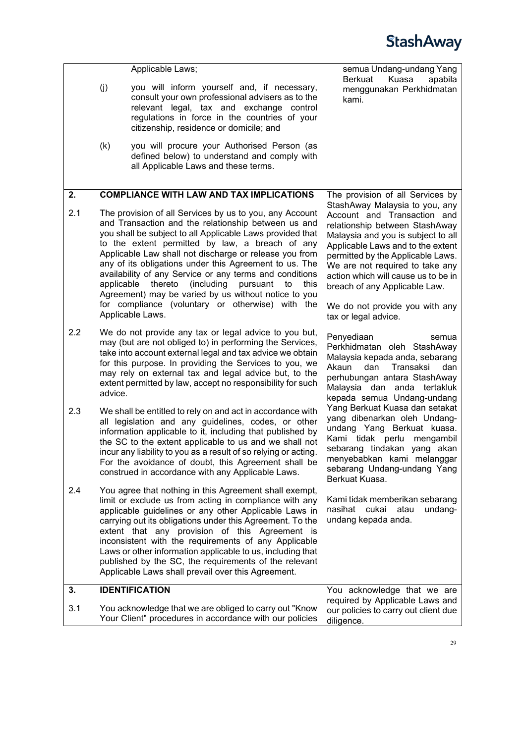| | | |
|---|---|---|
| | Applicable Laws;<br><br>(j) you will inform yourself and, if necessary, consult your own professional advisers as to the relevant legal, tax and exchange control regulations in force in the countries of your citizenship, residence or domicile; and<br><br>(k) you will procure your Authorised Person (as defined below) to understand and comply with all Applicable Laws and these terms. | semua Undang-undang Yang Berkuat Kuasa apabila menggunakan Perkhidmatan kami. |
| **2.** | **COMPLIANCE WITH LAW AND TAX IMPLICATIONS** | The provision of all Services by StashAway Malaysia to you, any Account and Transaction and relationship between StashAway Malaysia and you is subject to all Applicable Laws and to the extent permitted by the Applicable Laws. We are not required to take any action which will cause us to be in breach of any Applicable Law.<br><br>We do not provide you with any tax or legal advice.<br><br>Penyediaan semua Perkhidmatan oleh StashAway Malaysia kepada anda, sebarang Akaun dan Transaksi dan perhubungan antara StashAway Malaysia dan anda tertakluk kepada semua Undang-undang Yang Berkuat Kuasa dan setakat yang dibenarkan oleh Undang-undang Yang Berkuat kuasa. Kami tidak perlu mengambil sebarang tindakan yang akan menyebabkan kami melanggar sebarang Undang-undang Yang Berkuat Kuasa.<br><br>Kami tidak memberikan sebarang nasihat cukai atau undang-undang kepada anda. |
| 2.1 | The provision of all Services by us to you, any Account and Transaction and the relationship between us and you shall be subject to all Applicable Laws provided that to the extent permitted by law, a breach of any Applicable Law shall not discharge or release you from any of its obligations under this Agreement to us. The availability of any Service or any terms and conditions applicable thereto (including pursuant to this Agreement) may be varied by us without notice to you for compliance (voluntary or otherwise) with the Applicable Laws. | |
| 2.2 | We do not provide any tax or legal advice to you but, may (but are not obliged to) in performing the Services, take into account external legal and tax advice we obtain for this purpose. In providing the Services to you, we may rely on external tax and legal advice but, to the extent permitted by law, accept no responsibility for such advice. | |
| 2.3 | We shall be entitled to rely on and act in accordance with all legislation and any guidelines, codes, or other information applicable to it, including that published by the SC to the extent applicable to us and we shall not incur any liability to you as a result of so relying or acting. For the avoidance of doubt, this Agreement shall be construed in accordance with any Applicable Laws. | |
| 2.4 | You agree that nothing in this Agreement shall exempt, limit or exclude us from acting in compliance with any applicable guidelines or any other Applicable Laws in carrying out its obligations under this Agreement. To the extent that any provision of this Agreement is inconsistent with the requirements of any Applicable Laws or other information applicable to us, including that published by the SC, the requirements of the relevant Applicable Laws shall prevail over this Agreement. | |
| **3.** | **IDENTIFICATION** | You acknowledge that we are required by Applicable Laws and our policies to carry out client due diligence. |
| 3.1 | You acknowledge that we are obliged to carry out "Know Your Client" procedures in accordance with our policies | |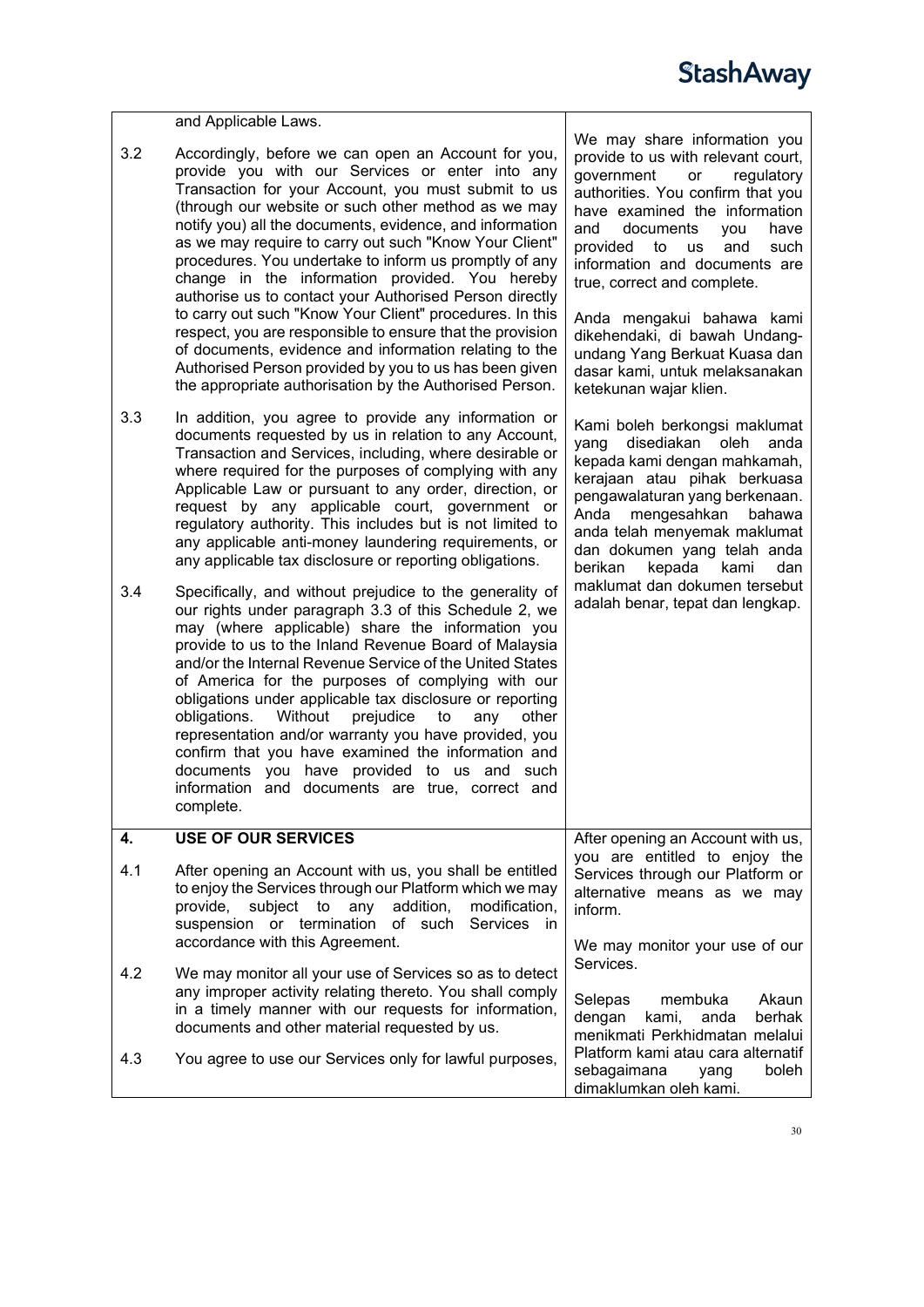| | | |
|---|---|---|
| | and Applicable Laws. | We may share information you provide to us with relevant court, government or regulatory authorities. You confirm that you have examined the information and documents you have provided to us and such information and documents are true, correct and complete. |
| 3.2 | Accordingly, before we can open an Account for you, provide you with our Services or enter into any Transaction for your Account, you must submit to us (through our website or such other method as we may notify you) all the documents, evidence, and information as we may require to carry out such "Know Your Client" procedures. You undertake to inform us promptly of any change in the information provided. You hereby authorise us to contact your Authorised Person directly to carry out such "Know Your Client" procedures. In this respect, you are responsible to ensure that the provision of documents, evidence and information relating to the Authorised Person provided by you to us has been given the appropriate authorisation by the Authorised Person. | Anda mengakui bahawa kami dikehendaki, di bawah Undang-undang Yang Berkuat Kuasa dan dasar kami, untuk melaksanakan ketekunan wajar klien. |
| 3.3 | In addition, you agree to provide any information or documents requested by us in relation to any Account, Transaction and Services, including, where desirable or where required for the purposes of complying with any Applicable Law or pursuant to any order, direction, or request by any applicable court, government or regulatory authority. This includes but is not limited to any applicable anti-money laundering requirements, or any applicable tax disclosure or reporting obligations. | Kami boleh berkongsi maklumat yang disediakan oleh anda kepada kami dengan mahkamah, kerajaan atau pihak berkuasa pengawaluran yang berkenaan. Anda mengesahkan bahawa anda telah menyemak maklumat dan dokumen yang telah anda berikan kepada kami dan maklumat dan dokumen tersebut adalah benar, tepat dan lengkap. |
| 3.4 | Specifically, and without prejudice to the generality of our rights under paragraph 3.3 of this Schedule 2, we may (where applicable) share the information you provide to us to the Inland Revenue Board of Malaysia and/or the Internal Revenue Service of the United States of America for the purposes of complying with our obligations under applicable tax disclosure or reporting obligations. Without prejudice to any other representation and/or warranty you have provided, you confirm that you have examined the information and documents you have provided to us and such information and documents are true, correct and complete. | |
| **4.** | **USE OF OUR SERVICES** | After opening an Account with us, you are entitled to enjoy the Services through our Platform or alternative means as we may inform. |
| 4.1 | After opening an Account with us, you shall be entitled to enjoy the Services through our Platform which we may provide, subject to any addition, modification, suspension or termination of such Services in accordance with this Agreement. | We may monitor your use of our Services. |
| 4.2 | We may monitor all your use of Services so as to detect any improper activity relating thereto. You shall comply in a timely manner with our requests for information, documents and other material requested by us. | Selepas membuka Akaun dengan kami, anda berhak menikmati Perkhidmatan melalui Platform kami atau cara alternatif sebagaimana yang boleh dimaklumkan oleh kami. |
| 4.3 | You agree to use our Services only for lawful purposes, | |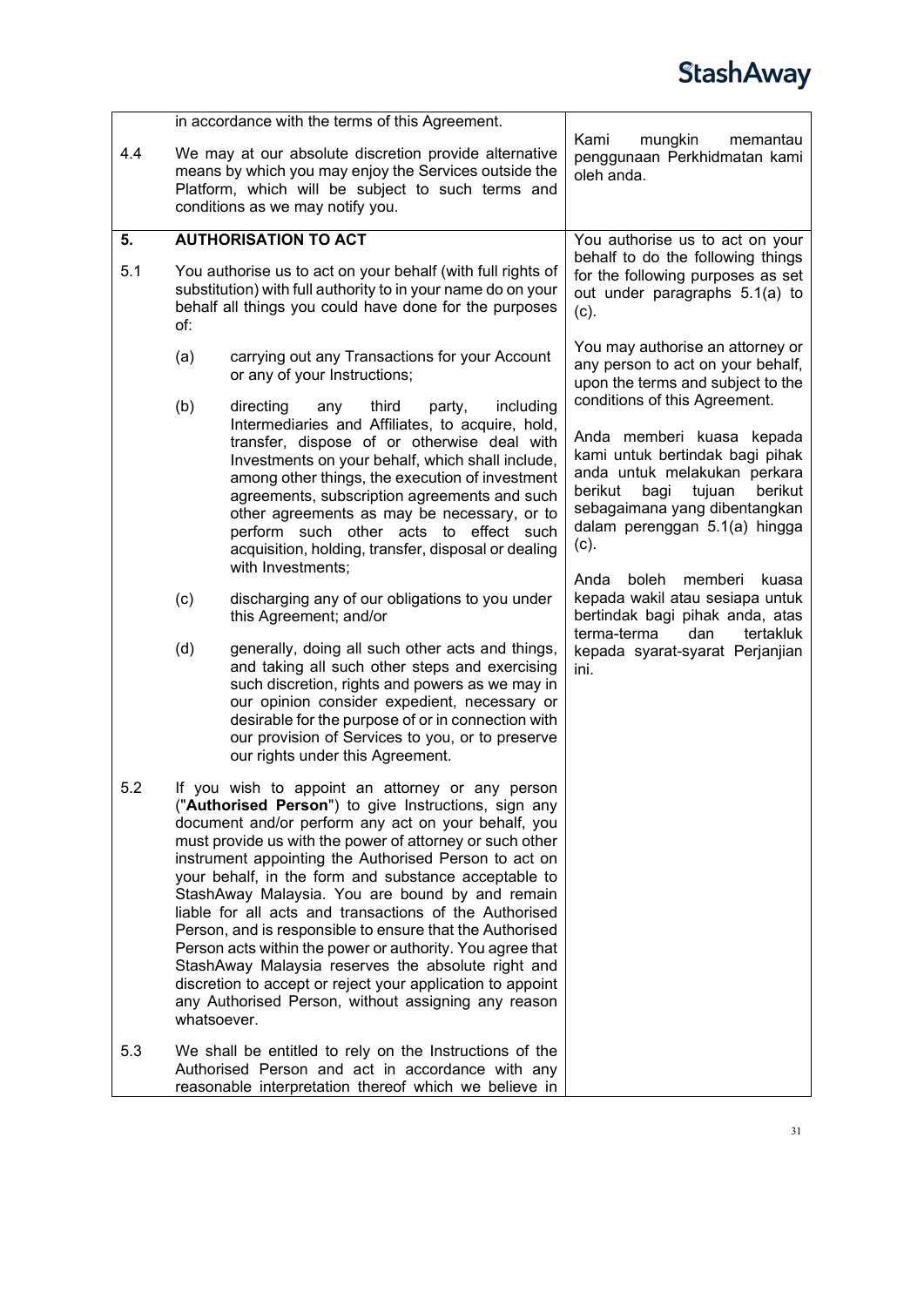| | | |
|---|---|---|
| | in accordance with the terms of this Agreement. | Kami mungkin memantau penggunaan Perkhidmatan kami oleh anda. |
| 4.4 | We may at our absolute discretion provide alternative means by which you may enjoy the Services outside the Platform, which will be subject to such terms and conditions as we may notify you. | |
| **5.** | **AUTHORISATION TO ACT** | You authorise us to act on your behalf to do the following things for the following purposes as set out under paragraphs 5.1(a) to (c).<br><br>You may authorise an attorney or any person to act on your behalf, upon the terms and subject to the conditions of this Agreement.<br><br>Anda memberi kuasa kepada kami untuk bertindak bagi pihak anda untuk melakukan perkara berikut bagi tujuan berikut sebagaimana yang dibentangkan dalam perenggan 5.1(a) hingga (c).<br><br>Anda boleh memberi kuasa kepada wakil atau sesiapa untuk bertindak bagi pihak anda, atas terma-terma dan tertakluk kepada syarat-syarat Perjanjian ini. |
| 5.1 | You authorise us to act on your behalf (with full rights of substitution) with full authority to in your name do on your behalf all things you could have done for the purposes of:<br><br>(a) carrying out any Transactions for your Account or any of your Instructions;<br><br>(b) directing any third party, including Intermediaries and Affiliates, to acquire, hold, transfer, dispose of or otherwise deal with Investments on your behalf, which shall include, among other things, the execution of investment agreements, subscription agreements and such other agreements as may be necessary, or to perform such other acts to effect such acquisition, holding, transfer, disposal or dealing with Investments;<br><br>(c) discharging any of our obligations to you under this Agreement; and/or<br><br>(d) generally, doing all such other acts and things, and taking all such other steps and exercising such discretion, rights and powers as we may in our opinion consider expedient, necessary or desirable for the purpose of or in connection with our provision of Services to you, or to preserve our rights under this Agreement. | |
| 5.2 | If you wish to appoint an attorney or any person ("**Authorised Person**") to give Instructions, sign any document and/or perform any act on your behalf, you must provide us with the power of attorney or such other instrument appointing the Authorised Person to act on your behalf, in the form and substance acceptable to StashAway Malaysia. You are bound by and remain liable for all acts and transactions of the Authorised Person, and is responsible to ensure that the Authorised Person acts within the power or authority. You agree that StashAway Malaysia reserves the absolute right and discretion to accept or reject your application to appoint any Authorised Person, without assigning any reason whatsoever. | |
| 5.3 | We shall be entitled to rely on the Instructions of the Authorised Person and act in accordance with any reasonable interpretation thereof which we believe in | |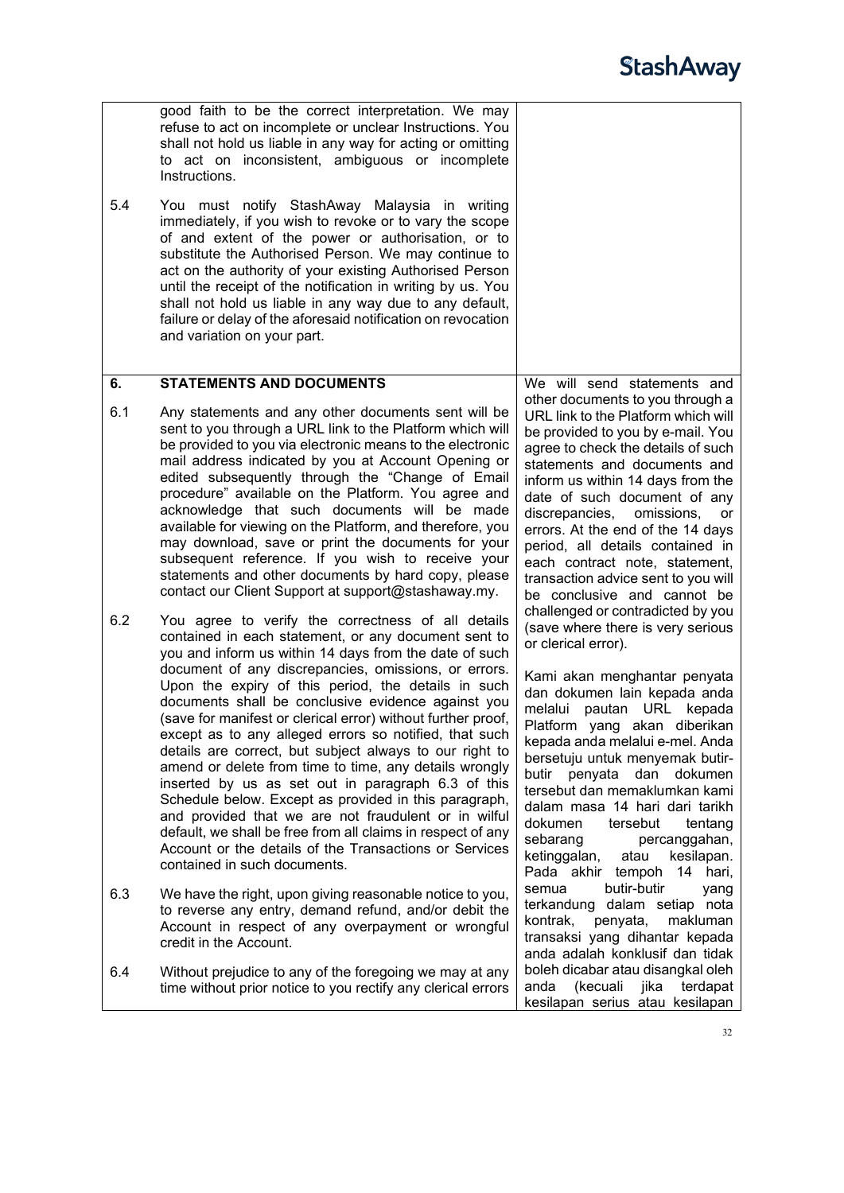| | | |
|---|---|---|
| | good faith to be the correct interpretation. We may refuse to act on incomplete or unclear Instructions. You shall not hold us liable in any way for acting or omitting to act on inconsistent, ambiguous or incomplete Instructions. | |
| 5.4 | You must notify StashAway Malaysia in writing immediately, if you wish to revoke or to vary the scope of and extent of the power or authorisation, or to substitute the Authorised Person. We may continue to act on the authority of your existing Authorised Person until the receipt of the notification in writing by us. You shall not hold us liable in any way due to any default, failure or delay of the aforesaid notification on revocation and variation on your part. | |
| **6.** | **STATEMENTS AND DOCUMENTS** | We will send statements and other documents to you through a URL link to the Platform which will be provided to you by e-mail. You agree to check the details of such statements and documents and inform us within 14 days from the date of such document of any discrepancies, omissions, or errors. At the end of the 14 days period, all details contained in each contract note, statement, transaction advice sent to you will be conclusive and cannot be challenged or contradicted by you (save where there is very serious or clerical error).<br><br>Kami akan menghantar penyata dan dokumen lain kepada anda melalui pautan URL kepada Platform yang akan diberikan kepada anda melalui e-mel. Anda bersetuju untuk menyemak butir-butir penyata dan dokumen tersebut dan memaklumkan kami dalam masa 14 hari dari tarikh dokumen tersebut tentang sebarang percanggahan, ketinggalan, atau kesilapan. Pada akhir tempoh 14 hari, semua butir-butir yang terkandung dalam setiap nota kontrak, penyata, makluman transaksi yang dihantar kepada anda adalah konklusif dan tidak boleh dicabar atau disangkal oleh anda (kecuali jika terdapat kesilapan serius atau kesilapan |
| 6.1 | Any statements and any other documents sent will be sent to you through a URL link to the Platform which will be provided to you via electronic means to the electronic mail address indicated by you at Account Opening or edited subsequently through the "Change of Email procedure" available on the Platform. You agree and acknowledge that such documents will be made available for viewing on the Platform, and therefore, you may download, save or print the documents for your subsequent reference. If you wish to receive your statements and other documents by hard copy, please contact our Client Support at support@stashaway.my. | |
| 6.2 | You agree to verify the correctness of all details contained in each statement, or any document sent to you and inform us within 14 days from the date of such document of any discrepancies, omissions, or errors. Upon the expiry of this period, the details in such documents shall be conclusive evidence against you (save for manifest or clerical error) without further proof, except as to any alleged errors so notified, that such details are correct, but subject always to our right to amend or delete from time to time, any details wrongly inserted by us as set out in paragraph 6.3 of this Schedule below. Except as provided in this paragraph, and provided that we are not fraudulent or in wilful default, we shall be free from all claims in respect of any Account or the details of the Transactions or Services contained in such documents. | |
| 6.3 | We have the right, upon giving reasonable notice to you, to reverse any entry, demand refund, and/or debit the Account in respect of any overpayment or wrongful credit in the Account. | |
| 6.4 | Without prejudice to any of the foregoing we may at any time without prior notice to you rectify any clerical errors | |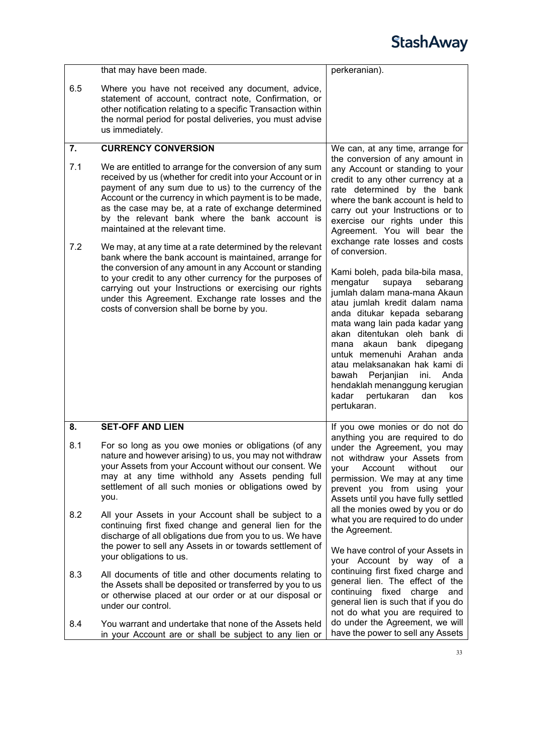| | | |
|---|---|---|
| | that may have been made. | perkeranian). |
| 6.5 | Where you have not received any document, advice, statement of account, contract note, Confirmation, or other notification relating to a specific Transaction within the normal period for postal deliveries, you must advise us immediately. | |
| **7.** | **CURRENCY CONVERSION** | We can, at any time, arrange for the conversion of any amount in any Account or standing to your credit to any other currency at a rate determined by the bank where the bank account is held to carry out your Instructions or to exercise our rights under this Agreement. You will bear the exchange rate losses and costs of conversion.<br><br>Kami boleh, pada bila-bila masa, mengatur supaya sebarang jumlah dalam mana-mana Akaun atau jumlah kredit dalam nama anda ditukar kepada sebarang mata wang lain pada kadar yang akan ditentukan oleh bank di mana akaun bank dipegang untuk memenuhi Arahan anda atau melaksanakan hak kami di bawah Perjanjian ini. Anda hendaklah menanggung kerugian kadar pertukaran dan kos pertukaran. |
| 7.1 | We are entitled to arrange for the conversion of any sum received by us (whether for credit into your Account or in payment of any sum due to us) to the currency of the Account or the currency in which payment is to be made, as the case may be, at a rate of exchange determined by the relevant bank where the bank account is maintained at the relevant time. | |
| 7.2 | We may, at any time at a rate determined by the relevant bank where the bank account is maintained, arrange for the conversion of any amount in any Account or standing to your credit to any other currency for the purposes of carrying out your Instructions or exercising our rights under this Agreement. Exchange rate losses and the costs of conversion shall be borne by you. | |
| **8.** | **SET-OFF AND LIEN** | If you owe monies or do not do anything you are required to do under the Agreement, you may not withdraw your Assets from your Account without our permission. We may at any time prevent you from using your Assets until you have fully settled all the monies owed by you or do what you are required to do under the Agreement.<br><br>We have control of your Assets in your Account by way of a continuing first fixed charge and general lien. The effect of the continuing fixed charge and general lien is such that if you do not do what you are required to do under the Agreement, we will have the power to sell any Assets |
| 8.1 | For so long as you owe monies or obligations (of any nature and however arising) to us, you may not withdraw your Assets from your Account without our consent. We may at any time withhold any Assets pending full settlement of all such monies or obligations owed by you. | |
| 8.2 | All your Assets in your Account shall be subject to a continuing first fixed change and general lien for the discharge of all obligations due from you to us. We have the power to sell any Assets in or towards settlement of your obligations to us. | |
| 8.3 | All documents of title and other documents relating to the Assets shall be deposited or transferred by you to us or otherwise placed at our order or at our disposal or under our control. | |
| 8.4 | You warrant and undertake that none of the Assets held in your Account are or shall be subject to any lien or | |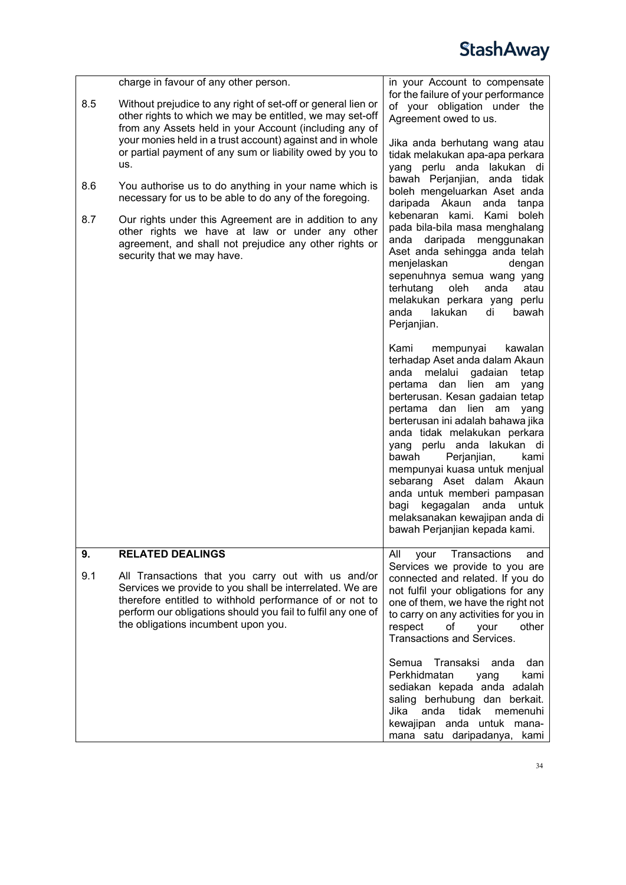| | | |
|---|---|---|
| | charge in favour of any other person. | in your Account to compensate for the failure of your performance of your obligation under the Agreement owed to us. |
| 8.5 | Without prejudice to any right of set-off or general lien or other rights to which we may be entitled, we may set-off from any Assets held in your Account (including any of your monies held in a trust account) against and in whole or partial payment of any sum or liability owed by you to us. | Jika anda berhutang wang atau tidak melakukan apa-apa perkara yang perlu anda lakukan di bawah Perjanjian, anda tidak boleh mengeluarkan Aset anda daripada Akaun anda tanpa kebenaran kami. Kami boleh pada bila-bila masa menghalang anda daripada menggunakan Aset anda sehingga anda telah menjelaskan dengan sepenuhnya semua wang yang terhutang oleh anda atau melakukan perkara yang perlu anda lakukan di bawah Perjanjian. |
| 8.6 | You authorise us to do anything in your name which is necessary for us to be able to do any of the foregoing. | |
| 8.7 | Our rights under this Agreement are in addition to any other rights we have at law or under any other agreement, and shall not prejudice any other rights or security that we may have. | Kami mempunyai kawalan terhadap Aset anda dalam Akaun anda melalui gadaian tetap pertama dan lien am yang berterusan. Kesan gadaian tetap pertama dan lien am yang berterusan ini adalah bahawa jika anda tidak melakukan perkara yang perlu anda lakukan di bawah Perjanjian, kami mempunyai kuasa untuk menjual sebarang Aset dalam Akaun anda untuk memberi pampasan bagi kegagalan anda untuk melaksanakan kewajipan anda di bawah Perjanjian kepada kami. |
| **9.** | **RELATED DEALINGS** | All your Transactions and Services we provide to you are connected and related. If you do not fulfil your obligations for any one of them, we have the right not to carry on any activities for you in respect of your other Transactions and Services. |
| 9.1 | All Transactions that you carry out with us and/or Services we provide to you shall be interrelated. We are therefore entitled to withhold performance of or not to perform our obligations should you fail to fulfil any one of the obligations incumbent upon you. | Semua Transaksi anda dan Perkhidmatan yang kami sediakan kepada anda adalah saling berhubung dan berkait. Jika anda tidak memenuhi kewajipan anda untuk mana-mana satu daripadanya, kami |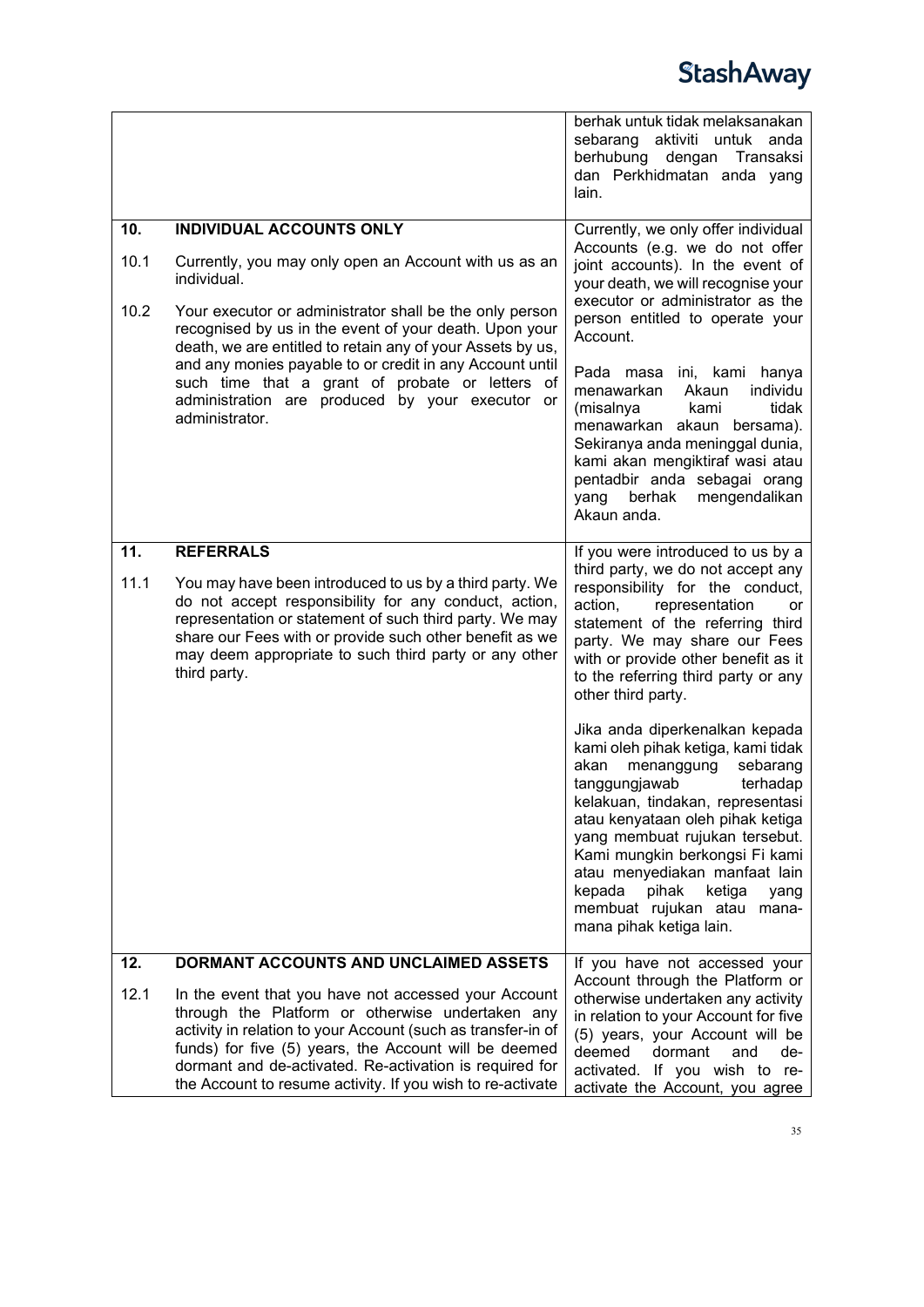| | | |
|---|---|---|
| | | berhak untuk tidak melaksanakan sebarang aktiviti untuk anda berhubung dengan Transaksi dan Perkhidmatan anda yang lain. |
| **10.** | **INDIVIDUAL ACCOUNTS ONLY** | Currently, we only offer individual Accounts (e.g. we do not offer joint accounts). In the event of your death, we will recognise your executor or administrator as the person entitled to operate your Account.<br><br>Pada masa ini, kami hanya menawarkan Akaun individu (misalnya kami tidak menawarkan akaun bersama). Sekiranya anda meninggal dunia, kami akan mengiktiraf wasi atau pentadbir anda sebagai orang yang berhak mengendalikan Akaun anda. |
| 10.1 | Currently, you may only open an Account with us as an individual. | |
| 10.2 | Your executor or administrator shall be the only person recognised by us in the event of your death. Upon your death, we are entitled to retain any of your Assets by us, and any monies payable to or credit in any Account until such time that a grant of probate or letters of administration are produced by your executor or administrator. | |
| **11.** | **REFERRALS** | If you were introduced to us by a third party, we do not accept any responsibility for the conduct, action, representation or statement of the referring third party. We may share our Fees with or provide other benefit as it to the referring third party or any other third party.<br><br>Jika anda diperkenalkan kepada kami oleh pihak ketiga, kami tidak akan menanggung sebarang tanggungjawab terhadap kelakuan, tindakan, representasi atau kenyataan oleh pihak ketiga yang membuat rujukan tersebut. Kami mungkin berkongsi Fi kami atau menyediakan manfaat lain kepada pihak ketiga yang membuat rujukan atau mana-mana pihak ketiga lain. |
| 11.1 | You may have been introduced to us by a third party. We do not accept responsibility for any conduct, action, representation or statement of such third party. We may share our Fees with or provide such other benefit as we may deem appropriate to such third party or any other third party. | |
| **12.** | **DORMANT ACCOUNTS AND UNCLAIMED ASSETS** | If you have not accessed your Account through the Platform or otherwise undertaken any activity in relation to your Account for five (5) years, your Account will be deemed dormant and de-activated. If you wish to re-activate the Account, you agree |
| 12.1 | In the event that you have not accessed your Account through the Platform or otherwise undertaken any activity in relation to your Account (such as transfer-in of funds) for five (5) years, the Account will be deemed dormant and de-activated. Re-activation is required for the Account to resume activity. If you wish to re-activate | |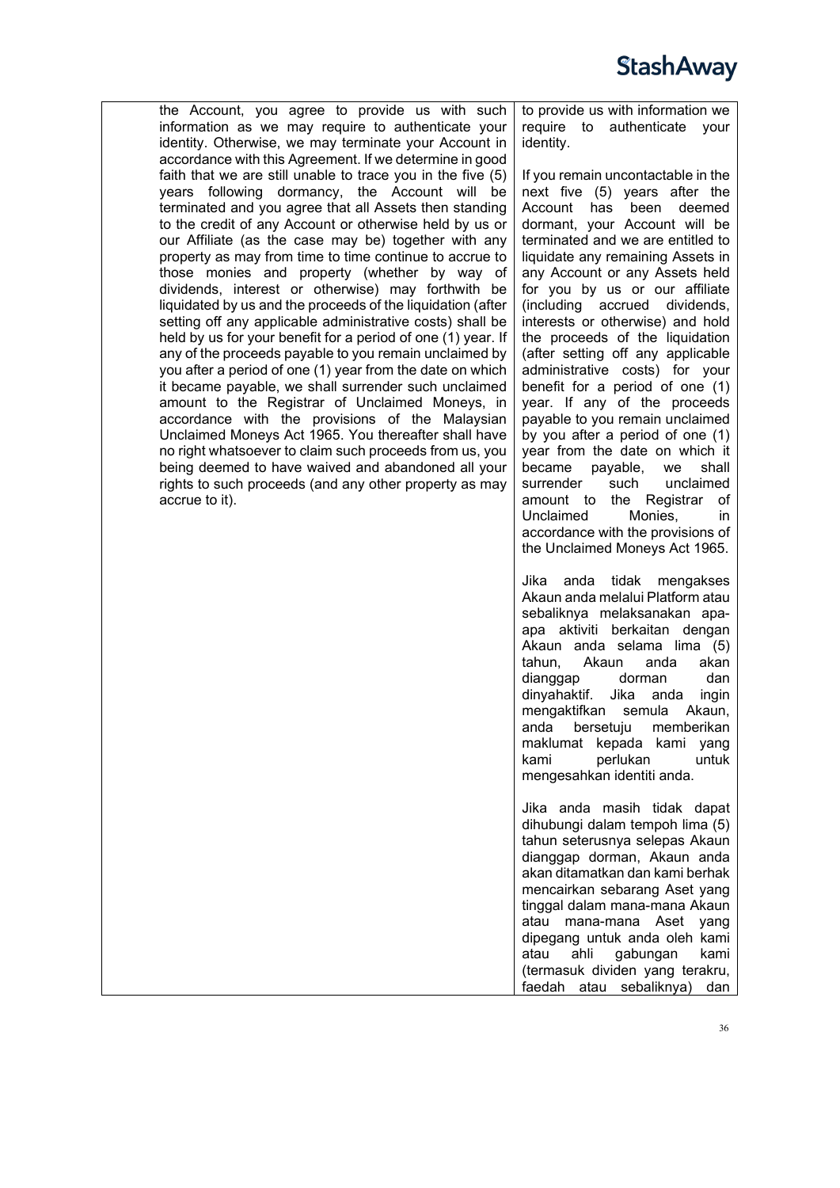| | | |
|---|---|---|
| | the Account, you agree to provide us with such information as we may require to authenticate your identity. Otherwise, we may terminate your Account in accordance with this Agreement. If we determine in good faith that we are still unable to trace you in the five (5) years following dormancy, the Account will be terminated and you agree that all Assets then standing to the credit of any Account or otherwise held by us or our Affiliate (as the case may be) together with any property as may from time to time continue to accrue to those monies and property (whether by way of dividends, interest or otherwise) may forthwith be liquidated by us and the proceeds of the liquidation (after setting off any applicable administrative costs) shall be held by us for your benefit for a period of one (1) year. If any of the proceeds payable to you remain unclaimed by you after a period of one (1) year from the date on which it became payable, we shall surrender such unclaimed amount to the Registrar of Unclaimed Moneys, in accordance with the provisions of the Malaysian Unclaimed Moneys Act 1965. You thereafter shall have no right whatsoever to claim such proceeds from us, you being deemed to have waived and abandoned all your rights to such proceeds (and any other property as may accrue to it). | to provide us with information we require to authenticate your identity.<br><br>If you remain uncontactable in the next five (5) years after the Account has been deemed dormant, your Account will be terminated and we are entitled to liquidate any remaining Assets in any Account or any Assets held for you by us or our affiliate (including accrued dividends, interests or otherwise) and hold the proceeds of the liquidation (after setting off any applicable administrative costs) for your benefit for a period of one (1) year. If any of the proceeds payable to you remain unclaimed by you after a period of one (1) year from the date on which it became payable, we shall surrender such unclaimed amount to the Registrar of Unclaimed Monies, in accordance with the provisions of the Unclaimed Moneys Act 1965.<br><br>Jika anda tidak mengakses Akaun anda melalui Platform atau sebaliknya melaksanakan apa-apa aktiviti berkaitan dengan Akaun anda selama lima (5) tahun, Akaun anda akan dianggap dorman dan dinyahaktif. Jika anda ingin mengaktifkan semula Akaun, anda bersetuju memberikan maklumat kepada kami yang kami perlukan untuk mengesahkan identiti anda.<br><br>Jika anda masih tidak dapat dihubungi dalam tempoh lima (5) tahun seterusnya selepas Akaun dianggap dorman, Akaun anda akan ditamatkan dan kami berhak mencairkan sebarang Aset yang tinggal dalam mana-mana Akaun atau mana-mana Aset yang dipegang untuk anda oleh kami atau ahli gabungan kami (termasuk dividen yang terakru, faedah atau sebaliknya) dan |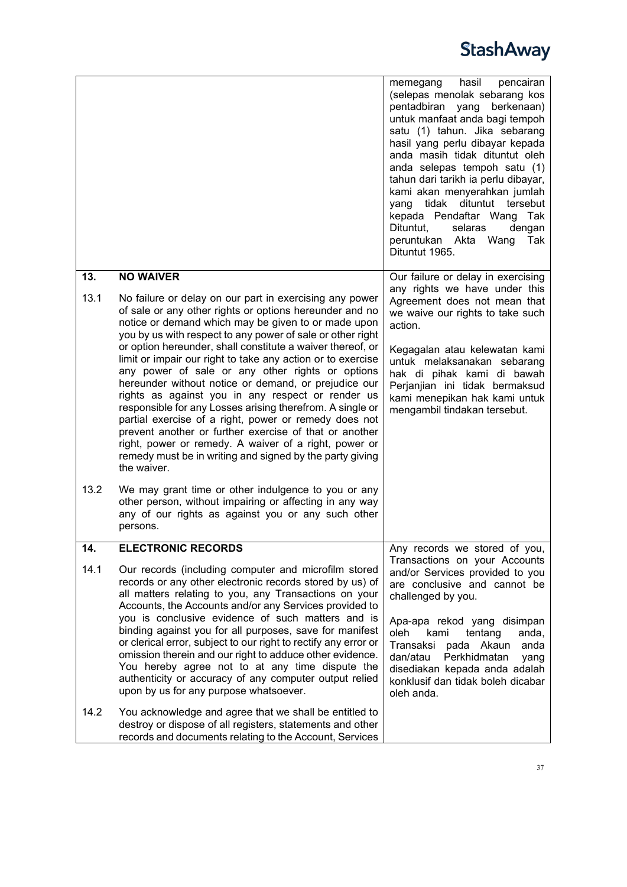| | | |
|---|---|---|
| | | memegang hasil pencairan (selepas menolak sebarang kos pentadbiran yang berkenaan) untuk manfaat anda bagi tempoh satu (1) tahun. Jika sebarang hasil yang perlu dibayar kepada anda masih tidak dituntut oleh anda selepas tempoh satu (1) tahun dari tarikh ia perlu dibayar, kami akan menyerahkan jumlah yang tidak dituntut tersebut kepada Pendaftar Wang Tak Dituntut, selaras dengan peruntukan Akta Wang Tak Dituntut 1965. |
| **13.** | **NO WAIVER** | Our failure or delay in exercising any rights we have under this Agreement does not mean that we waive our rights to take such action.<br><br>Kegagalan atau kelewatan kami untuk melaksanakan sebarang hak di pihak kami di bawah Perjanjian ini tidak bermaksud kami menepikan hak kami untuk mengambil tindakan tersebut. |
| 13.1 | No failure or delay on our part in exercising any power of sale or any other rights or options hereunder and no notice or demand which may be given to or made upon you by us with respect to any power of sale or other right or option hereunder, shall constitute a waiver thereof, or limit or impair our right to take any action or to exercise any power of sale or any other rights or options hereunder without notice or demand, or prejudice our rights as against you in any respect or render us responsible for any Losses arising therefrom. A single or partial exercise of a right, power or remedy does not prevent another or further exercise of that or another right, power or remedy. A waiver of a right, power or remedy must be in writing and signed by the party giving the waiver. | |
| 13.2 | We may grant time or other indulgence to you or any other person, without impairing or affecting in any way any of our rights as against you or any such other persons. | |
| **14.** | **ELECTRONIC RECORDS** | Any records we stored of you, Transactions on your Accounts and/or Services provided to you are conclusive and cannot be challenged by you.<br><br>Apa-apa rekod yang disimpan oleh kami tentang anda, Transaksi pada Akaun anda dan/atau Perkhidmatan yang disediakan kepada anda adalah konklusif dan tidak boleh dicabar oleh anda. |
| 14.1 | Our records (including computer and microfilm stored records or any other electronic records stored by us) of all matters relating to you, any Transactions on your Accounts, the Accounts and/or any Services provided to you is conclusive evidence of such matters and is binding against you for all purposes, save for manifest or clerical error, subject to our right to rectify any error or omission therein and our right to adduce other evidence. You hereby agree not to at any time dispute the authenticity or accuracy of any computer output relied upon by us for any purpose whatsoever. | |
| 14.2 | You acknowledge and agree that we shall be entitled to destroy or dispose of all registers, statements and other records and documents relating to the Account, Services | |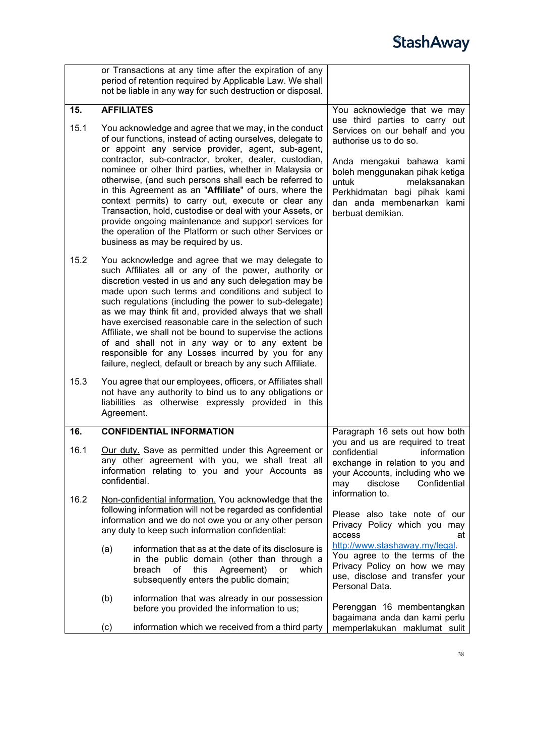| | | |
|---|---|---|
| | or Transactions at any time after the expiration of any period of retention required by Applicable Law. We shall not be liable in any way for such destruction or disposal. | |
| **15.** | **AFFILIATES** | You acknowledge that we may use third parties to carry out Services on our behalf and you authorise us to do so.<br><br>Anda mengakui bahawa kami boleh menggunakan pihak ketiga untuk melaksanakan Perkhidmatan bagi pihak kami dan anda membenarkan kami berbuat demikian. |
| 15.1 | You acknowledge and agree that we may, in the conduct of our functions, instead of acting ourselves, delegate to or appoint any service provider, agent, sub-agent, contractor, sub-contractor, broker, dealer, custodian, nominee or other third parties, whether in Malaysia or otherwise, (and such persons shall each be referred to in this Agreement as an "**Affiliate**" of ours, where the context permits) to carry out, execute or clear any Transaction, hold, custodise or deal with your Assets, or provide ongoing maintenance and support services for the operation of the Platform or such other Services or business as may be required by us. | |
| 15.2 | You acknowledge and agree that we may delegate to such Affiliates all or any of the power, authority or discretion vested in us and any such delegation may be made upon such terms and conditions and subject to such regulations (including the power to sub-delegate) as we may think fit and, provided always that we shall have exercised reasonable care in the selection of such Affiliate, we shall not be bound to supervise the actions of and shall not in any way or to any extent be responsible for any Losses incurred by you for any failure, neglect, default or breach by any such Affiliate. | |
| 15.3 | You agree that our employees, officers, or Affiliates shall not have any authority to bind us to any obligations or liabilities as otherwise expressly provided in this Agreement. | |
| **16.** | **CONFIDENTIAL INFORMATION** | Paragraph 16 sets out how both you and us are required to treat confidential information exchange in relation to you and your Accounts, including who we may disclose Confidential information to.<br><br>Please also take note of our Privacy Policy which you may access at http://www.stashaway.my/legal. You agree to the terms of the Privacy Policy on how we may use, disclose and transfer your Personal Data.<br><br>Perenggan 16 membentangkan bagaimana anda dan kami perlu memperlakukan maklumat sulit |
| 16.1 | Our duty. Save as permitted under this Agreement or any other agreement with you, we shall treat all information relating to you and your Accounts as confidential. | |
| 16.2 | Non-confidential information. You acknowledge that the following information will not be regarded as confidential information and we do not owe you or any other person any duty to keep such information confidential:<br><br>(a) information that as at the date of its disclosure is in the public domain (other than through a breach of this Agreement) or which subsequently enters the public domain;<br><br>(b) information that was already in our possession before you provided the information to us;<br><br>(c) information which we received from a third party | |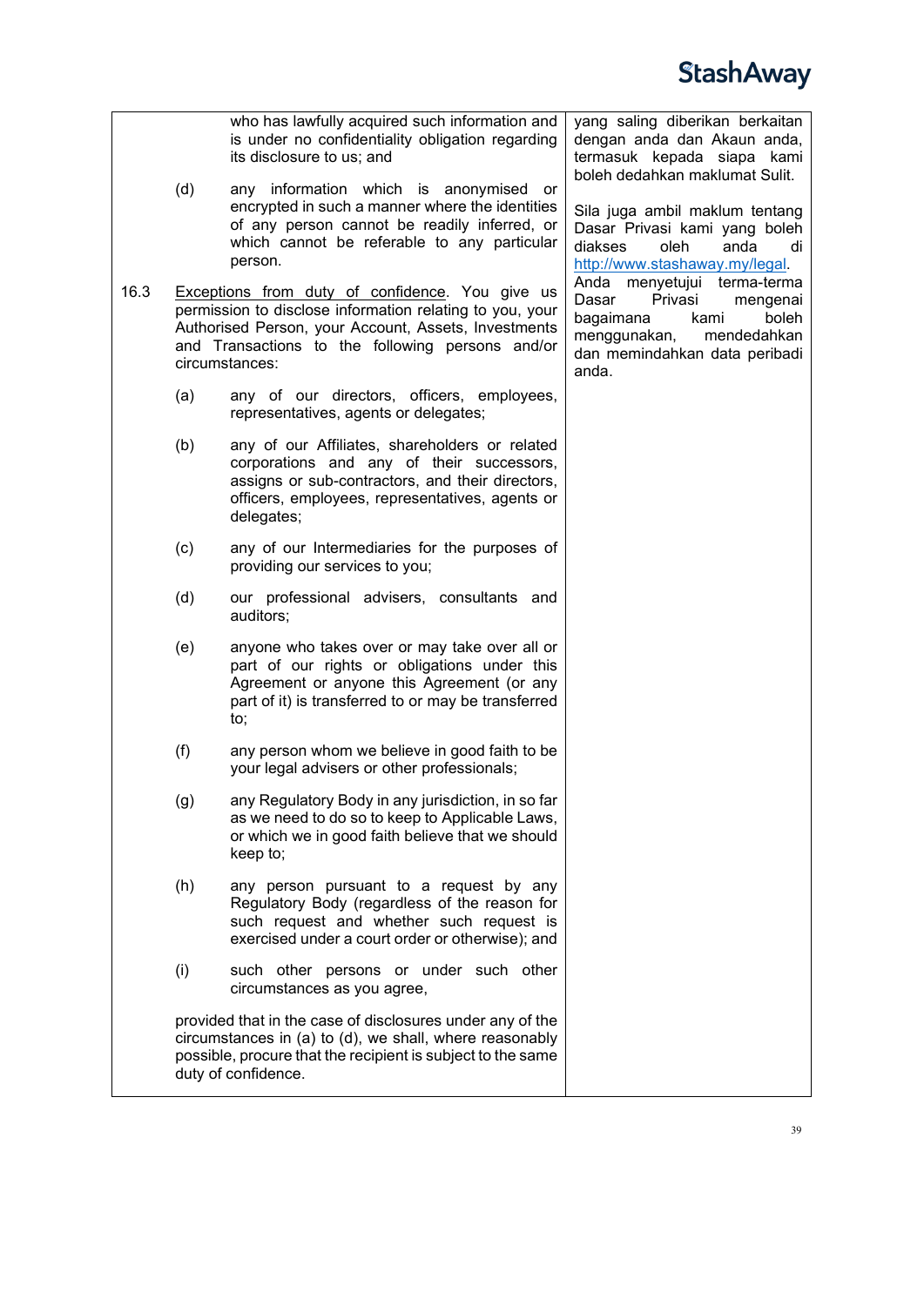who has lawfully acquired such information and is under no confidentiality obligation regarding its disclosure to us; and

(d) any information which is anonymised or encrypted in such a manner where the identities of any person cannot be readily inferred, or which cannot be referable to any particular person.

16.3 Exceptions from duty of confidence. You give us permission to disclose information relating to you, your Authorised Person, your Account, Assets, Investments and Transactions to the following persons and/or circumstances:

(a) any of our directors, officers, employees, representatives, agents or delegates;

(b) any of our Affiliates, shareholders or related corporations and any of their successors, assigns or sub-contractors, and their directors, officers, employees, representatives, agents or delegates;

(c) any of our Intermediaries for the purposes of providing our services to you;

(d) our professional advisers, consultants and auditors;

(e) anyone who takes over or may take over all or part of our rights or obligations under this Agreement or anyone this Agreement (or any part of it) is transferred to or may be transferred to;

(f) any person whom we believe in good faith to be your legal advisers or other professionals;

(g) any Regulatory Body in any jurisdiction, in so far as we need to do so to keep to Applicable Laws, or which we in good faith believe that we should keep to;

(h) any person pursuant to a request by any Regulatory Body (regardless of the reason for such request and whether such request is exercised under a court order or otherwise); and

(i) such other persons or under such other circumstances as you agree,

provided that in the case of disclosures under any of the circumstances in (a) to (d), we shall, where reasonably possible, procure that the recipient is subject to the same duty of confidence.

yang saling diberikan berkaitan dengan anda dan Akaun anda, termasuk kepada siapa kami boleh dedahkan maklumat Sulit.

Sila juga ambil maklum tentang Dasar Privasi kami yang boleh diakses oleh anda di http://www.stashaway.my/legal. Anda menyetujui terma-terma Dasar Privasi mengenai bagaimana kami boleh menggunakan, mendedahkan dan memindahkan data peribadi anda.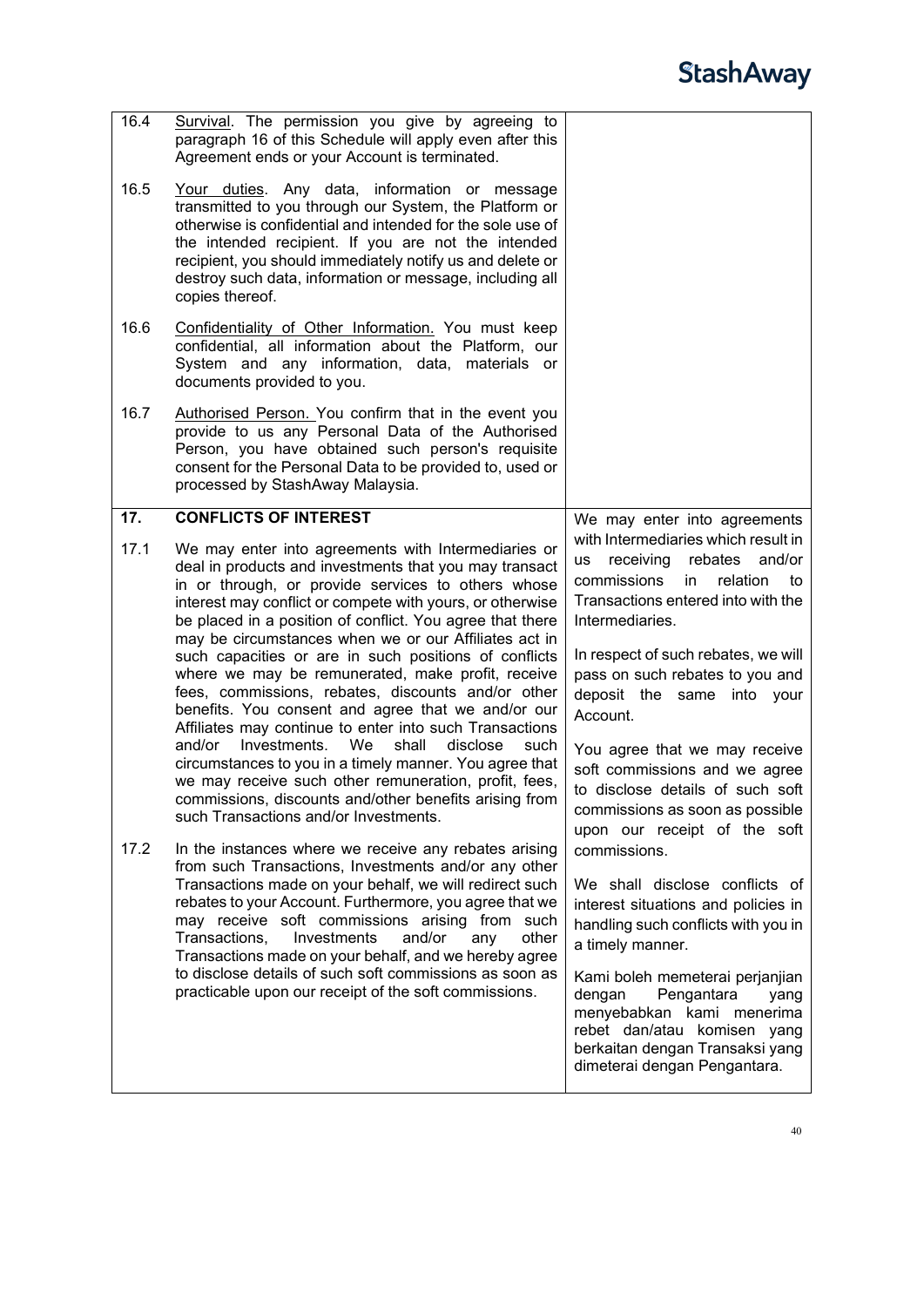| | | |
|---|---|---|
| 16.4 | Survival. The permission you give by agreeing to paragraph 16 of this Schedule will apply even after this Agreement ends or your Account is terminated. | |
| 16.5 | Your duties. Any data, information or message transmitted to you through our System, the Platform or otherwise is confidential and intended for the sole use of the intended recipient. If you are not the intended recipient, you should immediately notify us and delete or destroy such data, information or message, including all copies thereof. | |
| 16.6 | Confidentiality of Other Information. You must keep confidential, all information about the Platform, our System and any information, data, materials or documents provided to you. | |
| 16.7 | Authorised Person. You confirm that in the event you provide to us any Personal Data of the Authorised Person, you have obtained such person's requisite consent for the Personal Data to be provided to, used or processed by StashAway Malaysia. | |
| **17.** | **CONFLICTS OF INTEREST** | We may enter into agreements with Intermediaries which result in us receiving rebates and/or commissions in relation to Transactions entered into with the Intermediaries.<br><br>In respect of such rebates, we will pass on such rebates to you and deposit the same into your Account.<br><br>You agree that we may receive soft commissions and we agree to disclose details of such soft commissions as soon as possible upon our receipt of the soft commissions.<br><br>We shall disclose conflicts of interest situations and policies in handling such conflicts with you in a timely manner.<br><br>Kami boleh memeterai perjanjian dengan Pengantara yang menyebabkan kami menerima rebet dan/atau komisen yang berkaitan dengan Transaksi yang dimeterai dengan Pengantara. |
| 17.1 | We may enter into agreements with Intermediaries or deal in products and investments that you may transact in or through, or provide services to others whose interest may conflict or compete with yours, or otherwise be placed in a position of conflict. You agree that there may be circumstances when we or our Affiliates act in such capacities or are in such positions of conflicts where we may be remunerated, make profit, receive fees, commissions, rebates, discounts and/or other benefits. You consent and agree that we and/or our Affiliates may continue to enter into such Transactions and/or Investments. We shall disclose such circumstances to you in a timely manner. You agree that we may receive such other remuneration, profit, fees, commissions, discounts and/other benefits arising from such Transactions and/or Investments. | |
| 17.2 | In the instances where we receive any rebates arising from such Transactions, Investments and/or any other Transactions made on your behalf, we will redirect such rebates to your Account. Furthermore, you agree that we may receive soft commissions arising from such Transactions, Investments and/or any other Transactions made on your behalf, and we hereby agree to disclose details of such soft commissions as soon as practicable upon our receipt of the soft commissions. | |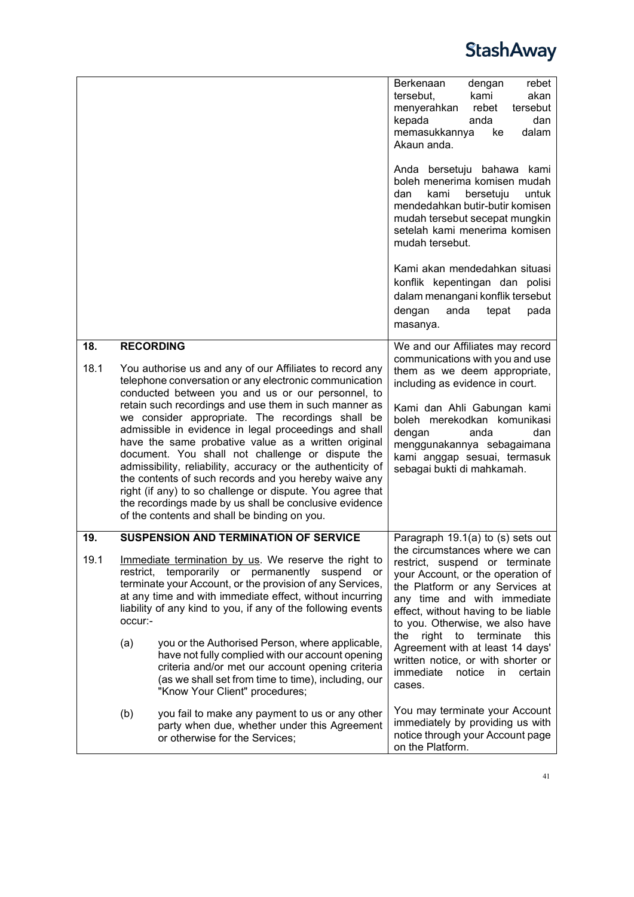| | |
|---|---|
| | Berkenaan dengan rebet tersebut, kami akan menyerahkan rebet tersebut kepada anda dan memasukkannya ke dalam Akaun anda.<br><br>Anda bersetuju bahawa kami boleh menerima komisen mudah dan kami bersetuju untuk mendedahkan butir-butir komisen mudah tersebut secepat mungkin setelah kami menerima komisen mudah tersebut.<br><br>Kami akan mendedahkan situasi konflik kepentingan dan polisi dalam menangani konflik tersebut dengan anda tepat pada masanya. |
| **18. RECORDING**<br><br>18.1 You authorise us and any of our Affiliates to record any telephone conversation or any electronic communication conducted between you and us or our personnel, to retain such recordings and use them in such manner as we consider appropriate. The recordings shall be admissible in evidence in legal proceedings and shall have the same probative value as a written original document. You shall not challenge or dispute the admissibility, reliability, accuracy or the authenticity of the contents of such records and you hereby waive any right (if any) to so challenge or dispute. You agree that the recordings made by us shall be conclusive evidence of the contents and shall be binding on you. | We and our Affiliates may record communications with you and use them as we deem appropriate, including as evidence in court.<br><br>Kami dan Ahli Gabungan kami boleh merekodkan komunikasi dengan anda dan menggunakannya sebagaimana kami anggap sesuai, termasuk sebagai bukti di mahkamah. |
| **19. SUSPENSION AND TERMINATION OF SERVICE**<br><br>19.1 Immediate termination by us. We reserve the right to restrict, temporarily or permanently suspend or terminate your Account, or the provision of any Services, at any time and with immediate effect, without incurring liability of any kind to you, if any of the following events occur:-<br><br>(a) you or the Authorised Person, where applicable, have not fully complied with our account opening criteria and/or met our account opening criteria (as we shall set from time to time), including, our "Know Your Client" procedures;<br><br>(b) you fail to make any payment to us or any other party when due, whether under this Agreement or otherwise for the Services; | Paragraph 19.1(a) to (s) sets out the circumstances where we can restrict, suspend or terminate your Account, or the operation of the Platform or any Services at any time and with immediate effect, without having to be liable to you. Otherwise, we also have the right to terminate this Agreement with at least 14 days' written notice, or with shorter or immediate notice in certain cases.<br><br>You may terminate your Account immediately by providing us with notice through your Account page on the Platform. |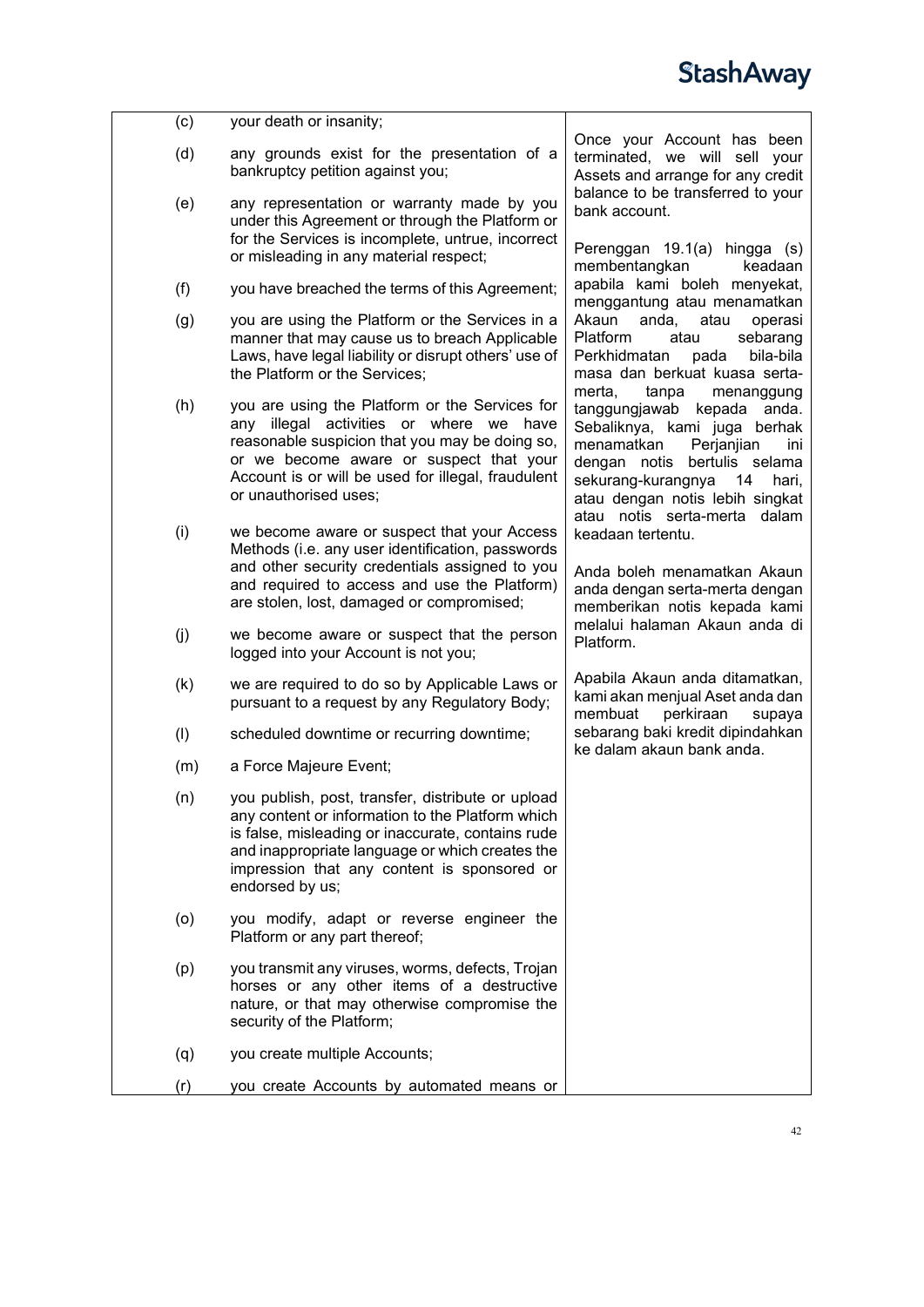| | |
|---|---|
| (c) your death or insanity;<br><br>(d) any grounds exist for the presentation of a bankruptcy petition against you;<br><br>(e) any representation or warranty made by you under this Agreement or through the Platform or for the Services is incomplete, untrue, incorrect or misleading in any material respect;<br><br>(f) you have breached the terms of this Agreement;<br><br>(g) you are using the Platform or the Services in a manner that may cause us to breach Applicable Laws, have legal liability or disrupt others' use of the Platform or the Services;<br><br>(h) you are using the Platform or the Services for any illegal activities or where we have reasonable suspicion that you may be doing so, or we become aware or suspect that your Account is or will be used for illegal, fraudulent or unauthorised uses;<br><br>(i) we become aware or suspect that your Access Methods (i.e. any user identification, passwords and other security credentials assigned to you and required to access and use the Platform) are stolen, lost, damaged or compromised;<br><br>(j) we become aware or suspect that the person logged into your Account is not you;<br><br>(k) we are required to do so by Applicable Laws or pursuant to a request by any Regulatory Body;<br><br>(l) scheduled downtime or recurring downtime;<br><br>(m) a Force Majeure Event;<br><br>(n) you publish, post, transfer, distribute or upload any content or information to the Platform which is false, misleading or inaccurate, contains rude and inappropriate language or which creates the impression that any content is sponsored or endorsed by us;<br><br>(o) you modify, adapt or reverse engineer the Platform or any part thereof;<br><br>(p) you transmit any viruses, worms, defects, Trojan horses or any other items of a destructive nature, or that may otherwise compromise the security of the Platform;<br><br>(q) you create multiple Accounts;<br><br>(r) you create Accounts by automated means or | Once your Account has been terminated, we will sell your Assets and arrange for any credit balance to be transferred to your bank account.<br><br>Perenggan 19.1(a) hingga (s) membentangkan keadaan apabila kami boleh menyekat, menggantung atau menamatkan Akaun anda, atau operasi Platform atau sebarang Perkhidmatan pada bila-bila masa dan berkuat kuasa serta-merta, tanpa menanggung tanggungjawab kepada anda. Sebaliknya, kami juga berhak menamatkan Perjanjian ini dengan notis bertulis selama sekurang-kurangnya 14 hari, atau dengan notis lebih singkat atau notis serta-merta dalam keadaan tertentu.<br><br>Anda boleh menamatkan Akaun anda dengan serta-merta dengan memberikan notis kepada kami melalui halaman Akaun anda di Platform.<br><br>Apabila Akaun anda ditamatkan, kami akan menjual Aset anda dan membuat perkiraan supaya sebarang baki kredit dipindahkan ke dalam akaun bank anda. |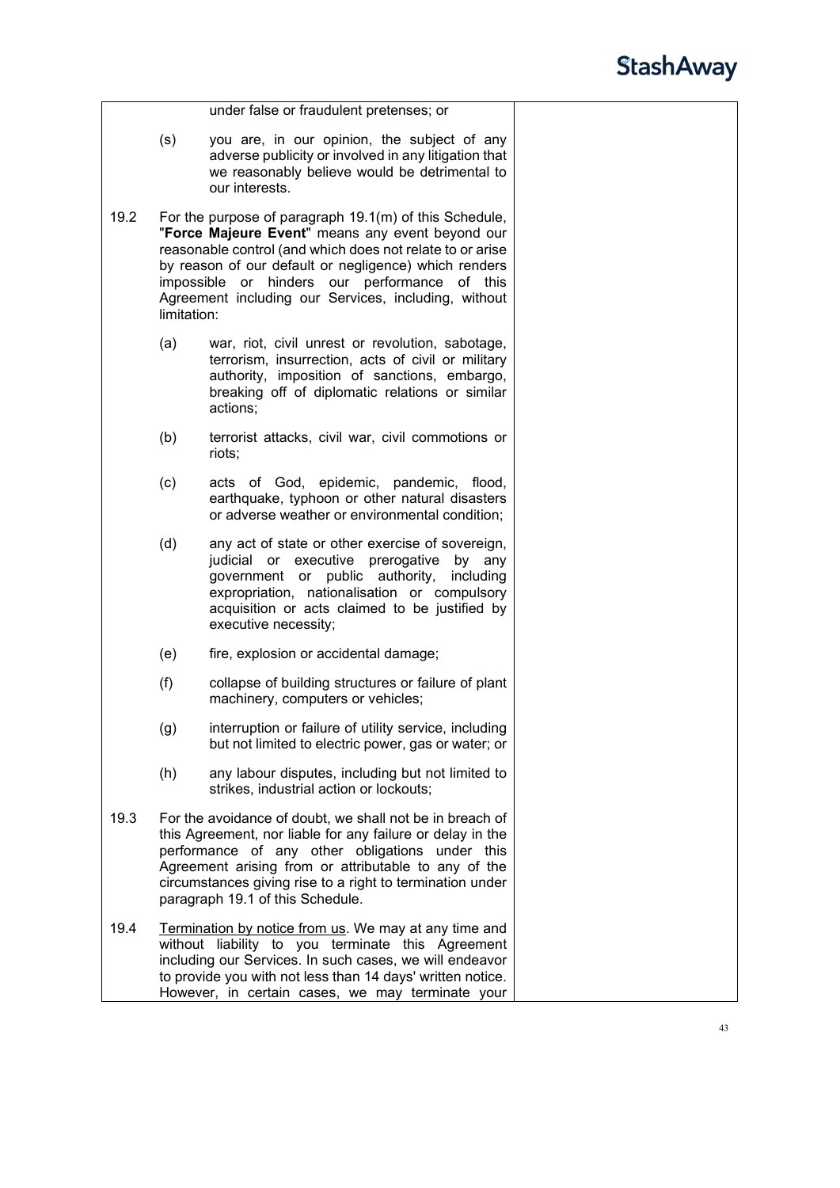under false or fraudulent pretenses; or

(s) you are, in our opinion, the subject of any adverse publicity or involved in any litigation that we reasonably believe would be detrimental to our interests.

19.2 For the purpose of paragraph 19.1(m) of this Schedule, "**Force Majeure Event**" means any event beyond our reasonable control (and which does not relate to or arise by reason of our default or negligence) which renders impossible or hinders our performance of this Agreement including our Services, including, without limitation:

(a) war, riot, civil unrest or revolution, sabotage, terrorism, insurrection, acts of civil or military authority, imposition of sanctions, embargo, breaking off of diplomatic relations or similar actions;

(b) terrorist attacks, civil war, civil commotions or riots;

(c) acts of God, epidemic, pandemic, flood, earthquake, typhoon or other natural disasters or adverse weather or environmental condition;

(d) any act of state or other exercise of sovereign, judicial or executive prerogative by any government or public authority, including expropriation, nationalisation or compulsory acquisition or acts claimed to be justified by executive necessity;

(e) fire, explosion or accidental damage;

(f) collapse of building structures or failure of plant machinery, computers or vehicles;

(g) interruption or failure of utility service, including but not limited to electric power, gas or water; or

(h) any labour disputes, including but not limited to strikes, industrial action or lockouts;

19.3 For the avoidance of doubt, we shall not be in breach of this Agreement, nor liable for any failure or delay in the performance of any other obligations under this Agreement arising from or attributable to any of the circumstances giving rise to a right to termination under paragraph 19.1 of this Schedule.

19.4 Termination by notice from us. We may at any time and without liability to you terminate this Agreement including our Services. In such cases, we will endeavor to provide you with not less than 14 days' written notice. However, in certain cases, we may terminate your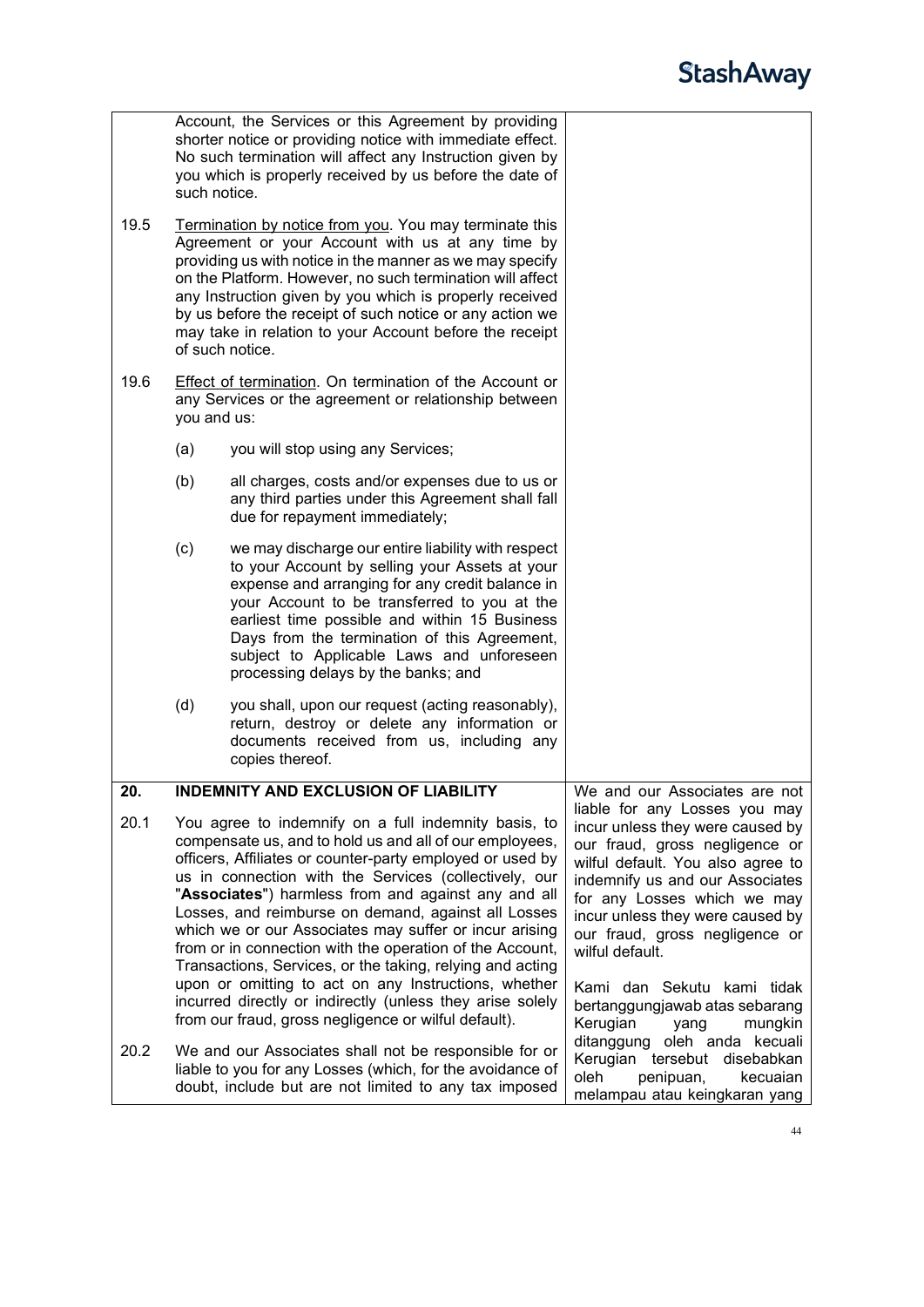Account, the Services or this Agreement by providing shorter notice or providing notice with immediate effect. No such termination will affect any Instruction given by you which is properly received by us before the date of such notice.

19.5 Termination by notice from you. You may terminate this Agreement or your Account with us at any time by providing us with notice in the manner as we may specify on the Platform. However, no such termination will affect any Instruction given by you which is properly received by us before the receipt of such notice or any action we may take in relation to your Account before the receipt of such notice.

19.6 Effect of termination. On termination of the Account or any Services or the agreement or relationship between you and us:

(a) you will stop using any Services;

(b) all charges, costs and/or expenses due to us or any third parties under this Agreement shall fall due for repayment immediately;

(c) we may discharge our entire liability with respect to your Account by selling your Assets at your expense and arranging for any credit balance in your Account to be transferred to you at the earliest time possible and within 15 Business Days from the termination of this Agreement, subject to Applicable Laws and unforeseen processing delays by the banks; and

(d) you shall, upon our request (acting reasonably), return, destroy or delete any information or documents received from us, including any copies thereof.

## 20. INDEMNITY AND EXCLUSION OF LIABILITY

20.1 You agree to indemnify on a full indemnity basis, to compensate us, and to hold us and all of our employees, officers, Affiliates or counter-party employed or used by us in connection with the Services (collectively, our "**Associates**") harmless from and against any and all Losses, and reimburse on demand, against all Losses which we or our Associates may suffer or incur arising from or in connection with the operation of the Account, Transactions, Services, or the taking, relying and acting upon or omitting to act on any Instructions, whether incurred directly or indirectly (unless they arise solely from our fraud, gross negligence or wilful default).

20.2 We and our Associates shall not be responsible for or liable to you for any Losses (which, for the avoidance of doubt, include but are not limited to any tax imposed

We and our Associates are not liable for any Losses you may incur unless they were caused by our fraud, gross negligence or wilful default. You also agree to indemnify us and our Associates for any Losses which we may incur unless they were caused by our fraud, gross negligence or wilful default.

Kami dan Sekutu kami tidak bertanggungjawab atas sebarang Kerugian yang mungkin ditanggung oleh anda kecuali Kerugian tersebut disebabkan oleh penipuan, kecuaian melampau atau keingkaran yang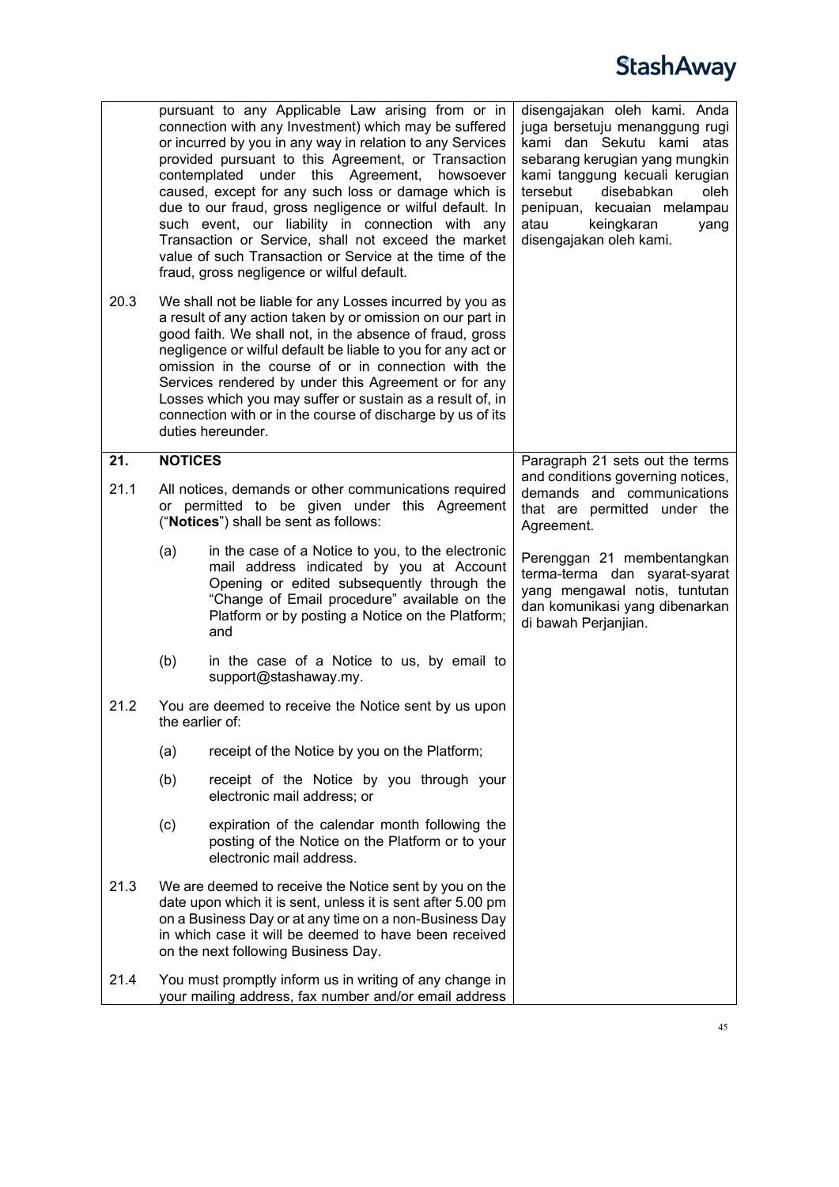| | | |
|---|---|---|
| | pursuant to any Applicable Law arising from or in connection with any Investment) which may be suffered or incurred by you in any way in relation to any Services provided pursuant to this Agreement, or Transaction contemplated under this Agreement, howsoever caused, except for any such loss or damage which is due to our fraud, gross negligence or wilful default. In such event, our liability in connection with any Transaction or Service, shall not exceed the market value of such Transaction or Service at the time of the fraud, gross negligence or wilful default. | disengajakan oleh kami. Anda juga bersetuju menanggung rugi kami dan Sekutu kami atas sebarang kerugian yang mungkin kami tanggung kecuali kerugian tersebut disebabkan oleh penipuan, kecuaian melampau atau keingkaran yang disengajakan oleh kami. |
| 20.3 | We shall not be liable for any Losses incurred by you as a result of any action taken by or omission on our part in good faith. We shall not, in the absence of fraud, gross negligence or wilful default be liable to you for any act or omission in the course of or in connection with the Services rendered by under this Agreement or for any Losses which you may suffer or sustain as a result of, in connection with or in the course of discharge by us of its duties hereunder. | |
| **21.** | **NOTICES** | Paragraph 21 sets out the terms and conditions governing notices, demands and communications that are permitted under the Agreement.<br><br>Perenggan 21 membentangkan terma-terma dan syarat-syarat yang mengawal notis, tuntutan dan komunikasi yang dibenarkan di bawah Perjanjian. |
| 21.1 | All notices, demands or other communications required or permitted to be given under this Agreement ("**Notices**") shall be sent as follows:<br><br>(a) in the case of a Notice to you, to the electronic mail address indicated by you at Account Opening or edited subsequently through the "Change of Email procedure" available on the Platform or by posting a Notice on the Platform; and<br><br>(b) in the case of a Notice to us, by email to support@stashaway.my. | |
| 21.2 | You are deemed to receive the Notice sent by us upon the earlier of:<br><br>(a) receipt of the Notice by you on the Platform;<br><br>(b) receipt of the Notice by you through your electronic mail address; or<br><br>(c) expiration of the calendar month following the posting of the Notice on the Platform or to your electronic mail address. | |
| 21.3 | We are deemed to receive the Notice sent by you on the date upon which it is sent, unless it is sent after 5.00 pm on a Business Day or at any time on a non-Business Day in which case it will be deemed to have been received on the next following Business Day. | |
| 21.4 | You must promptly inform us in writing of any change in your mailing address, fax number and/or email address | |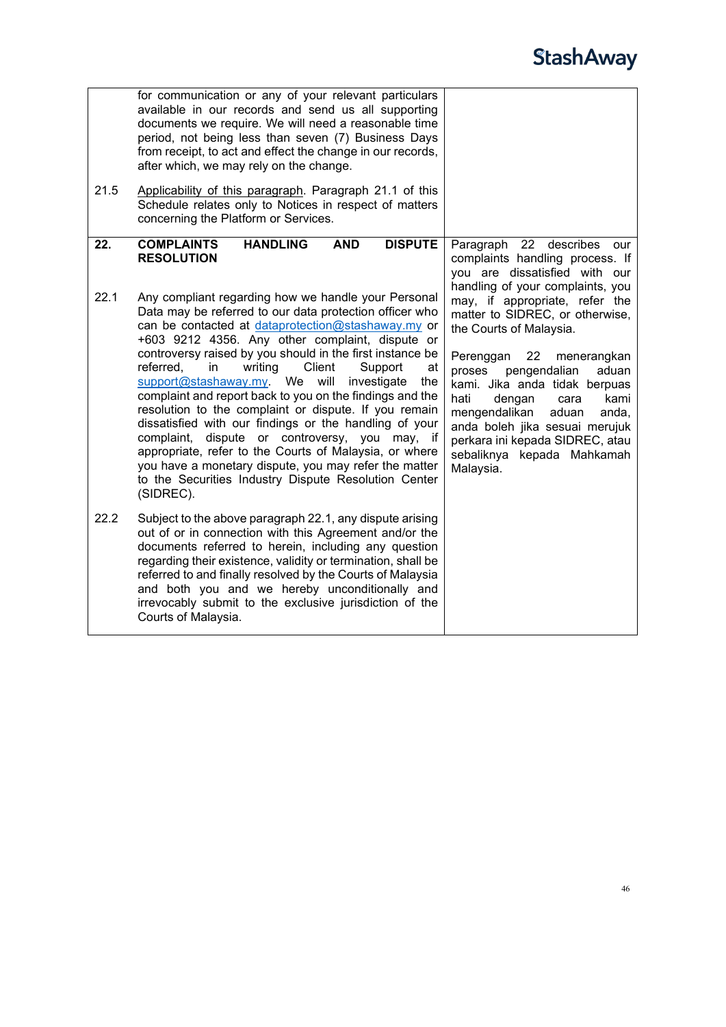| | | |
|---|---|---|
| | for communication or any of your relevant particulars available in our records and send us all supporting documents we require. We will need a reasonable time period, not being less than seven (7) Business Days from receipt, to act and effect the change in our records, after which, we may rely on the change. | |
| 21.5 | Applicability of this paragraph. Paragraph 21.1 of this Schedule relates only to Notices in respect of matters concerning the Platform or Services. | |
| **22.** | **COMPLAINTS HANDLING AND DISPUTE RESOLUTION** | Paragraph 22 describes our complaints handling process. If you are dissatisfied with our handling of your complaints, you may, if appropriate, refer the matter to SIDREC, or otherwise, the Courts of Malaysia.<br><br>Perenggan 22 menerangkan proses pengendalian aduan kami. Jika anda tidak berpuas hati dengan cara kami mengendalikan aduan anda, anda boleh jika sesuai merujuk perkara ini kepada SIDREC, atau sebaliknya kepada Mahkamah Malaysia. |
| 22.1 | Any compliant regarding how we handle your Personal Data may be referred to our data protection officer who can be contacted at dataprotection@stashaway.my or +603 9212 4356. Any other complaint, dispute or controversy raised by you should in the first instance be referred, in writing Client Support at support@stashaway.my. We will investigate the complaint and report back to you on the findings and the resolution to the complaint or dispute. If you remain dissatisfied with our findings or the handling of your complaint, dispute or controversy, you may, if appropriate, refer to the Courts of Malaysia, or where you have a monetary dispute, you may refer the matter to the Securities Industry Dispute Resolution Center (SIDREC). | |
| 22.2 | Subject to the above paragraph 22.1, any dispute arising out of or in connection with this Agreement and/or the documents referred to herein, including any question regarding their existence, validity or termination, shall be referred to and finally resolved by the Courts of Malaysia and both you and we hereby unconditionally and irrevocably submit to the exclusive jurisdiction of the Courts of Malaysia. | |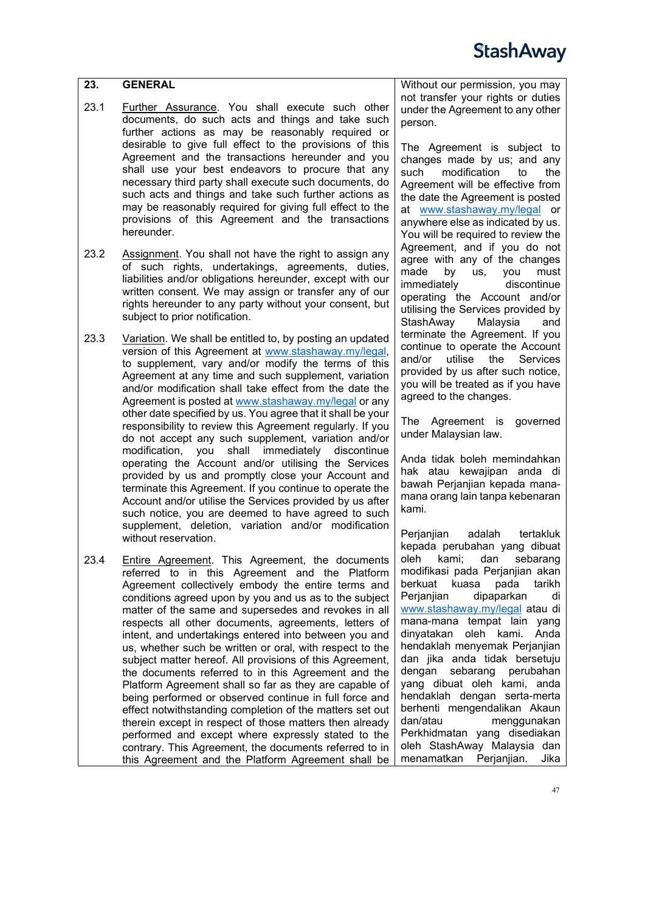| **23.** | **GENERAL** | Without our permission, you may not transfer your rights or duties under the Agreement to any other person. |
|---|---|---|
| 23.1 | Further Assurance. You shall execute such other documents, do such acts and things and take such further actions as may be reasonably required or desirable to give full effect to the provisions of this Agreement and the transactions hereunder and you shall use your best endeavors to procure that any necessary third party shall execute such documents, do such acts and things and take such further actions as may be reasonably required for giving full effect to the provisions of this Agreement and the transactions hereunder. | The Agreement is subject to changes made by us; and any such modification to the Agreement will be effective from the date the Agreement is posted at www.stashaway.my/legal or anywhere else as indicated by us. You will be required to review the Agreement, and if you do not agree with any of the changes made by us, you must immediately discontinue operating the Account and/or utilising the Services provided by StashAway Malaysia and terminate the Agreement. If you continue to operate the Account and/or utilise the Services provided by us after such notice, you will be treated as if you have agreed to the changes. |
| 23.2 | Assignment. You shall not have the right to assign any of such rights, undertakings, agreements, duties, liabilities and/or obligations hereunder, except with our written consent. We may assign or transfer any of our rights hereunder to any party without your consent, but subject to prior notification. | The Agreement is governed under Malaysian law. |
| 23.3 | Variation. We shall be entitled to, by posting an updated version of this Agreement at www.stashaway.my/legal, to supplement, vary and/or modify the terms of this Agreement at any time and such supplement, variation and/or modification shall take effect from the date the Agreement is posted at www.stashaway.my/legal or any other date specified by us. You agree that it shall be your responsibility to review this Agreement regularly. If you do not accept any such supplement, variation and/or modification, you shall immediately discontinue operating the Account and/or utilising the Services provided by us and promptly close your Account and terminate this Agreement. If you continue to operate the Account and/or utilise the Services provided by us after such notice, you are deemed to have agreed to such supplement, deletion, variation and/or modification without reservation. | Anda tidak boleh memindahkan hak atau kewajipan anda di bawah Perjanjian kepada mana-mana orang lain tanpa kebenaran kami. |
| 23.4 | Entire Agreement. This Agreement, the documents referred to in this Agreement and the Platform Agreement collectively embody the entire terms and conditions agreed upon by you and us as to the subject matter of the same and supersedes and revokes in all respects all other documents, agreements, letters of intent, and undertakings entered into between you and us, whether such be written or oral, with respect to the subject matter hereof. All provisions of this Agreement, the documents referred to in this Agreement and the Platform Agreement shall so far as they are capable of being performed or observed continue in full force and effect notwithstanding completion of the matters set out therein except in respect of those matters then already performed and except where expressly stated to the contrary. This Agreement, the documents referred to in this Agreement and the Platform Agreement shall be | Perjanjian adalah tertakluk kepada perubahan yang dibuat oleh kami; dan sebarang modifikasi pada Perjanjian akan berkuat kuasa pada tarikh Perjanjian dipaparkan di www.stashaway.my/legal atau di mana-mana tempat lain yang dinyatakan oleh kami. Anda hendaklah menyemak Perjanjian dan jika anda tidak bersetuju dengan sebarang perubahan yang dibuat oleh kami, anda hendaklah dengan serta-merta berhenti mengendalikan Akaun dan/atau menggunakan Perkhidmatan yang disediakan oleh StashAway Malaysia dan menamatkan Perjanjian. Jika |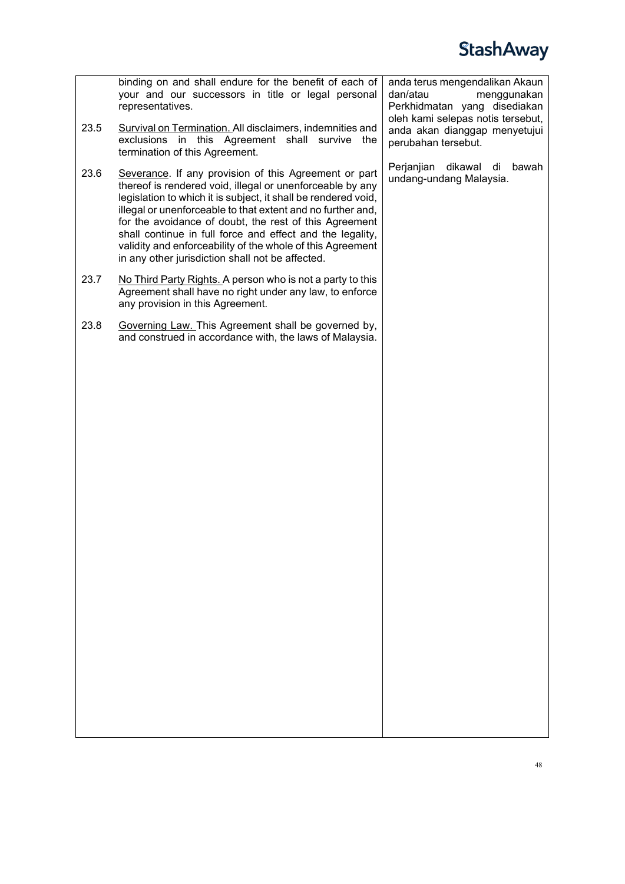| | English | Bahasa Malaysia |
|---|---|---|
| | binding on and shall endure for the benefit of each of your and our successors in title or legal personal representatives. | anda terus mengendalikan Akaun dan/atau menggunakan Perkhidmatan yang disediakan oleh kami selepas notis tersebut, anda akan dianggap menyetujui perubahan tersebut. |
| 23.5 | Survival on Termination. All disclaimers, indemnities and exclusions in this Agreement shall survive the termination of this Agreement. | Perjanjian dikawal di bawah undang-undang Malaysia. |
| 23.6 | Severance. If any provision of this Agreement or part thereof is rendered void, illegal or unenforceable by any legislation to which it is subject, it shall be rendered void, illegal or unenforceable to that extent and no further and, for the avoidance of doubt, the rest of this Agreement shall continue in full force and effect and the legality, validity and enforceability of the whole of this Agreement in any other jurisdiction shall not be affected. | |
| 23.7 | No Third Party Rights. A person who is not a party to this Agreement shall have no right under any law, to enforce any provision in this Agreement. | |
| 23.8 | Governing Law. This Agreement shall be governed by, and construed in accordance with, the laws of Malaysia. | |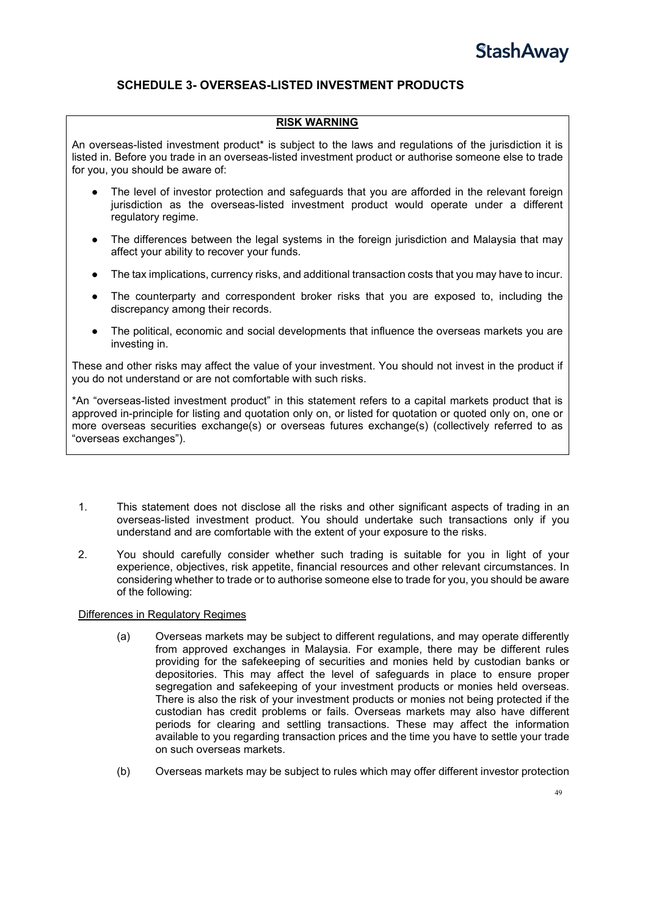## SCHEDULE 3- OVERSEAS-LISTED INVESTMENT PRODUCTS

**RISK WARNING**

An overseas-listed investment product* is subject to the laws and regulations of the jurisdiction it is listed in. Before you trade in an overseas-listed investment product or authorise someone else to trade for you, you should be aware of:

- The level of investor protection and safeguards that you are afforded in the relevant foreign jurisdiction as the overseas-listed investment product would operate under a different regulatory regime.
- The differences between the legal systems in the foreign jurisdiction and Malaysia that may affect your ability to recover your funds.
- The tax implications, currency risks, and additional transaction costs that you may have to incur.
- The counterparty and correspondent broker risks that you are exposed to, including the discrepancy among their records.
- The political, economic and social developments that influence the overseas markets you are investing in.

These and other risks may affect the value of your investment. You should not invest in the product if you do not understand or are not comfortable with such risks.

*An "overseas-listed investment product" in this statement refers to a capital markets product that is approved in-principle for listing and quotation only on, or listed for quotation or quoted only on, one or more overseas securities exchange(s) or overseas futures exchange(s) (collectively referred to as "overseas exchanges").

1. This statement does not disclose all the risks and other significant aspects of trading in an overseas-listed investment product. You should undertake such transactions only if you understand and are comfortable with the extent of your exposure to the risks.

2. You should carefully consider whether such trading is suitable for you in light of your experience, objectives, risk appetite, financial resources and other relevant circumstances. In considering whether to trade or to authorise someone else to trade for you, you should be aware of the following:

<u>Differences in Regulatory Regimes</u>

(a) Overseas markets may be subject to different regulations, and may operate differently from approved exchanges in Malaysia. For example, there may be different rules providing for the safekeeping of securities and monies held by custodian banks or depositories. This may affect the level of safeguards in place to ensure proper segregation and safekeeping of your investment products or monies held overseas. There is also the risk of your investment products or monies not being protected if the custodian has credit problems or fails. Overseas markets may also have different periods for clearing and settling transactions. These may affect the information available to you regarding transaction prices and the time you have to settle your trade on such overseas markets.

(b) Overseas markets may be subject to rules which may offer different investor protection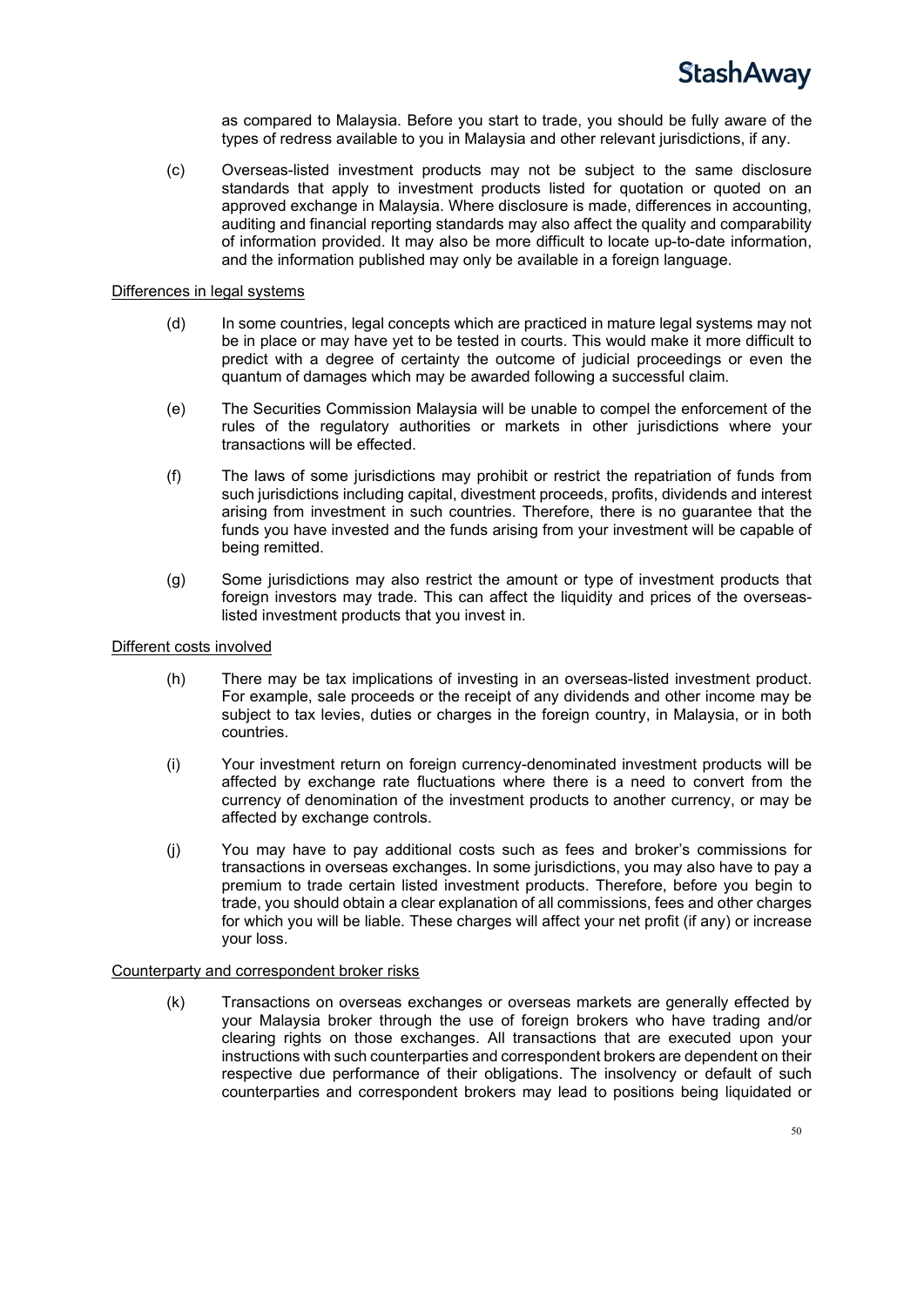as compared to Malaysia. Before you start to trade, you should be fully aware of the types of redress available to you in Malaysia and other relevant jurisdictions, if any.

(c) Overseas-listed investment products may not be subject to the same disclosure standards that apply to investment products listed for quotation or quoted on an approved exchange in Malaysia. Where disclosure is made, differences in accounting, auditing and financial reporting standards may also affect the quality and comparability of information provided. It may also be more difficult to locate up-to-date information, and the information published may only be available in a foreign language.

<u>Differences in legal systems</u>

(d) In some countries, legal concepts which are practiced in mature legal systems may not be in place or may have yet to be tested in courts. This would make it more difficult to predict with a degree of certainty the outcome of judicial proceedings or even the quantum of damages which may be awarded following a successful claim.

(e) The Securities Commission Malaysia will be unable to compel the enforcement of the rules of the regulatory authorities or markets in other jurisdictions where your transactions will be effected.

(f) The laws of some jurisdictions may prohibit or restrict the repatriation of funds from such jurisdictions including capital, divestment proceeds, profits, dividends and interest arising from investment in such countries. Therefore, there is no guarantee that the funds you have invested and the funds arising from your investment will be capable of being remitted.

(g) Some jurisdictions may also restrict the amount or type of investment products that foreign investors may trade. This can affect the liquidity and prices of the overseas-listed investment products that you invest in.

<u>Different costs involved</u>

(h) There may be tax implications of investing in an overseas-listed investment product. For example, sale proceeds or the receipt of any dividends and other income may be subject to tax levies, duties or charges in the foreign country, in Malaysia, or in both countries.

(i) Your investment return on foreign currency-denominated investment products will be affected by exchange rate fluctuations where there is a need to convert from the currency of denomination of the investment products to another currency, or may be affected by exchange controls.

(j) You may have to pay additional costs such as fees and broker's commissions for transactions in overseas exchanges. In some jurisdictions, you may also have to pay a premium to trade certain listed investment products. Therefore, before you begin to trade, you should obtain a clear explanation of all commissions, fees and other charges for which you will be liable. These charges will affect your net profit (if any) or increase your loss.

<u>Counterparty and correspondent broker risks</u>

(k) Transactions on overseas exchanges or overseas markets are generally effected by your Malaysia broker through the use of foreign brokers who have trading and/or clearing rights on those exchanges. All transactions that are executed upon your instructions with such counterparties and correspondent brokers are dependent on their respective due performance of their obligations. The insolvency or default of such counterparties and correspondent brokers may lead to positions being liquidated or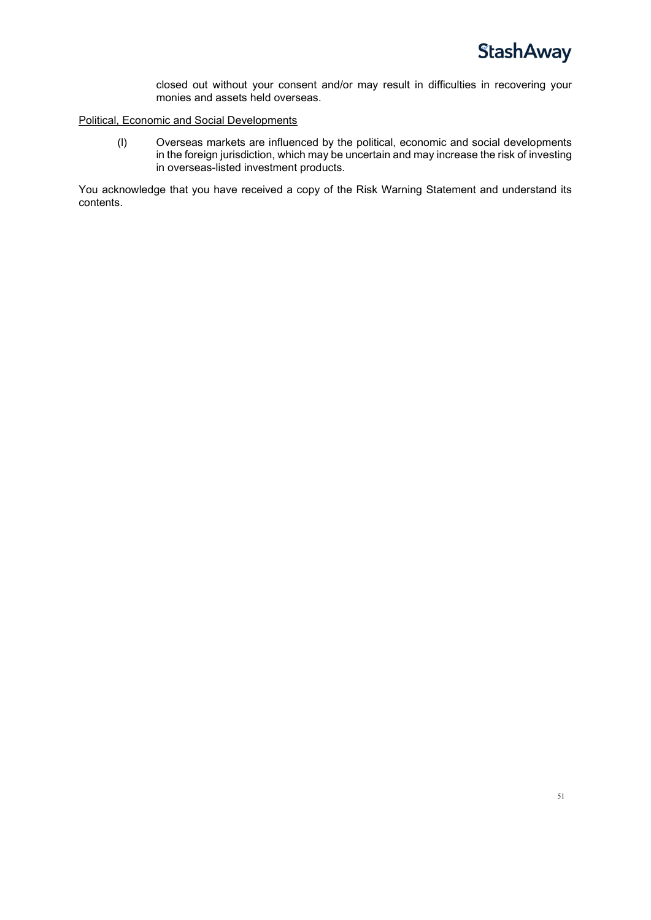closed out without your consent and/or may result in difficulties in recovering your monies and assets held overseas.

<u>Political, Economic and Social Developments</u>

(l) Overseas markets are influenced by the political, economic and social developments in the foreign jurisdiction, which may be uncertain and may increase the risk of investing in overseas-listed investment products.

You acknowledge that you have received a copy of the Risk Warning Statement and understand its contents.